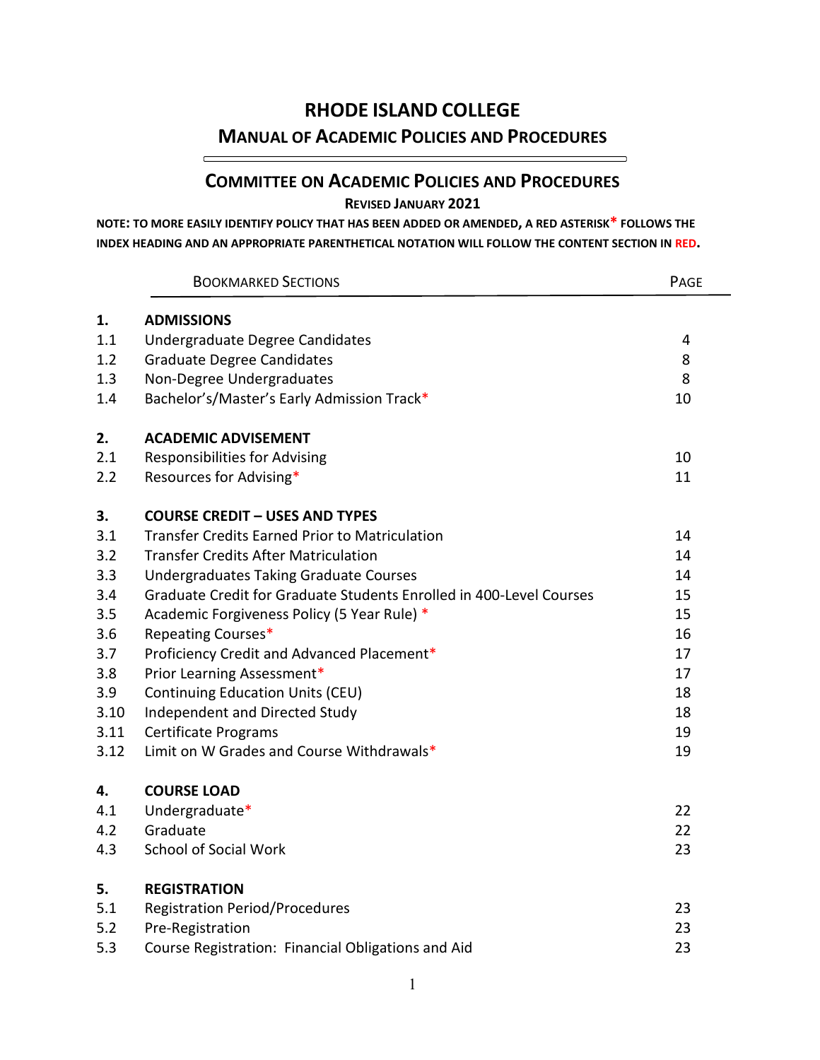# RHODE ISLAND COLLEGE

## MANUAL OF ACADEMIC POLICIES AND PROCEDURES

## COMMITTEE ON ACADEMIC POLICIES AND PROCEDURES

**REVISED JANUARY 2021**

**NOTE: TO MORE EASILY IDENTIFY POLICY THAT HAS BEEN ADDED OR AMENDED, A RED ASTERISK* FOLLOWS THE INDEX HEADING AND AN APPROPRIATE PARENTHETICAL NOTATION WILL FOLLOW THE CONTENT SECTION IN RED.**

| | BOOKMARKED SECTIONS | PAGE |
|---|---|---|
| **1.** | **ADMISSIONS** | |
| 1.1 | Undergraduate Degree Candidates | 4 |
| 1.2 | Graduate Degree Candidates | 8 |
| 1.3 | Non-Degree Undergraduates | 8 |
| 1.4 | Bachelor's/Master's Early Admission Track* | 10 |
| **2.** | **ACADEMIC ADVISEMENT** | |
| 2.1 | Responsibilities for Advising | 10 |
| 2.2 | Resources for Advising* | 11 |
| **3.** | **COURSE CREDIT – USES AND TYPES** | |
| 3.1 | Transfer Credits Earned Prior to Matriculation | 14 |
| 3.2 | Transfer Credits After Matriculation | 14 |
| 3.3 | Undergraduates Taking Graduate Courses | 14 |
| 3.4 | Graduate Credit for Graduate Students Enrolled in 400-Level Courses | 15 |
| 3.5 | Academic Forgiveness Policy (5 Year Rule) * | 15 |
| 3.6 | Repeating Courses* | 16 |
| 3.7 | Proficiency Credit and Advanced Placement* | 17 |
| 3.8 | Prior Learning Assessment* | 17 |
| 3.9 | Continuing Education Units (CEU) | 18 |
| 3.10 | Independent and Directed Study | 18 |
| 3.11 | Certificate Programs | 19 |
| 3.12 | Limit on W Grades and Course Withdrawals* | 19 |
| **4.** | **COURSE LOAD** | |
| 4.1 | Undergraduate* | 22 |
| 4.2 | Graduate | 22 |
| 4.3 | School of Social Work | 23 |
| **5.** | **REGISTRATION** | |
| 5.1 | Registration Period/Procedures | 23 |
| 5.2 | Pre-Registration | 23 |
| 5.3 | Course Registration: Financial Obligations and Aid | 23 |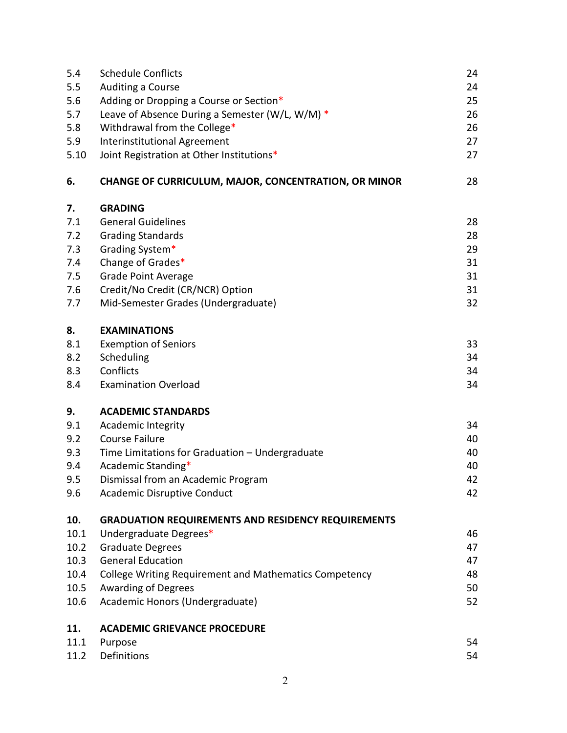| | | |
|---|---|---|
| 5.4 | Schedule Conflicts | 24 |
| 5.5 | Auditing a Course | 24 |
| 5.6 | Adding or Dropping a Course or Section* | 25 |
| 5.7 | Leave of Absence During a Semester (W/L, W/M) * | 26 |
| 5.8 | Withdrawal from the College* | 26 |
| 5.9 | Interinstitutional Agreement | 27 |
| 5.10 | Joint Registration at Other Institutions* | 27 |
| **6.** | **CHANGE OF CURRICULUM, MAJOR, CONCENTRATION, OR MINOR** | 28 |
| **7.** | **GRADING** | |
| 7.1 | General Guidelines | 28 |
| 7.2 | Grading Standards | 28 |
| 7.3 | Grading System* | 29 |
| 7.4 | Change of Grades* | 31 |
| 7.5 | Grade Point Average | 31 |
| 7.6 | Credit/No Credit (CR/NCR) Option | 31 |
| 7.7 | Mid-Semester Grades (Undergraduate) | 32 |
| **8.** | **EXAMINATIONS** | |
| 8.1 | Exemption of Seniors | 33 |
| 8.2 | Scheduling | 34 |
| 8.3 | Conflicts | 34 |
| 8.4 | Examination Overload | 34 |
| **9.** | **ACADEMIC STANDARDS** | |
| 9.1 | Academic Integrity | 34 |
| 9.2 | Course Failure | 40 |
| 9.3 | Time Limitations for Graduation – Undergraduate | 40 |
| 9.4 | Academic Standing* | 40 |
| 9.5 | Dismissal from an Academic Program | 42 |
| 9.6 | Academic Disruptive Conduct | 42 |
| **10.** | **GRADUATION REQUIREMENTS AND RESIDENCY REQUIREMENTS** | |
| 10.1 | Undergraduate Degrees* | 46 |
| 10.2 | Graduate Degrees | 47 |
| 10.3 | General Education | 47 |
| 10.4 | College Writing Requirement and Mathematics Competency | 48 |
| 10.5 | Awarding of Degrees | 50 |
| 10.6 | Academic Honors (Undergraduate) | 52 |
| **11.** | **ACADEMIC GRIEVANCE PROCEDURE** | |
| 11.1 | Purpose | 54 |
| 11.2 | Definitions | 54 |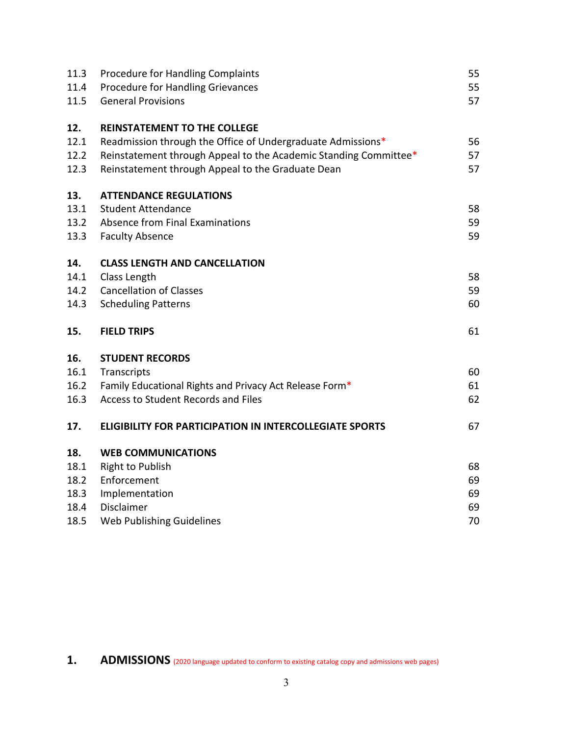| | | |
|---|---|---|
| 11.3 | Procedure for Handling Complaints | 55 |
| 11.4 | Procedure for Handling Grievances | 55 |
| 11.5 | General Provisions | 57 |
| | | |
| **12.** | **REINSTATEMENT TO THE COLLEGE** | |
| 12.1 | Readmission through the Office of Undergraduate Admissions* | 56 |
| 12.2 | Reinstatement through Appeal to the Academic Standing Committee* | 57 |
| 12.3 | Reinstatement through Appeal to the Graduate Dean | 57 |
| | | |
| **13.** | **ATTENDANCE REGULATIONS** | |
| 13.1 | Student Attendance | 58 |
| 13.2 | Absence from Final Examinations | 59 |
| 13.3 | Faculty Absence | 59 |
| | | |
| **14.** | **CLASS LENGTH AND CANCELLATION** | |
| 14.1 | Class Length | 58 |
| 14.2 | Cancellation of Classes | 59 |
| 14.3 | Scheduling Patterns | 60 |
| | | |
| **15.** | **FIELD TRIPS** | 61 |
| | | |
| **16.** | **STUDENT RECORDS** | |
| 16.1 | Transcripts | 60 |
| 16.2 | Family Educational Rights and Privacy Act Release Form* | 61 |
| 16.3 | Access to Student Records and Files | 62 |
| | | |
| **17.** | **ELIGIBILITY FOR PARTICIPATION IN INTERCOLLEGIATE SPORTS** | 67 |
| | | |
| **18.** | **WEB COMMUNICATIONS** | |
| 18.1 | Right to Publish | 68 |
| 18.2 | Enforcement | 69 |
| 18.3 | Implementation | 69 |
| 18.4 | Disclaimer | 69 |
| 18.5 | Web Publishing Guidelines | 70 |

# 1. ADMISSIONS (2020 language updated to conform to existing catalog copy and admissions web pages)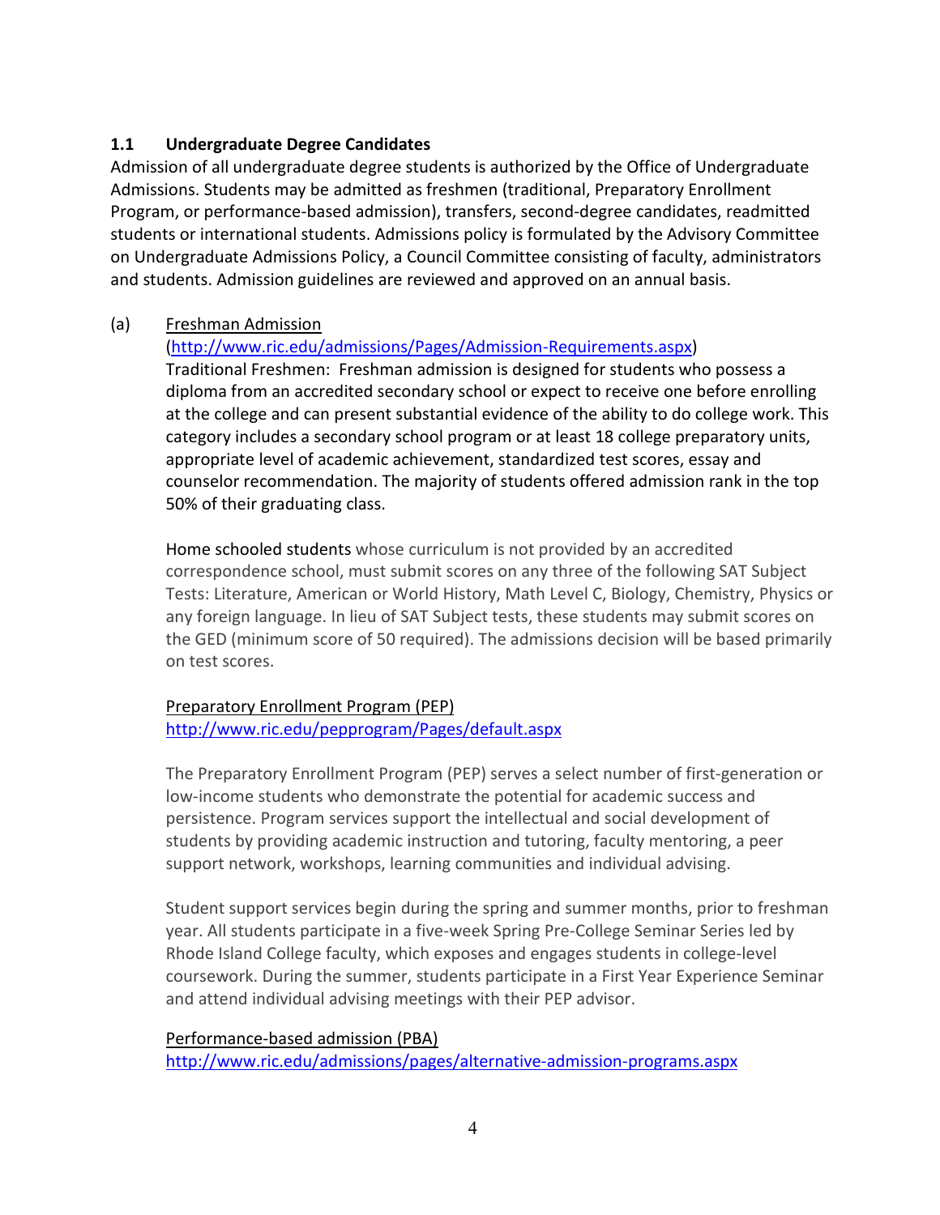### 1.1 Undergraduate Degree Candidates

Admission of all undergraduate degree students is authorized by the Office of Undergraduate Admissions. Students may be admitted as freshmen (traditional, Preparatory Enrollment Program, or performance-based admission), transfers, second-degree candidates, readmitted students or international students. Admissions policy is formulated by the Advisory Committee on Undergraduate Admissions Policy, a Council Committee consisting of faculty, administrators and students. Admission guidelines are reviewed and approved on an annual basis.

(a) Freshman Admission
(http://www.ric.edu/admissions/Pages/Admission-Requirements.aspx)
Traditional Freshmen: Freshman admission is designed for students who possess a diploma from an accredited secondary school or expect to receive one before enrolling at the college and can present substantial evidence of the ability to do college work. This category includes a secondary school program or at least 18 college preparatory units, appropriate level of academic achievement, standardized test scores, essay and counselor recommendation. The majority of students offered admission rank in the top 50% of their graduating class.

Home schooled students whose curriculum is not provided by an accredited correspondence school, must submit scores on any three of the following SAT Subject Tests: Literature, American or World History, Math Level C, Biology, Chemistry, Physics or any foreign language. In lieu of SAT Subject tests, these students may submit scores on the GED (minimum score of 50 required). The admissions decision will be based primarily on test scores.

Preparatory Enrollment Program (PEP)
http://www.ric.edu/pepprogram/Pages/default.aspx

The Preparatory Enrollment Program (PEP) serves a select number of first-generation or low-income students who demonstrate the potential for academic success and persistence. Program services support the intellectual and social development of students by providing academic instruction and tutoring, faculty mentoring, a peer support network, workshops, learning communities and individual advising.

Student support services begin during the spring and summer months, prior to freshman year. All students participate in a five-week Spring Pre-College Seminar Series led by Rhode Island College faculty, which exposes and engages students in college-level coursework. During the summer, students participate in a First Year Experience Seminar and attend individual advising meetings with their PEP advisor.

Performance-based admission (PBA)
http://www.ric.edu/admissions/pages/alternative-admission-programs.aspx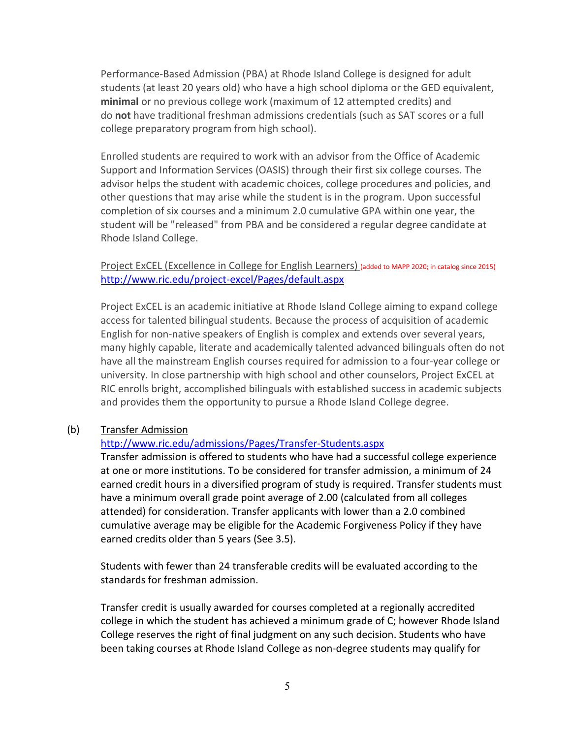Performance-Based Admission (PBA) at Rhode Island College is designed for adult students (at least 20 years old) who have a high school diploma or the GED equivalent, **minimal** or no previous college work (maximum of 12 attempted credits) and do **not** have traditional freshman admissions credentials (such as SAT scores or a full college preparatory program from high school).

Enrolled students are required to work with an advisor from the Office of Academic Support and Information Services (OASIS) through their first six college courses. The advisor helps the student with academic choices, college procedures and policies, and other questions that may arise while the student is in the program. Upon successful completion of six courses and a minimum 2.0 cumulative GPA within one year, the student will be "released" from PBA and be considered a regular degree candidate at Rhode Island College.

Project ExCEL (Excellence in College for English Learners) (added to MAPP 2020; in catalog since 2015)
http://www.ric.edu/project-excel/Pages/default.aspx

Project ExCEL is an academic initiative at Rhode Island College aiming to expand college access for talented bilingual students. Because the process of acquisition of academic English for non-native speakers of English is complex and extends over several years, many highly capable, literate and academically talented advanced bilinguals often do not have all the mainstream English courses required for admission to a four-year college or university. In close partnership with high school and other counselors, Project ExCEL at RIC enrolls bright, accomplished bilinguals with established success in academic subjects and provides them the opportunity to pursue a Rhode Island College degree.

(b) Transfer Admission
http://www.ric.edu/admissions/Pages/Transfer-Students.aspx
Transfer admission is offered to students who have had a successful college experience at one or more institutions. To be considered for transfer admission, a minimum of 24 earned credit hours in a diversified program of study is required. Transfer students must have a minimum overall grade point average of 2.00 (calculated from all colleges attended) for consideration. Transfer applicants with lower than a 2.0 combined cumulative average may be eligible for the Academic Forgiveness Policy if they have earned credits older than 5 years (See 3.5).

Students with fewer than 24 transferable credits will be evaluated according to the standards for freshman admission.

Transfer credit is usually awarded for courses completed at a regionally accredited college in which the student has achieved a minimum grade of C; however Rhode Island College reserves the right of final judgment on any such decision. Students who have been taking courses at Rhode Island College as non-degree students may qualify for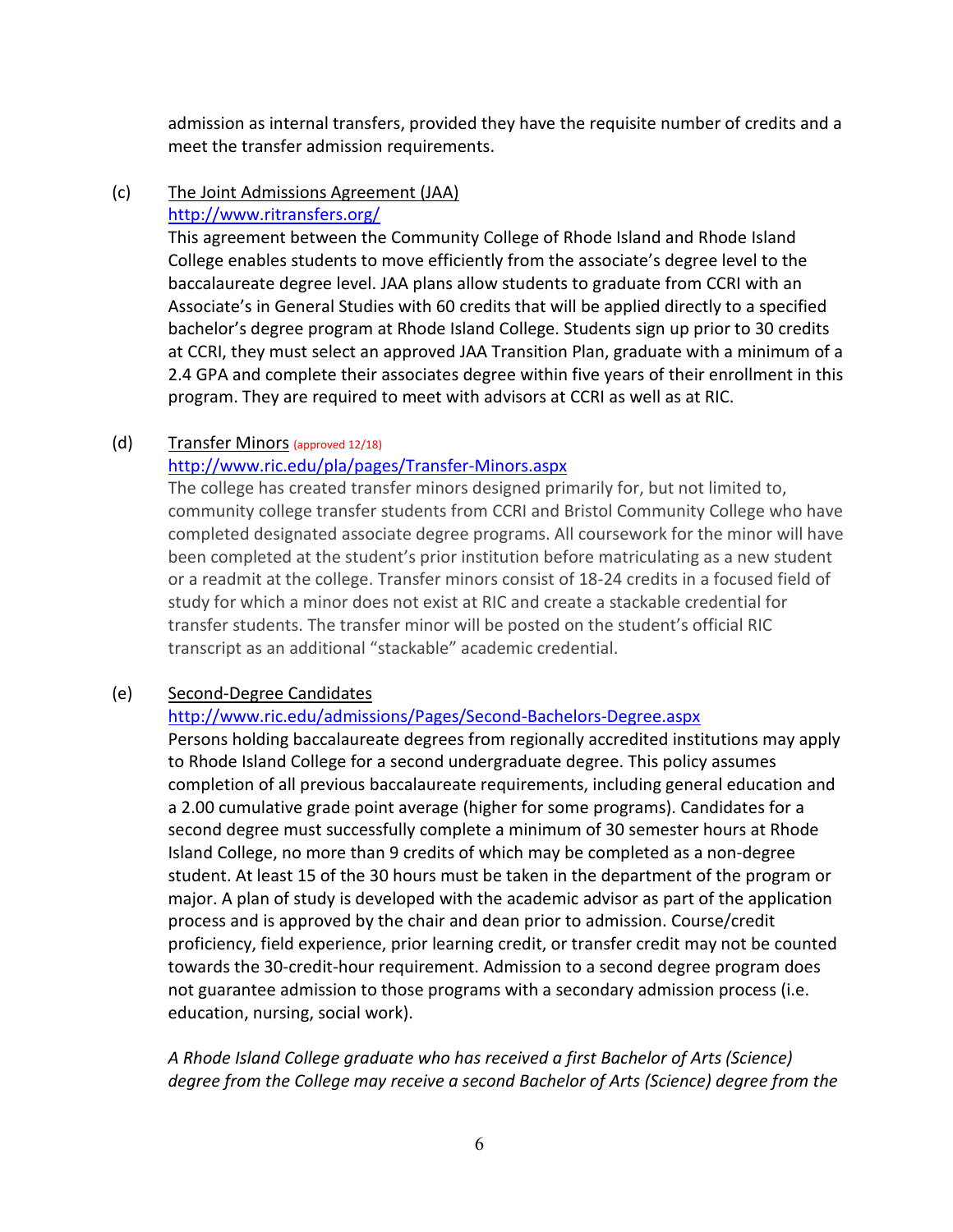admission as internal transfers, provided they have the requisite number of credits and a meet the transfer admission requirements.

(c) The Joint Admissions Agreement (JAA)
http://www.ritransfers.org/
This agreement between the Community College of Rhode Island and Rhode Island College enables students to move efficiently from the associate's degree level to the baccalaureate degree level. JAA plans allow students to graduate from CCRI with an Associate's in General Studies with 60 credits that will be applied directly to a specified bachelor's degree program at Rhode Island College. Students sign up prior to 30 credits at CCRI, they must select an approved JAA Transition Plan, graduate with a minimum of a 2.4 GPA and complete their associates degree within five years of their enrollment in this program. They are required to meet with advisors at CCRI as well as at RIC.

(d) Transfer Minors (approved 12/18)
http://www.ric.edu/pla/pages/Transfer-Minors.aspx
The college has created transfer minors designed primarily for, but not limited to, community college transfer students from CCRI and Bristol Community College who have completed designated associate degree programs. All coursework for the minor will have been completed at the student's prior institution before matriculating as a new student or a readmit at the college. Transfer minors consist of 18-24 credits in a focused field of study for which a minor does not exist at RIC and create a stackable credential for transfer students. The transfer minor will be posted on the student's official RIC transcript as an additional "stackable" academic credential.

(e) Second-Degree Candidates
http://www.ric.edu/admissions/Pages/Second-Bachelors-Degree.aspx
Persons holding baccalaureate degrees from regionally accredited institutions may apply to Rhode Island College for a second undergraduate degree. This policy assumes completion of all previous baccalaureate requirements, including general education and a 2.00 cumulative grade point average (higher for some programs). Candidates for a second degree must successfully complete a minimum of 30 semester hours at Rhode Island College, no more than 9 credits of which may be completed as a non-degree student. At least 15 of the 30 hours must be taken in the department of the program or major. A plan of study is developed with the academic advisor as part of the application process and is approved by the chair and dean prior to admission. Course/credit proficiency, field experience, prior learning credit, or transfer credit may not be counted towards the 30-credit-hour requirement. Admission to a second degree program does not guarantee admission to those programs with a secondary admission process (i.e. education, nursing, social work).

*A Rhode Island College graduate who has received a first Bachelor of Arts (Science) degree from the College may receive a second Bachelor of Arts (Science) degree from the*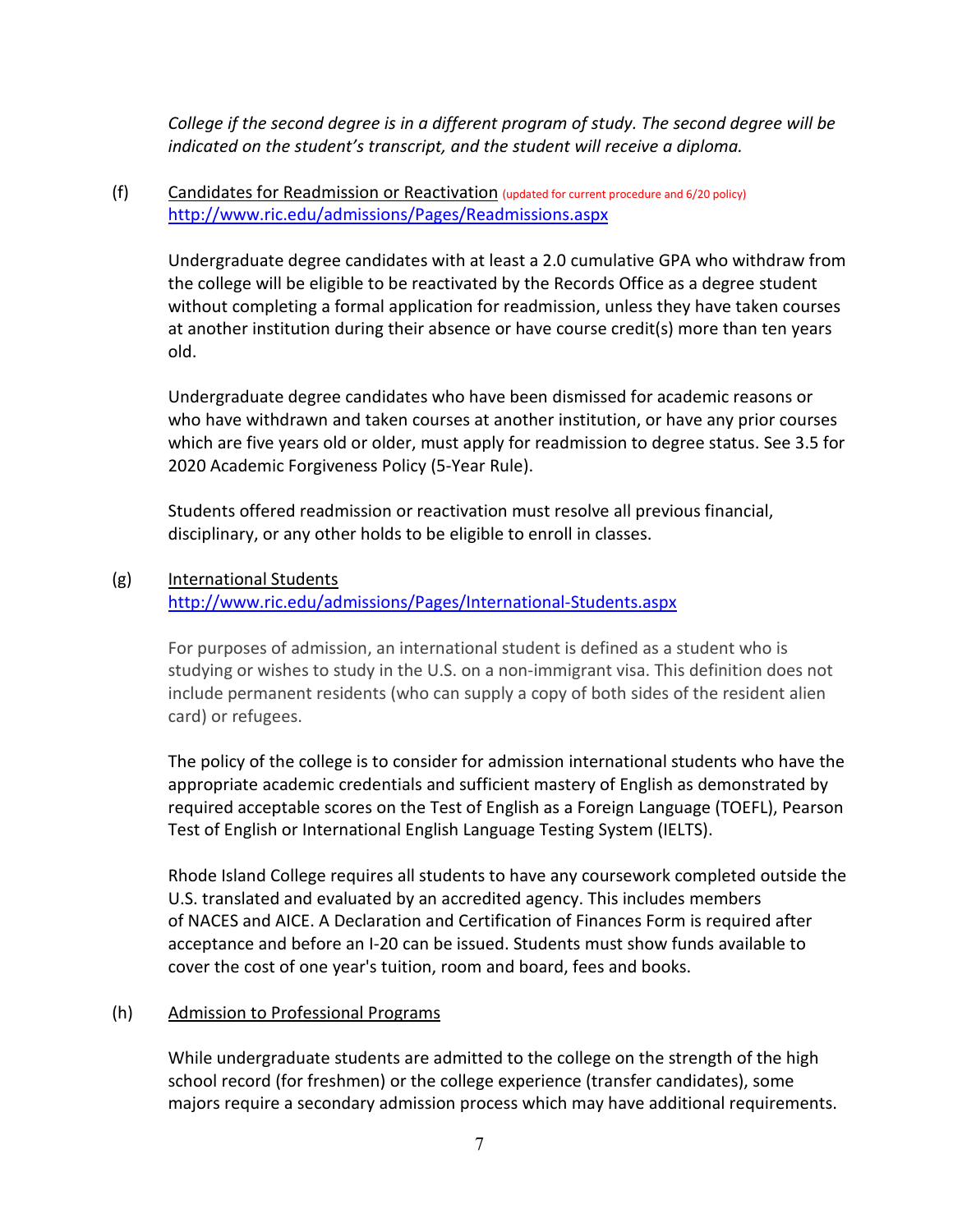*College if the second degree is in a different program of study. The second degree will be indicated on the student's transcript, and the student will receive a diploma.*

(f) Candidates for Readmission or Reactivation (updated for current procedure and 6/20 policy)
http://www.ric.edu/admissions/Pages/Readmissions.aspx

Undergraduate degree candidates with at least a 2.0 cumulative GPA who withdraw from the college will be eligible to be reactivated by the Records Office as a degree student without completing a formal application for readmission, unless they have taken courses at another institution during their absence or have course credit(s) more than ten years old.

Undergraduate degree candidates who have been dismissed for academic reasons or who have withdrawn and taken courses at another institution, or have any prior courses which are five years old or older, must apply for readmission to degree status. See 3.5 for 2020 Academic Forgiveness Policy (5-Year Rule).

Students offered readmission or reactivation must resolve all previous financial, disciplinary, or any other holds to be eligible to enroll in classes.

(g) International Students
http://www.ric.edu/admissions/Pages/International-Students.aspx

For purposes of admission, an international student is defined as a student who is studying or wishes to study in the U.S. on a non-immigrant visa. This definition does not include permanent residents (who can supply a copy of both sides of the resident alien card) or refugees.

The policy of the college is to consider for admission international students who have the appropriate academic credentials and sufficient mastery of English as demonstrated by required acceptable scores on the Test of English as a Foreign Language (TOEFL), Pearson Test of English or International English Language Testing System (IELTS).

Rhode Island College requires all students to have any coursework completed outside the U.S. translated and evaluated by an accredited agency. This includes members of NACES and AICE. A Declaration and Certification of Finances Form is required after acceptance and before an I-20 can be issued. Students must show funds available to cover the cost of one year's tuition, room and board, fees and books.

(h) Admission to Professional Programs

While undergraduate students are admitted to the college on the strength of the high school record (for freshmen) or the college experience (transfer candidates), some majors require a secondary admission process which may have additional requirements.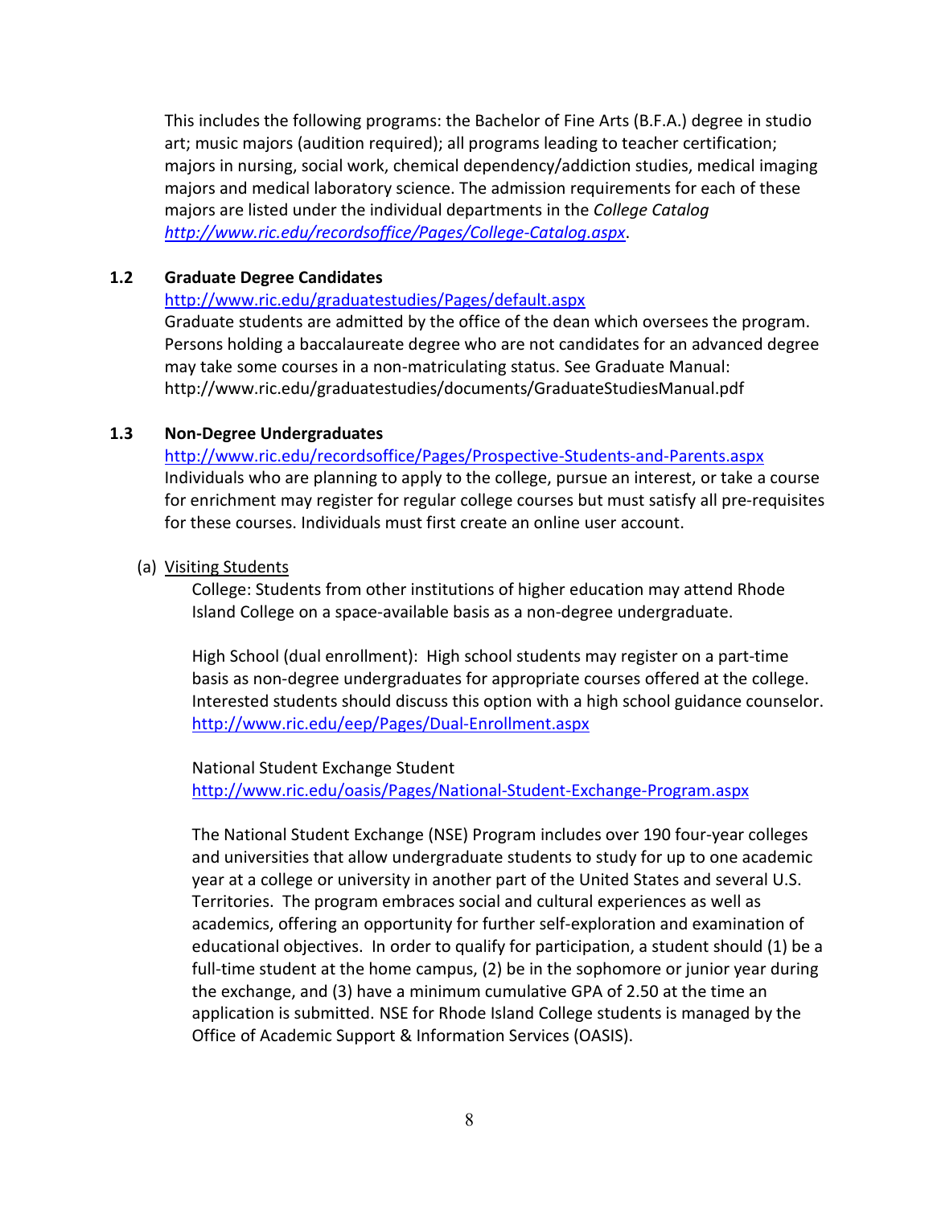This includes the following programs: the Bachelor of Fine Arts (B.F.A.) degree in studio art; music majors (audition required); all programs leading to teacher certification; majors in nursing, social work, chemical dependency/addiction studies, medical imaging majors and medical laboratory science. The admission requirements for each of these majors are listed under the individual departments in the *College Catalog* *http://www.ric.edu/recordsoffice/Pages/College-Catalog.aspx*.

### 1.2 Graduate Degree Candidates

http://www.ric.edu/graduatestudies/Pages/default.aspx

Graduate students are admitted by the office of the dean which oversees the program. Persons holding a baccalaureate degree who are not candidates for an advanced degree may take some courses in a non-matriculating status. See Graduate Manual: http://www.ric.edu/graduatestudies/documents/GraduateStudiesManual.pdf

### 1.3 Non-Degree Undergraduates

http://www.ric.edu/recordsoffice/Pages/Prospective-Students-and-Parents.aspx

Individuals who are planning to apply to the college, pursue an interest, or take a course for enrichment may register for regular college courses but must satisfy all pre-requisites for these courses. Individuals must first create an online user account.

(a) Visiting Students

College: Students from other institutions of higher education may attend Rhode Island College on a space-available basis as a non-degree undergraduate.

High School (dual enrollment): High school students may register on a part-time basis as non-degree undergraduates for appropriate courses offered at the college. Interested students should discuss this option with a high school guidance counselor. http://www.ric.edu/eep/Pages/Dual-Enrollment.aspx

National Student Exchange Student
http://www.ric.edu/oasis/Pages/National-Student-Exchange-Program.aspx

The National Student Exchange (NSE) Program includes over 190 four-year colleges and universities that allow undergraduate students to study for up to one academic year at a college or university in another part of the United States and several U.S. Territories. The program embraces social and cultural experiences as well as academics, offering an opportunity for further self-exploration and examination of educational objectives. In order to qualify for participation, a student should (1) be a full-time student at the home campus, (2) be in the sophomore or junior year during the exchange, and (3) have a minimum cumulative GPA of 2.50 at the time an application is submitted. NSE for Rhode Island College students is managed by the Office of Academic Support & Information Services (OASIS).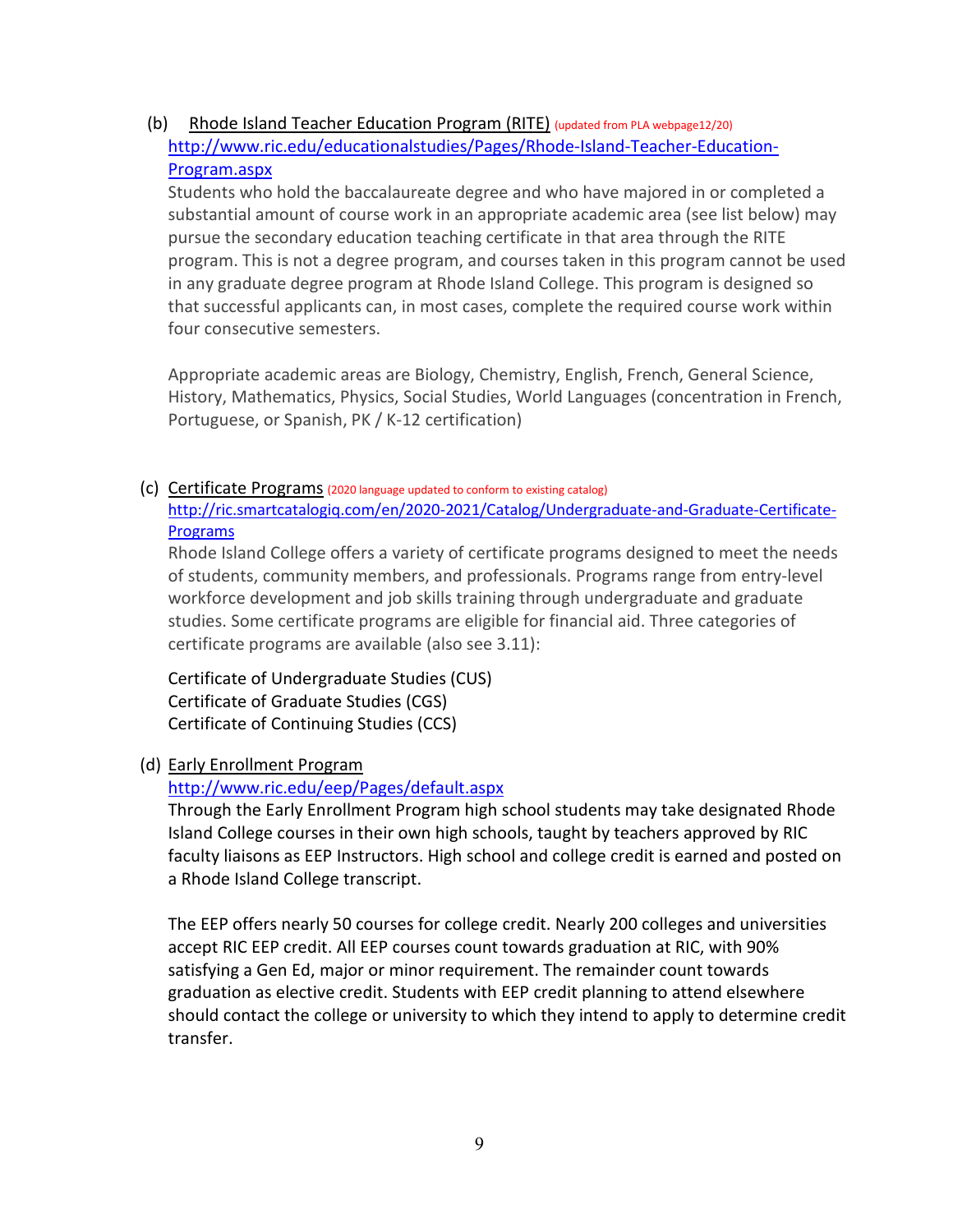(b) Rhode Island Teacher Education Program (RITE) (updated from PLA webpage12/20)
http://www.ric.edu/educationalstudies/Pages/Rhode-Island-Teacher-Education-Program.aspx

Students who hold the baccalaureate degree and who have majored in or completed a substantial amount of course work in an appropriate academic area (see list below) may pursue the secondary education teaching certificate in that area through the RITE program. This is not a degree program, and courses taken in this program cannot be used in any graduate degree program at Rhode Island College. This program is designed so that successful applicants can, in most cases, complete the required course work within four consecutive semesters.

Appropriate academic areas are Biology, Chemistry, English, French, General Science, History, Mathematics, Physics, Social Studies, World Languages (concentration in French, Portuguese, or Spanish, PK / K-12 certification)

(c) Certificate Programs (2020 language updated to conform to existing catalog)
http://ric.smartcatalogiq.com/en/2020-2021/Catalog/Undergraduate-and-Graduate-Certificate-Programs

Rhode Island College offers a variety of certificate programs designed to meet the needs of students, community members, and professionals. Programs range from entry-level workforce development and job skills training through undergraduate and graduate studies. Some certificate programs are eligible for financial aid. Three categories of certificate programs are available (also see 3.11):

Certificate of Undergraduate Studies (CUS)
Certificate of Graduate Studies (CGS)
Certificate of Continuing Studies (CCS)

(d) Early Enrollment Program
http://www.ric.edu/eep/Pages/default.aspx

Through the Early Enrollment Program high school students may take designated Rhode Island College courses in their own high schools, taught by teachers approved by RIC faculty liaisons as EEP Instructors. High school and college credit is earned and posted on a Rhode Island College transcript.

The EEP offers nearly 50 courses for college credit. Nearly 200 colleges and universities accept RIC EEP credit. All EEP courses count towards graduation at RIC, with 90% satisfying a Gen Ed, major or minor requirement. The remainder count towards graduation as elective credit. Students with EEP credit planning to attend elsewhere should contact the college or university to which they intend to apply to determine credit transfer.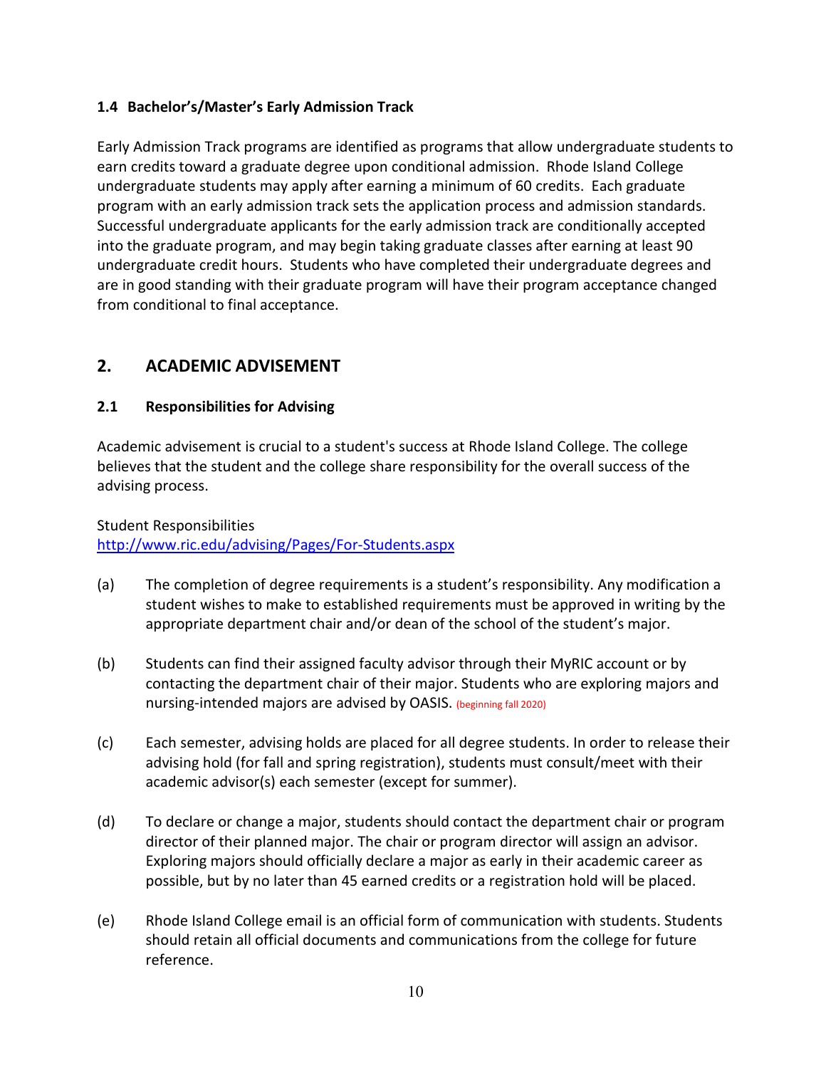### 1.4 Bachelor's/Master's Early Admission Track

Early Admission Track programs are identified as programs that allow undergraduate students to earn credits toward a graduate degree upon conditional admission. Rhode Island College undergraduate students may apply after earning a minimum of 60 credits. Each graduate program with an early admission track sets the application process and admission standards. Successful undergraduate applicants for the early admission track are conditionally accepted into the graduate program, and may begin taking graduate classes after earning at least 90 undergraduate credit hours. Students who have completed their undergraduate degrees and are in good standing with their graduate program will have their program acceptance changed from conditional to final acceptance.

## 2. ACADEMIC ADVISEMENT

### 2.1 Responsibilities for Advising

Academic advisement is crucial to a student's success at Rhode Island College. The college believes that the student and the college share responsibility for the overall success of the advising process.

Student Responsibilities
http://www.ric.edu/advising/Pages/For-Students.aspx

(a) The completion of degree requirements is a student's responsibility. Any modification a student wishes to make to established requirements must be approved in writing by the appropriate department chair and/or dean of the school of the student's major.

(b) Students can find their assigned faculty advisor through their MyRIC account or by contacting the department chair of their major. Students who are exploring majors and nursing-intended majors are advised by OASIS. (beginning fall 2020)

(c) Each semester, advising holds are placed for all degree students. In order to release their advising hold (for fall and spring registration), students must consult/meet with their academic advisor(s) each semester (except for summer).

(d) To declare or change a major, students should contact the department chair or program director of their planned major. The chair or program director will assign an advisor. Exploring majors should officially declare a major as early in their academic career as possible, but by no later than 45 earned credits or a registration hold will be placed.

(e) Rhode Island College email is an official form of communication with students. Students should retain all official documents and communications from the college for future reference.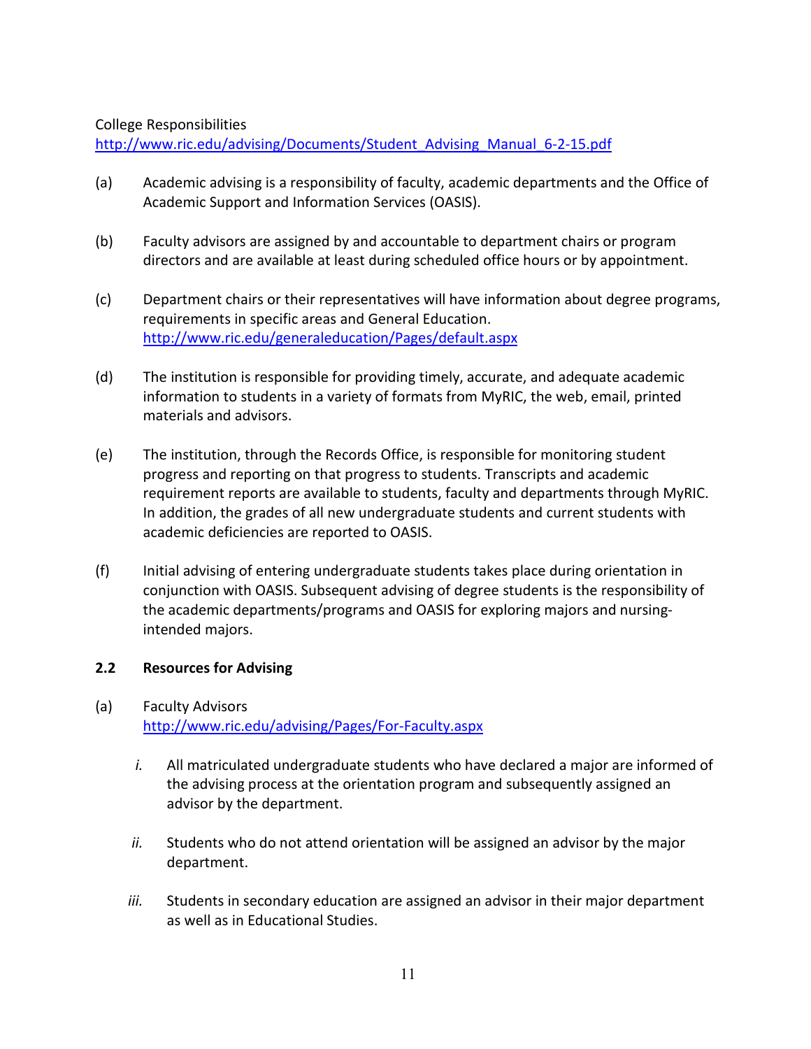College Responsibilities
http://www.ric.edu/advising/Documents/Student_Advising_Manual_6-2-15.pdf

(a) Academic advising is a responsibility of faculty, academic departments and the Office of Academic Support and Information Services (OASIS).

(b) Faculty advisors are assigned by and accountable to department chairs or program directors and are available at least during scheduled office hours or by appointment.

(c) Department chairs or their representatives will have information about degree programs, requirements in specific areas and General Education.
http://www.ric.edu/generaleducation/Pages/default.aspx

(d) The institution is responsible for providing timely, accurate, and adequate academic information to students in a variety of formats from MyRIC, the web, email, printed materials and advisors.

(e) The institution, through the Records Office, is responsible for monitoring student progress and reporting on that progress to students. Transcripts and academic requirement reports are available to students, faculty and departments through MyRIC. In addition, the grades of all new undergraduate students and current students with academic deficiencies are reported to OASIS.

(f) Initial advising of entering undergraduate students takes place during orientation in conjunction with OASIS. Subsequent advising of degree students is the responsibility of the academic departments/programs and OASIS for exploring majors and nursing-intended majors.

### 2.2 Resources for Advising

(a) Faculty Advisors
http://www.ric.edu/advising/Pages/For-Faculty.aspx

*i.* All matriculated undergraduate students who have declared a major are informed of the advising process at the orientation program and subsequently assigned an advisor by the department.

*ii.* Students who do not attend orientation will be assigned an advisor by the major department.

*iii.* Students in secondary education are assigned an advisor in their major department as well as in Educational Studies.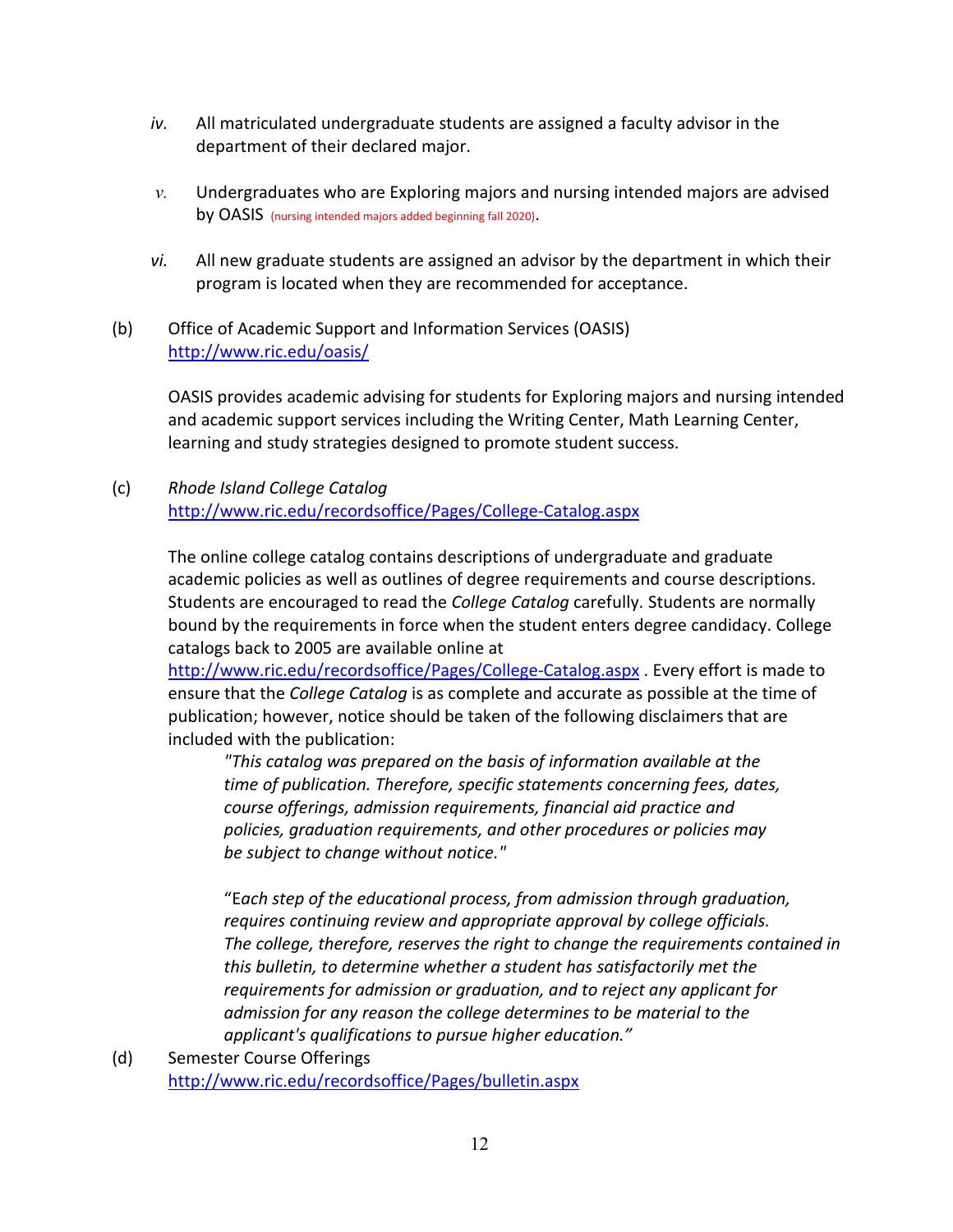*iv.* All matriculated undergraduate students are assigned a faculty advisor in the department of their declared major.

*v.* Undergraduates who are Exploring majors and nursing intended majors are advised by OASIS (nursing intended majors added beginning fall 2020).

*vi.* All new graduate students are assigned an advisor by the department in which their program is located when they are recommended for acceptance.

(b) Office of Academic Support and Information Services (OASIS)
http://www.ric.edu/oasis/

OASIS provides academic advising for students for Exploring majors and nursing intended and academic support services including the Writing Center, Math Learning Center, learning and study strategies designed to promote student success.

(c) *Rhode Island College Catalog*
http://www.ric.edu/recordsoffice/Pages/College-Catalog.aspx

The online college catalog contains descriptions of undergraduate and graduate academic policies as well as outlines of degree requirements and course descriptions. Students are encouraged to read the *College Catalog* carefully. Students are normally bound by the requirements in force when the student enters degree candidacy. College catalogs back to 2005 are available online at http://www.ric.edu/recordsoffice/Pages/College-Catalog.aspx . Every effort is made to ensure that the *College Catalog* is as complete and accurate as possible at the time of publication; however, notice should be taken of the following disclaimers that are included with the publication:

> *"This catalog was prepared on the basis of information available at the time of publication. Therefore, specific statements concerning fees, dates, course offerings, admission requirements, financial aid practice and policies, graduation requirements, and other procedures or policies may be subject to change without notice."*
>
> *"Each step of the educational process, from admission through graduation, requires continuing review and appropriate approval by college officials. The college, therefore, reserves the right to change the requirements contained in this bulletin, to determine whether a student has satisfactorily met the requirements for admission or graduation, and to reject any applicant for admission for any reason the college determines to be material to the applicant's qualifications to pursue higher education."*

(d) Semester Course Offerings
http://www.ric.edu/recordsoffice/Pages/bulletin.aspx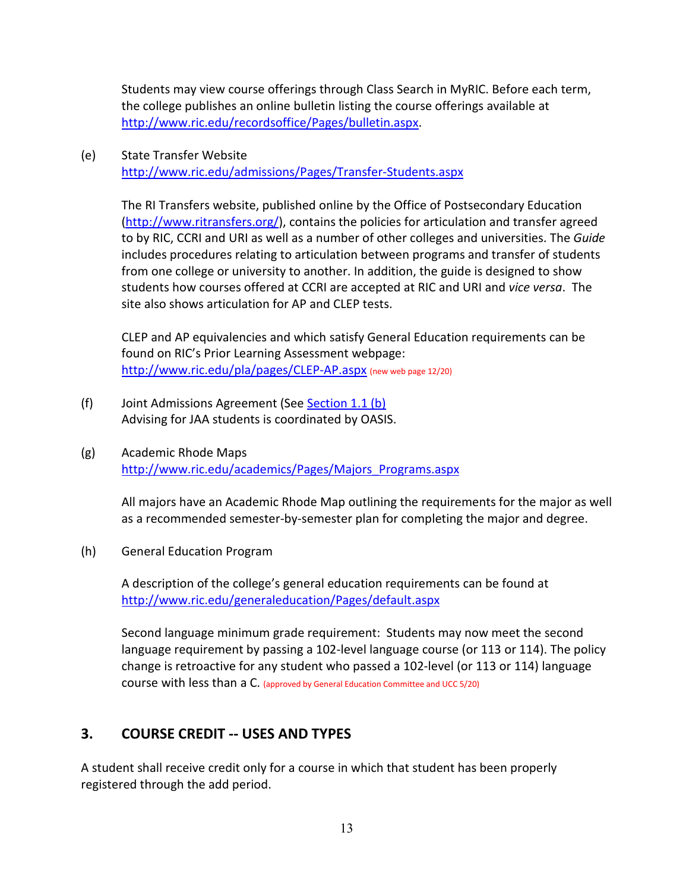Students may view course offerings through Class Search in MyRIC. Before each term, the college publishes an online bulletin listing the course offerings available at http://www.ric.edu/recordsoffice/Pages/bulletin.aspx.

(e) State Transfer Website
http://www.ric.edu/admissions/Pages/Transfer-Students.aspx

The RI Transfers website, published online by the Office of Postsecondary Education (http://www.ritransfers.org/), contains the policies for articulation and transfer agreed to by RIC, CCRI and URI as well as a number of other colleges and universities. The *Guide* includes procedures relating to articulation between programs and transfer of students from one college or university to another. In addition, the guide is designed to show students how courses offered at CCRI are accepted at RIC and URI and *vice versa*. The site also shows articulation for AP and CLEP tests.

CLEP and AP equivalencies and which satisfy General Education requirements can be found on RIC's Prior Learning Assessment webpage: http://www.ric.edu/pla/pages/CLEP-AP.aspx (new web page 12/20)

(f) Joint Admissions Agreement (See Section 1.1 (b)
Advising for JAA students is coordinated by OASIS.

(g) Academic Rhode Maps
http://www.ric.edu/academics/Pages/Majors_Programs.aspx

All majors have an Academic Rhode Map outlining the requirements for the major as well as a recommended semester-by-semester plan for completing the major and degree.

(h) General Education Program

A description of the college's general education requirements can be found at http://www.ric.edu/generaleducation/Pages/default.aspx

Second language minimum grade requirement: Students may now meet the second language requirement by passing a 102-level language course (or 113 or 114). The policy change is retroactive for any student who passed a 102-level (or 113 or 114) language course with less than a C. (approved by General Education Committee and UCC 5/20)

## 3. COURSE CREDIT -- USES AND TYPES

A student shall receive credit only for a course in which that student has been properly registered through the add period.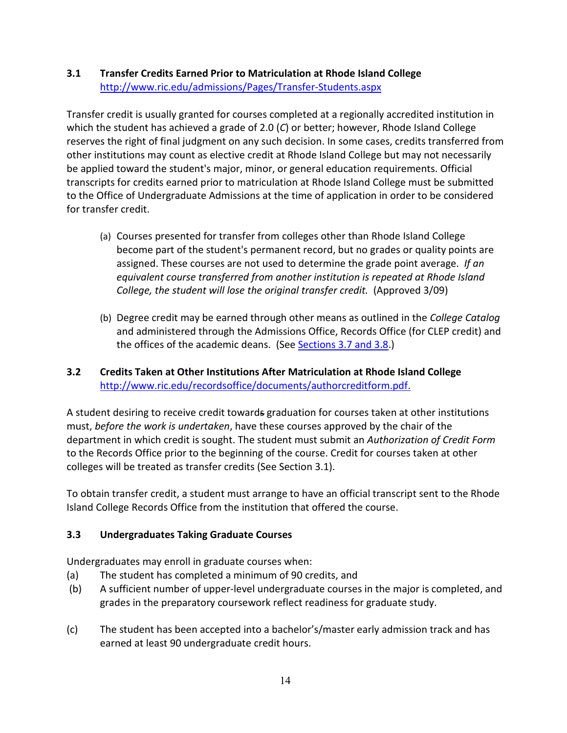### 3.1 Transfer Credits Earned Prior to Matriculation at Rhode Island College

http://www.ric.edu/admissions/Pages/Transfer-Students.aspx

Transfer credit is usually granted for courses completed at a regionally accredited institution in which the student has achieved a grade of 2.0 (*C*) or better; however, Rhode Island College reserves the right of final judgment on any such decision. In some cases, credits transferred from other institutions may count as elective credit at Rhode Island College but may not necessarily be applied toward the student's major, minor, or general education requirements. Official transcripts for credits earned prior to matriculation at Rhode Island College must be submitted to the Office of Undergraduate Admissions at the time of application in order to be considered for transfer credit.

(a) Courses presented for transfer from colleges other than Rhode Island College become part of the student's permanent record, but no grades or quality points are assigned. These courses are not used to determine the grade point average. *If an equivalent course transferred from another institution is repeated at Rhode Island College, the student will lose the original transfer credit.* (Approved 3/09)

(b) Degree credit may be earned through other means as outlined in the *College Catalog* and administered through the Admissions Office, Records Office (for CLEP credit) and the offices of the academic deans. (See Sections 3.7 and 3.8.)

### 3.2 Credits Taken at Other Institutions After Matriculation at Rhode Island College

http://www.ric.edu/recordsoffice/documents/authorcreditform.pdf.

A student desiring to receive credit towards graduation for courses taken at other institutions must, *before the work is undertaken*, have these courses approved by the chair of the department in which credit is sought. The student must submit an *Authorization of Credit Form* to the Records Office prior to the beginning of the course. Credit for courses taken at other colleges will be treated as transfer credits (See Section 3.1).

To obtain transfer credit, a student must arrange to have an official transcript sent to the Rhode Island College Records Office from the institution that offered the course.

### 3.3 Undergraduates Taking Graduate Courses

Undergraduates may enroll in graduate courses when:

(a) The student has completed a minimum of 90 credits, and

(b) A sufficient number of upper-level undergraduate courses in the major is completed, and grades in the preparatory coursework reflect readiness for graduate study.

(c) The student has been accepted into a bachelor's/master early admission track and has earned at least 90 undergraduate credit hours.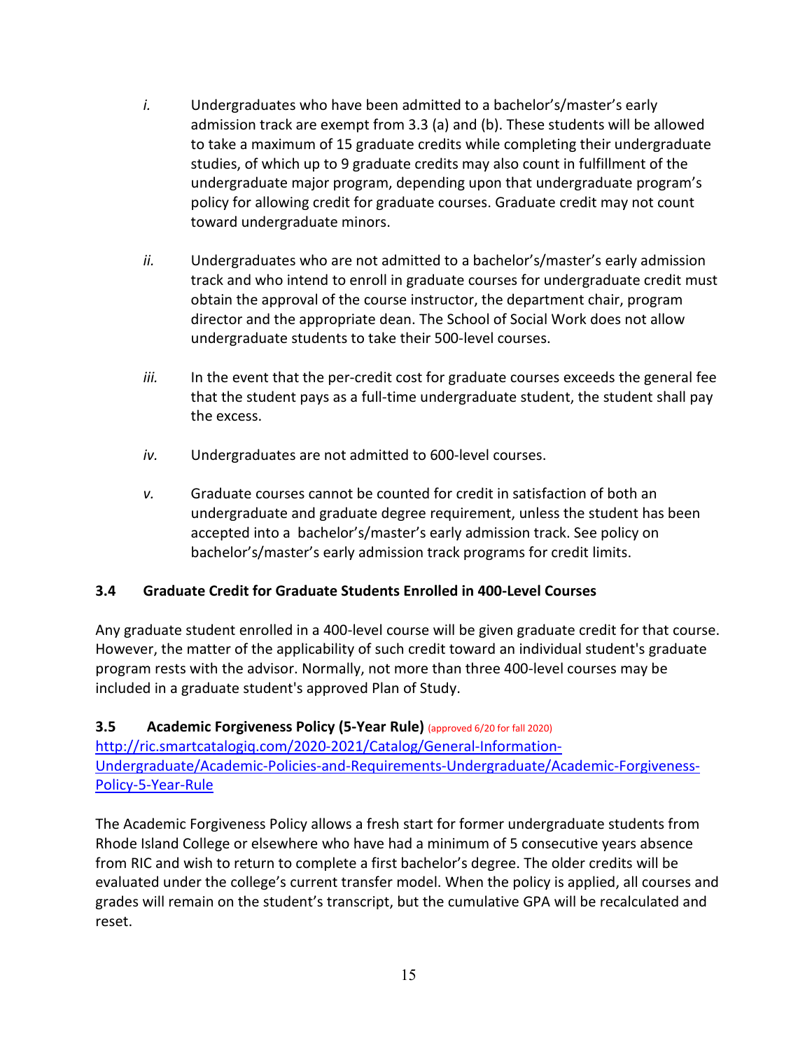*i.* Undergraduates who have been admitted to a bachelor's/master's early admission track are exempt from 3.3 (a) and (b). These students will be allowed to take a maximum of 15 graduate credits while completing their undergraduate studies, of which up to 9 graduate credits may also count in fulfillment of the undergraduate major program, depending upon that undergraduate program's policy for allowing credit for graduate courses. Graduate credit may not count toward undergraduate minors.

*ii.* Undergraduates who are not admitted to a bachelor's/master's early admission track and who intend to enroll in graduate courses for undergraduate credit must obtain the approval of the course instructor, the department chair, program director and the appropriate dean. The School of Social Work does not allow undergraduate students to take their 500-level courses.

*iii.* In the event that the per-credit cost for graduate courses exceeds the general fee that the student pays as a full-time undergraduate student, the student shall pay the excess.

*iv.* Undergraduates are not admitted to 600-level courses.

*v.* Graduate courses cannot be counted for credit in satisfaction of both an undergraduate and graduate degree requirement, unless the student has been accepted into a bachelor's/master's early admission track. See policy on bachelor's/master's early admission track programs for credit limits.

### 3.4 Graduate Credit for Graduate Students Enrolled in 400-Level Courses

Any graduate student enrolled in a 400-level course will be given graduate credit for that course. However, the matter of the applicability of such credit toward an individual student's graduate program rests with the advisor. Normally, not more than three 400-level courses may be included in a graduate student's approved Plan of Study.

### 3.5 Academic Forgiveness Policy (5-Year Rule) (approved 6/20 for fall 2020)

http://ric.smartcatalogiq.com/2020-2021/Catalog/General-Information-Undergraduate/Academic-Policies-and-Requirements-Undergraduate/Academic-Forgiveness-Policy-5-Year-Rule

The Academic Forgiveness Policy allows a fresh start for former undergraduate students from Rhode Island College or elsewhere who have had a minimum of 5 consecutive years absence from RIC and wish to return to complete a first bachelor's degree. The older credits will be evaluated under the college's current transfer model. When the policy is applied, all courses and grades will remain on the student's transcript, but the cumulative GPA will be recalculated and reset.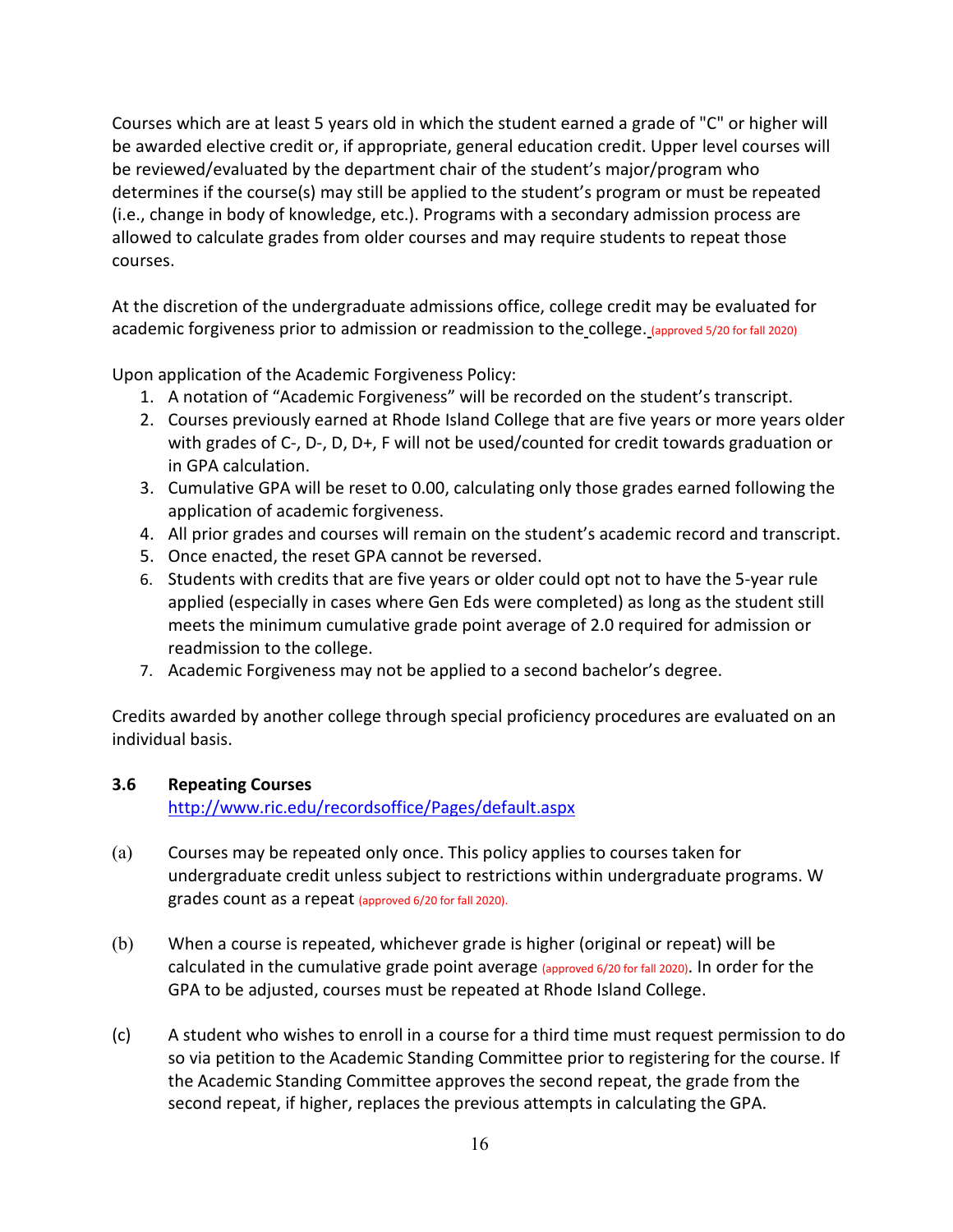Courses which are at least 5 years old in which the student earned a grade of "C" or higher will be awarded elective credit or, if appropriate, general education credit. Upper level courses will be reviewed/evaluated by the department chair of the student's major/program who determines if the course(s) may still be applied to the student's program or must be repeated (i.e., change in body of knowledge, etc.). Programs with a secondary admission process are allowed to calculate grades from older courses and may require students to repeat those courses.

At the discretion of the undergraduate admissions office, college credit may be evaluated for academic forgiveness prior to admission or readmission to the college. (approved 5/20 for fall 2020)

Upon application of the Academic Forgiveness Policy:

1. A notation of "Academic Forgiveness" will be recorded on the student's transcript.
2. Courses previously earned at Rhode Island College that are five years or more years older with grades of C-, D-, D, D+, F will not be used/counted for credit towards graduation or in GPA calculation.
3. Cumulative GPA will be reset to 0.00, calculating only those grades earned following the application of academic forgiveness.
4. All prior grades and courses will remain on the student's academic record and transcript.
5. Once enacted, the reset GPA cannot be reversed.
6. Students with credits that are five years or older could opt not to have the 5-year rule applied (especially in cases where Gen Eds were completed) as long as the student still meets the minimum cumulative grade point average of 2.0 required for admission or readmission to the college.
7. Academic Forgiveness may not be applied to a second bachelor's degree.

Credits awarded by another college through special proficiency procedures are evaluated on an individual basis.

### 3.6 Repeating Courses

http://www.ric.edu/recordsoffice/Pages/default.aspx

(a) Courses may be repeated only once. This policy applies to courses taken for undergraduate credit unless subject to restrictions within undergraduate programs. W grades count as a repeat (approved 6/20 for fall 2020).

(b) When a course is repeated, whichever grade is higher (original or repeat) will be calculated in the cumulative grade point average (approved 6/20 for fall 2020). In order for the GPA to be adjusted, courses must be repeated at Rhode Island College.

(c) A student who wishes to enroll in a course for a third time must request permission to do so via petition to the Academic Standing Committee prior to registering for the course. If the Academic Standing Committee approves the second repeat, the grade from the second repeat, if higher, replaces the previous attempts in calculating the GPA.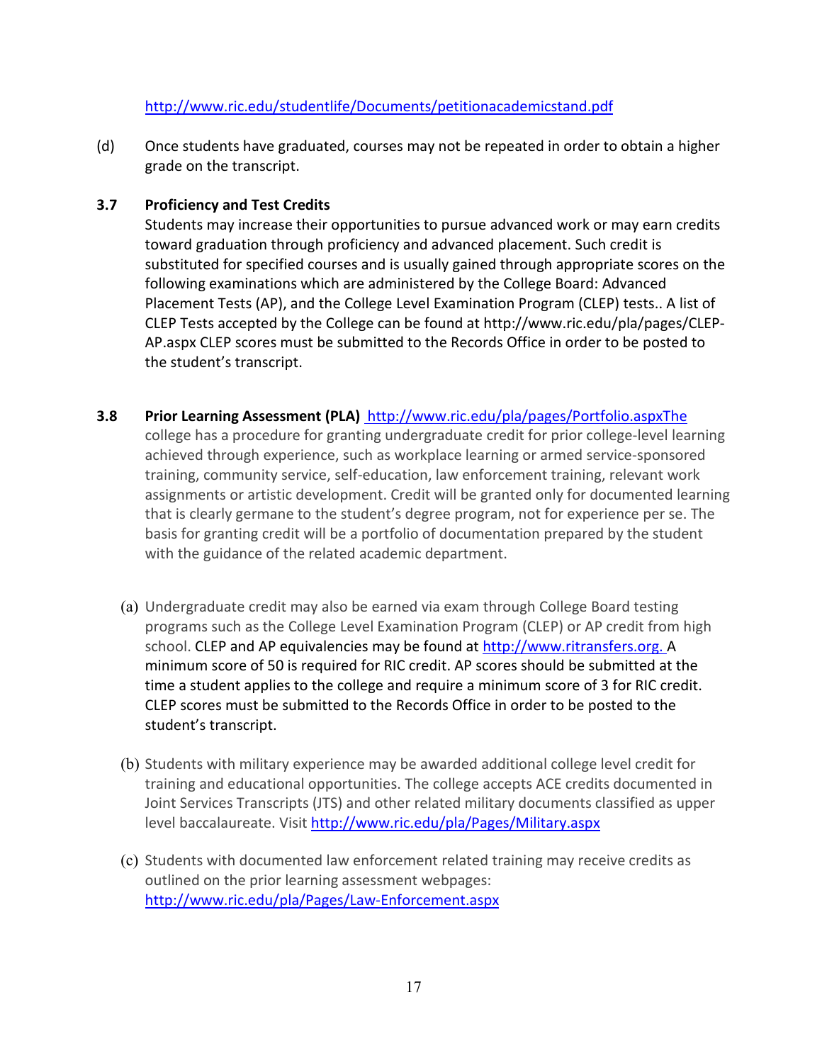http://www.ric.edu/studentlife/Documents/petitionacademicstand.pdf

(d) Once students have graduated, courses may not be repeated in order to obtain a higher grade on the transcript.

### 3.7 Proficiency and Test Credits

Students may increase their opportunities to pursue advanced work or may earn credits toward graduation through proficiency and advanced placement. Such credit is substituted for specified courses and is usually gained through appropriate scores on the following examinations which are administered by the College Board: Advanced Placement Tests (AP), and the College Level Examination Program (CLEP) tests.. A list of CLEP Tests accepted by the College can be found at http://www.ric.edu/pla/pages/CLEP-AP.aspx CLEP scores must be submitted to the Records Office in order to be posted to the student's transcript.

### 3.8 Prior Learning Assessment (PLA) http://www.ric.edu/pla/pages/Portfolio.aspxThe

college has a procedure for granting undergraduate credit for prior college-level learning achieved through experience, such as workplace learning or armed service-sponsored training, community service, self-education, law enforcement training, relevant work assignments or artistic development. Credit will be granted only for documented learning that is clearly germane to the student's degree program, not for experience per se. The basis for granting credit will be a portfolio of documentation prepared by the student with the guidance of the related academic department.

(a) Undergraduate credit may also be earned via exam through College Board testing programs such as the College Level Examination Program (CLEP) or AP credit from high school. CLEP and AP equivalencies may be found at http://www.ritransfers.org. A minimum score of 50 is required for RIC credit. AP scores should be submitted at the time a student applies to the college and require a minimum score of 3 for RIC credit. CLEP scores must be submitted to the Records Office in order to be posted to the student's transcript.

(b) Students with military experience may be awarded additional college level credit for training and educational opportunities. The college accepts ACE credits documented in Joint Services Transcripts (JTS) and other related military documents classified as upper level baccalaureate. Visit http://www.ric.edu/pla/Pages/Military.aspx

(c) Students with documented law enforcement related training may receive credits as outlined on the prior learning assessment webpages: http://www.ric.edu/pla/Pages/Law-Enforcement.aspx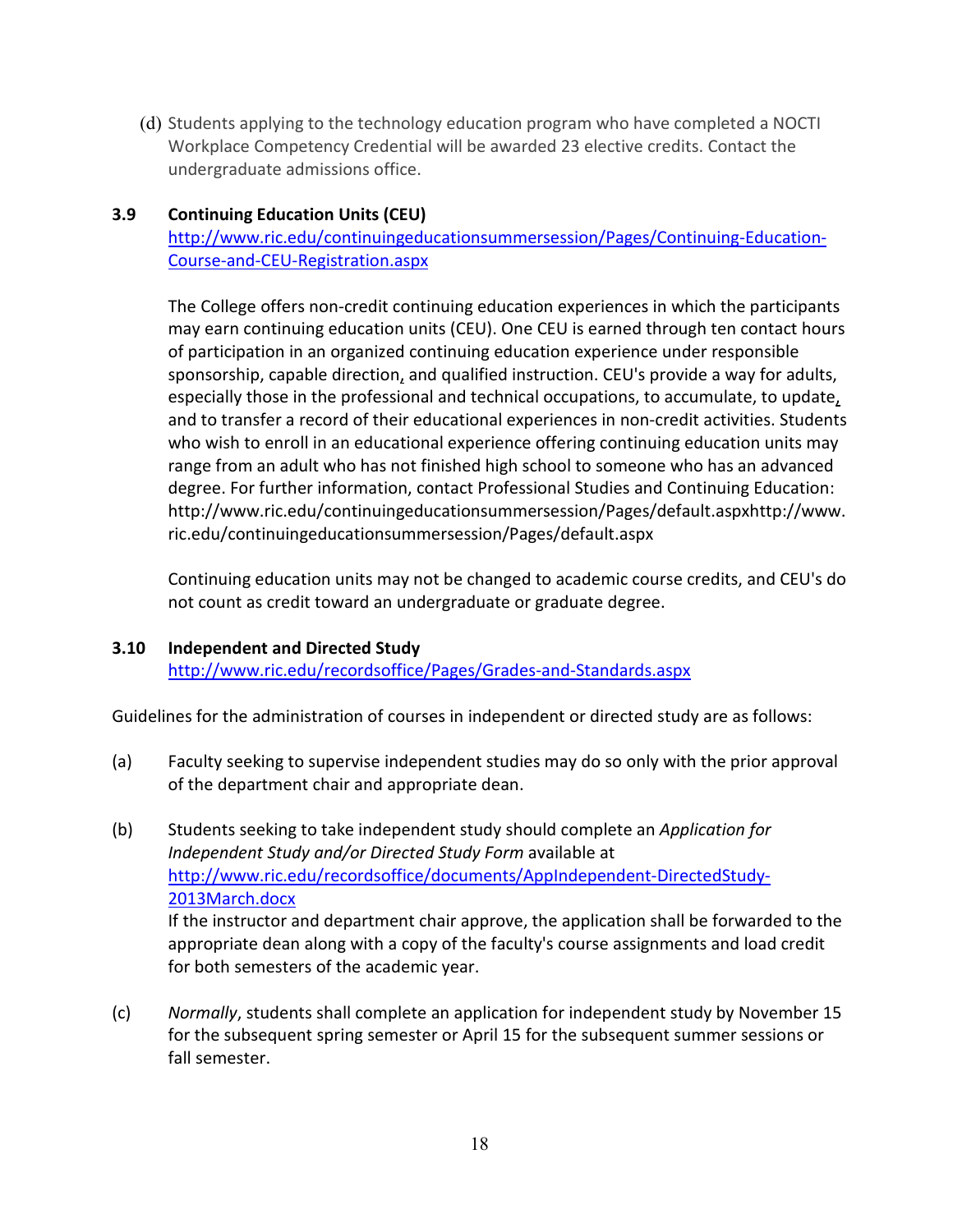(d) Students applying to the technology education program who have completed a NOCTI Workplace Competency Credential will be awarded 23 elective credits. Contact the undergraduate admissions office.

### 3.9 Continuing Education Units (CEU)

http://www.ric.edu/continuingeducationsummersession/Pages/Continuing-Education-Course-and-CEU-Registration.aspx

The College offers non-credit continuing education experiences in which the participants may earn continuing education units (CEU). One CEU is earned through ten contact hours of participation in an organized continuing education experience under responsible sponsorship, capable direction, and qualified instruction. CEU's provide a way for adults, especially those in the professional and technical occupations, to accumulate, to update, and to transfer a record of their educational experiences in non-credit activities. Students who wish to enroll in an educational experience offering continuing education units may range from an adult who has not finished high school to someone who has an advanced degree. For further information, contact Professional Studies and Continuing Education: http://www.ric.edu/continuingeducationsummersession/Pages/default.aspxhttp://www.ric.edu/continuingeducationsummersession/Pages/default.aspx

Continuing education units may not be changed to academic course credits, and CEU's do not count as credit toward an undergraduate or graduate degree.

### 3.10 Independent and Directed Study

http://www.ric.edu/recordsoffice/Pages/Grades-and-Standards.aspx

Guidelines for the administration of courses in independent or directed study are as follows:

(a) Faculty seeking to supervise independent studies may do so only with the prior approval of the department chair and appropriate dean.

(b) Students seeking to take independent study should complete an *Application for Independent Study and/or Directed Study Form* available at http://www.ric.edu/recordsoffice/documents/AppIndependent-DirectedStudy-2013March.docx
If the instructor and department chair approve, the application shall be forwarded to the appropriate dean along with a copy of the faculty's course assignments and load credit for both semesters of the academic year.

(c) *Normally*, students shall complete an application for independent study by November 15 for the subsequent spring semester or April 15 for the subsequent summer sessions or fall semester.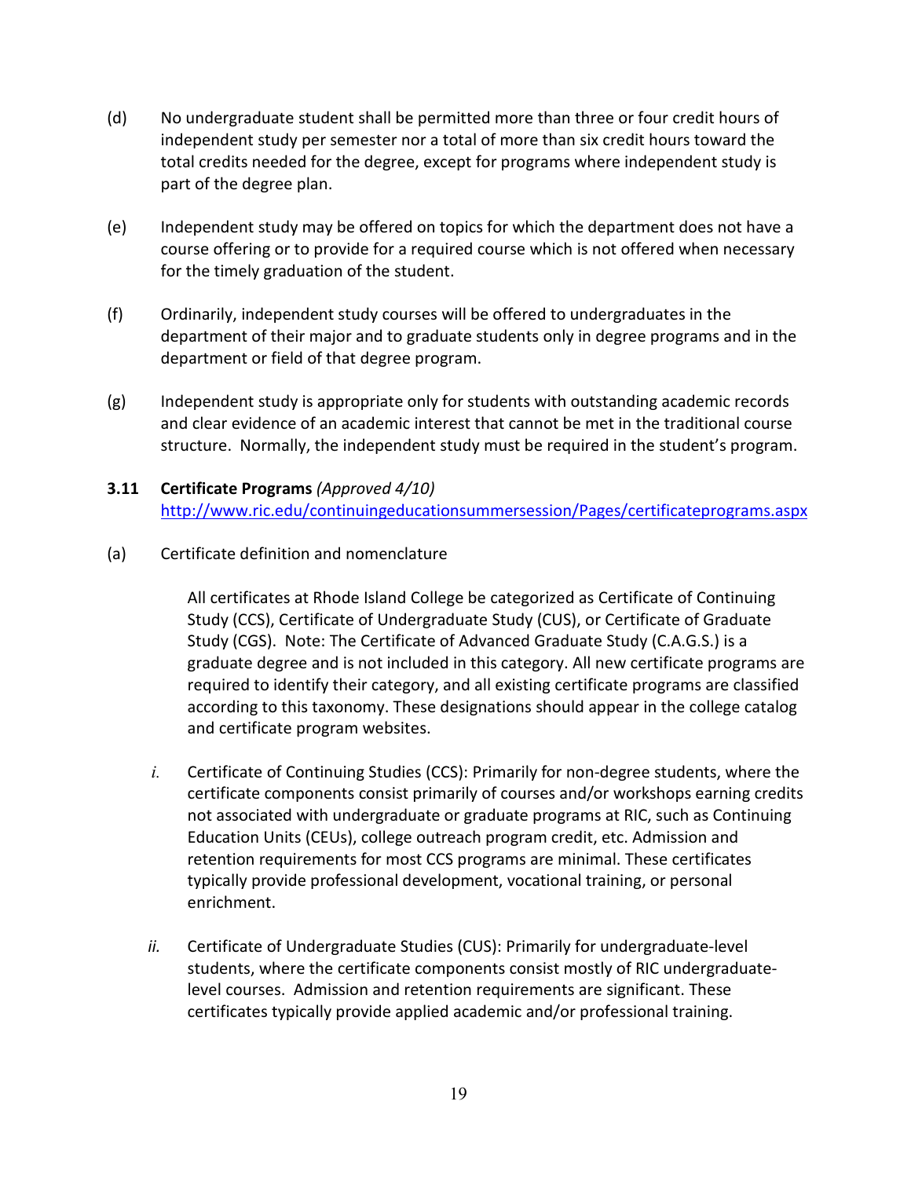(d) No undergraduate student shall be permitted more than three or four credit hours of independent study per semester nor a total of more than six credit hours toward the total credits needed for the degree, except for programs where independent study is part of the degree plan.

(e) Independent study may be offered on topics for which the department does not have a course offering or to provide for a required course which is not offered when necessary for the timely graduation of the student.

(f) Ordinarily, independent study courses will be offered to undergraduates in the department of their major and to graduate students only in degree programs and in the department or field of that degree program.

(g) Independent study is appropriate only for students with outstanding academic records and clear evidence of an academic interest that cannot be met in the traditional course structure. Normally, the independent study must be required in the student's program.

### 3.11 Certificate Programs *(Approved 4/10)*

http://www.ric.edu/continuingeducationsummersession/Pages/certificateprograms.aspx

(a) Certificate definition and nomenclature

All certificates at Rhode Island College be categorized as Certificate of Continuing Study (CCS), Certificate of Undergraduate Study (CUS), or Certificate of Graduate Study (CGS). Note: The Certificate of Advanced Graduate Study (C.A.G.S.) is a graduate degree and is not included in this category. All new certificate programs are required to identify their category, and all existing certificate programs are classified according to this taxonomy. These designations should appear in the college catalog and certificate program websites.

*i.* Certificate of Continuing Studies (CCS): Primarily for non-degree students, where the certificate components consist primarily of courses and/or workshops earning credits not associated with undergraduate or graduate programs at RIC, such as Continuing Education Units (CEUs), college outreach program credit, etc. Admission and retention requirements for most CCS programs are minimal. These certificates typically provide professional development, vocational training, or personal enrichment.

*ii.* Certificate of Undergraduate Studies (CUS): Primarily for undergraduate-level students, where the certificate components consist mostly of RIC undergraduate-level courses. Admission and retention requirements are significant. These certificates typically provide applied academic and/or professional training.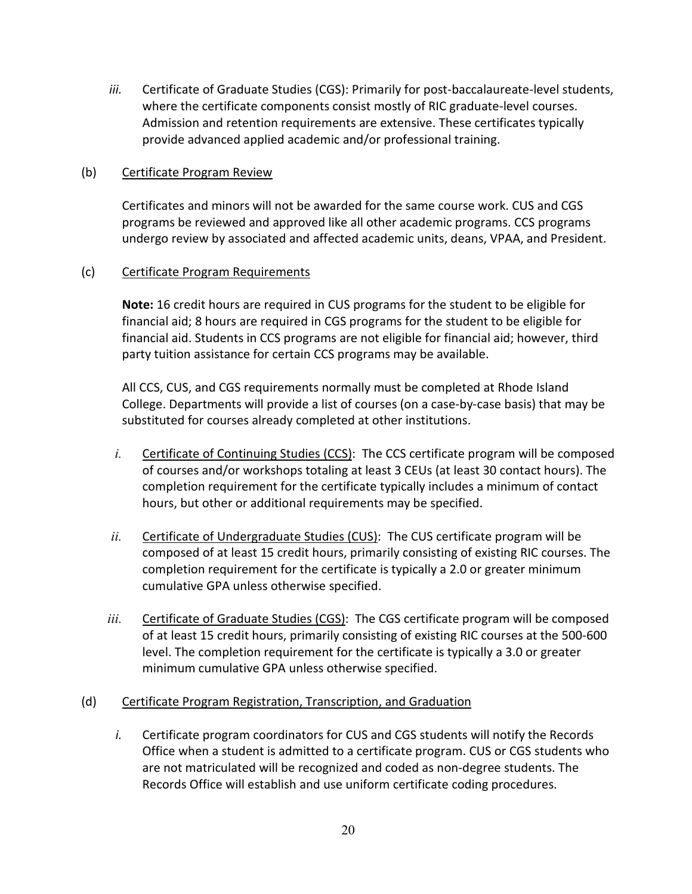*iii.* Certificate of Graduate Studies (CGS): Primarily for post-baccalaureate-level students, where the certificate components consist mostly of RIC graduate-level courses. Admission and retention requirements are extensive. These certificates typically provide advanced applied academic and/or professional training.

(b) Certificate Program Review

Certificates and minors will not be awarded for the same course work. CUS and CGS programs be reviewed and approved like all other academic programs. CCS programs undergo review by associated and affected academic units, deans, VPAA, and President.

(c) Certificate Program Requirements

**Note:** 16 credit hours are required in CUS programs for the student to be eligible for financial aid; 8 hours are required in CGS programs for the student to be eligible for financial aid. Students in CCS programs are not eligible for financial aid; however, third party tuition assistance for certain CCS programs may be available.

All CCS, CUS, and CGS requirements normally must be completed at Rhode Island College. Departments will provide a list of courses (on a case-by-case basis) that may be substituted for courses already completed at other institutions.

*i.* Certificate of Continuing Studies (CCS): The CCS certificate program will be composed of courses and/or workshops totaling at least 3 CEUs (at least 30 contact hours). The completion requirement for the certificate typically includes a minimum of contact hours, but other or additional requirements may be specified.

*ii.* Certificate of Undergraduate Studies (CUS): The CUS certificate program will be composed of at least 15 credit hours, primarily consisting of existing RIC courses. The completion requirement for the certificate is typically a 2.0 or greater minimum cumulative GPA unless otherwise specified.

*iii.* Certificate of Graduate Studies (CGS): The CGS certificate program will be composed of at least 15 credit hours, primarily consisting of existing RIC courses at the 500-600 level. The completion requirement for the certificate is typically a 3.0 or greater minimum cumulative GPA unless otherwise specified.

(d) Certificate Program Registration, Transcription, and Graduation

*i.* Certificate program coordinators for CUS and CGS students will notify the Records Office when a student is admitted to a certificate program. CUS or CGS students who are not matriculated will be recognized and coded as non-degree students. The Records Office will establish and use uniform certificate coding procedures.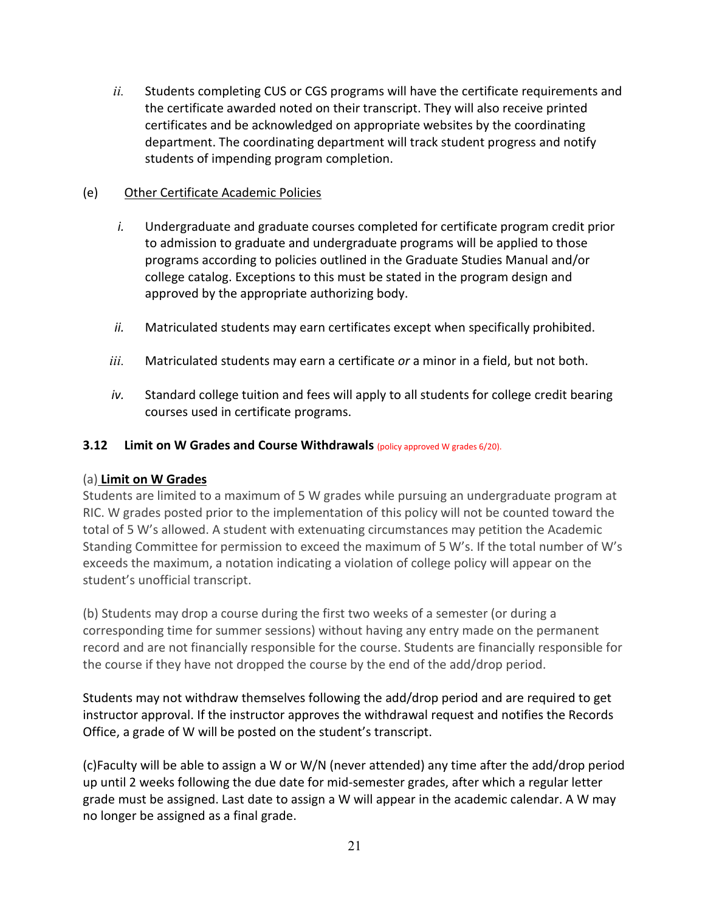*ii.* Students completing CUS or CGS programs will have the certificate requirements and the certificate awarded noted on their transcript. They will also receive printed certificates and be acknowledged on appropriate websites by the coordinating department. The coordinating department will track student progress and notify students of impending program completion.

(e) Other Certificate Academic Policies

*i.* Undergraduate and graduate courses completed for certificate program credit prior to admission to graduate and undergraduate programs will be applied to those programs according to policies outlined in the Graduate Studies Manual and/or college catalog. Exceptions to this must be stated in the program design and approved by the appropriate authorizing body.

*ii.* Matriculated students may earn certificates except when specifically prohibited.

*iii.* Matriculated students may earn a certificate *or* a minor in a field, but not both.

*iv.* Standard college tuition and fees will apply to all students for college credit bearing courses used in certificate programs.

### 3.12 Limit on W Grades and Course Withdrawals (policy approved W grades 6/20).

(a) **Limit on W Grades**

Students are limited to a maximum of 5 W grades while pursuing an undergraduate program at RIC. W grades posted prior to the implementation of this policy will not be counted toward the total of 5 W's allowed. A student with extenuating circumstances may petition the Academic Standing Committee for permission to exceed the maximum of 5 W's. If the total number of W's exceeds the maximum, a notation indicating a violation of college policy will appear on the student's unofficial transcript.

(b) Students may drop a course during the first two weeks of a semester (or during a corresponding time for summer sessions) without having any entry made on the permanent record and are not financially responsible for the course. Students are financially responsible for the course if they have not dropped the course by the end of the add/drop period.

Students may not withdraw themselves following the add/drop period and are required to get instructor approval. If the instructor approves the withdrawal request and notifies the Records Office, a grade of W will be posted on the student's transcript.

(c)Faculty will be able to assign a W or W/N (never attended) any time after the add/drop period up until 2 weeks following the due date for mid-semester grades, after which a regular letter grade must be assigned. Last date to assign a W will appear in the academic calendar. A W may no longer be assigned as a final grade.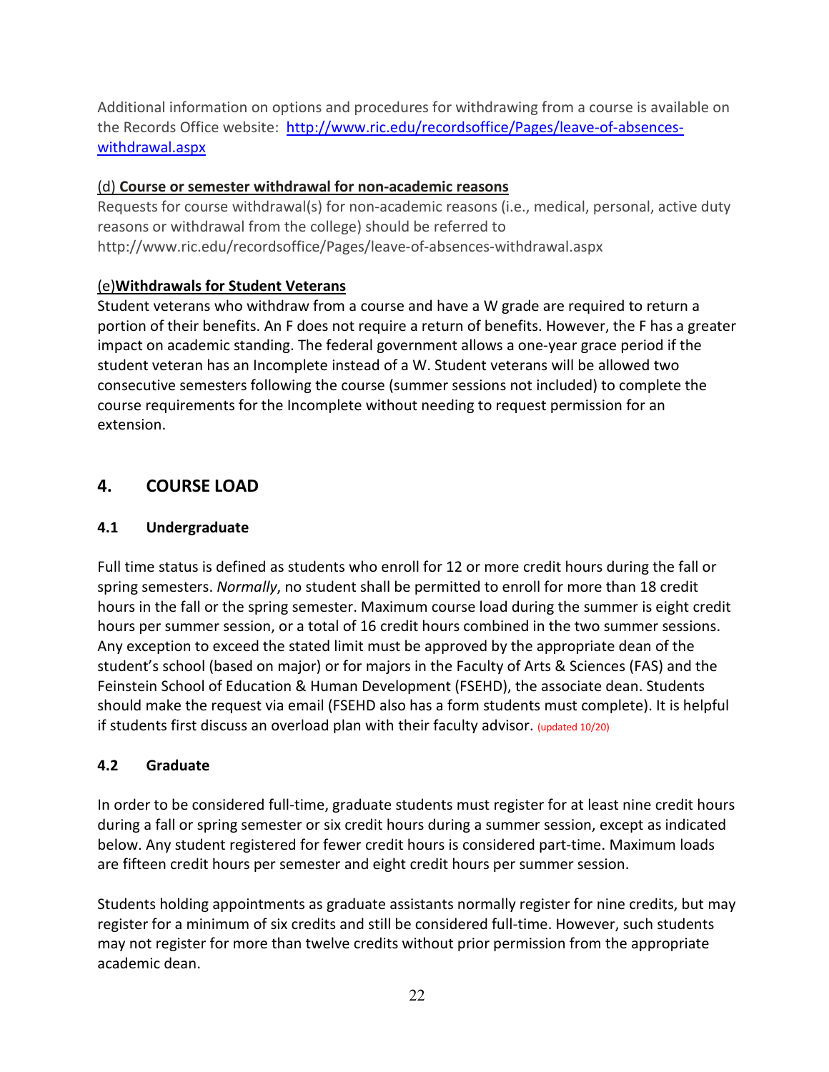Additional information on options and procedures for withdrawing from a course is available on the Records Office website: [http://www.ric.edu/recordsoffice/Pages/leave-of-absences-withdrawal.aspx](http://www.ric.edu/recordsoffice/Pages/leave-of-absences-withdrawal.aspx)

(d) **Course or semester withdrawal for non-academic reasons**

Requests for course withdrawal(s) for non-academic reasons (i.e., medical, personal, active duty reasons or withdrawal from the college) should be referred to http://www.ric.edu/recordsoffice/Pages/leave-of-absences-withdrawal.aspx

(e)**Withdrawals for Student Veterans**

Student veterans who withdraw from a course and have a W grade are required to return a portion of their benefits. An F does not require a return of benefits. However, the F has a greater impact on academic standing. The federal government allows a one-year grace period if the student veteran has an Incomplete instead of a W. Student veterans will be allowed two consecutive semesters following the course (summer sessions not included) to complete the course requirements for the Incomplete without needing to request permission for an extension.

## 4. COURSE LOAD

### 4.1 Undergraduate

Full time status is defined as students who enroll for 12 or more credit hours during the fall or spring semesters. *Normally*, no student shall be permitted to enroll for more than 18 credit hours in the fall or the spring semester. Maximum course load during the summer is eight credit hours per summer session, or a total of 16 credit hours combined in the two summer sessions. Any exception to exceed the stated limit must be approved by the appropriate dean of the student's school (based on major) or for majors in the Faculty of Arts & Sciences (FAS) and the Feinstein School of Education & Human Development (FSEHD), the associate dean. Students should make the request via email (FSEHD also has a form students must complete). It is helpful if students first discuss an overload plan with their faculty advisor. (updated 10/20)

### 4.2 Graduate

In order to be considered full-time, graduate students must register for at least nine credit hours during a fall or spring semester or six credit hours during a summer session, except as indicated below. Any student registered for fewer credit hours is considered part-time. Maximum loads are fifteen credit hours per semester and eight credit hours per summer session.

Students holding appointments as graduate assistants normally register for nine credits, but may register for a minimum of six credits and still be considered full-time. However, such students may not register for more than twelve credits without prior permission from the appropriate academic dean.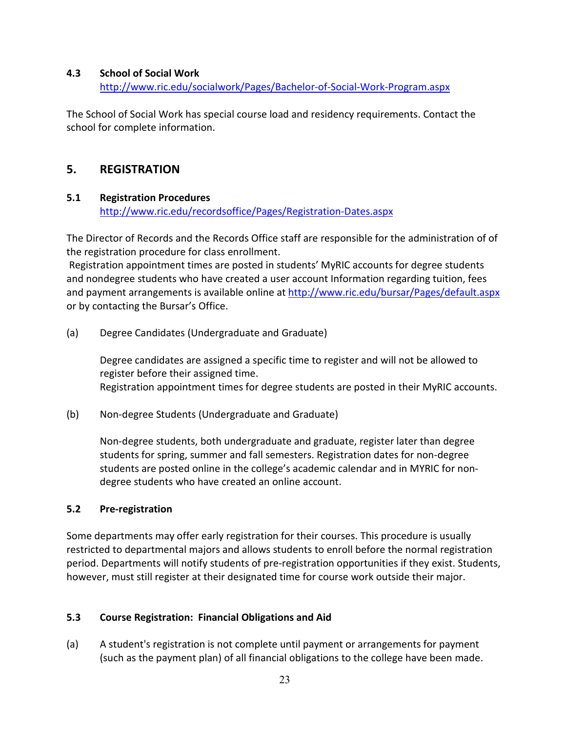### 4.3 School of Social Work

http://www.ric.edu/socialwork/Pages/Bachelor-of-Social-Work-Program.aspx

The School of Social Work has special course load and residency requirements. Contact the school for complete information.

## 5. REGISTRATION

### 5.1 Registration Procedures

http://www.ric.edu/recordsoffice/Pages/Registration-Dates.aspx

The Director of Records and the Records Office staff are responsible for the administration of of the registration procedure for class enrollment.

Registration appointment times are posted in students' MyRIC accounts for degree students and nondegree students who have created a user account Information regarding tuition, fees and payment arrangements is available online at http://www.ric.edu/bursar/Pages/default.aspx or by contacting the Bursar's Office.

(a) Degree Candidates (Undergraduate and Graduate)

Degree candidates are assigned a specific time to register and will not be allowed to register before their assigned time.
Registration appointment times for degree students are posted in their MyRIC accounts.

(b) Non-degree Students (Undergraduate and Graduate)

Non-degree students, both undergraduate and graduate, register later than degree students for spring, summer and fall semesters. Registration dates for non-degree students are posted online in the college's academic calendar and in MYRIC for non-degree students who have created an online account.

### 5.2 Pre-registration

Some departments may offer early registration for their courses. This procedure is usually restricted to departmental majors and allows students to enroll before the normal registration period. Departments will notify students of pre-registration opportunities if they exist. Students, however, must still register at their designated time for course work outside their major.

### 5.3 Course Registration: Financial Obligations and Aid

(a) A student's registration is not complete until payment or arrangements for payment (such as the payment plan) of all financial obligations to the college have been made.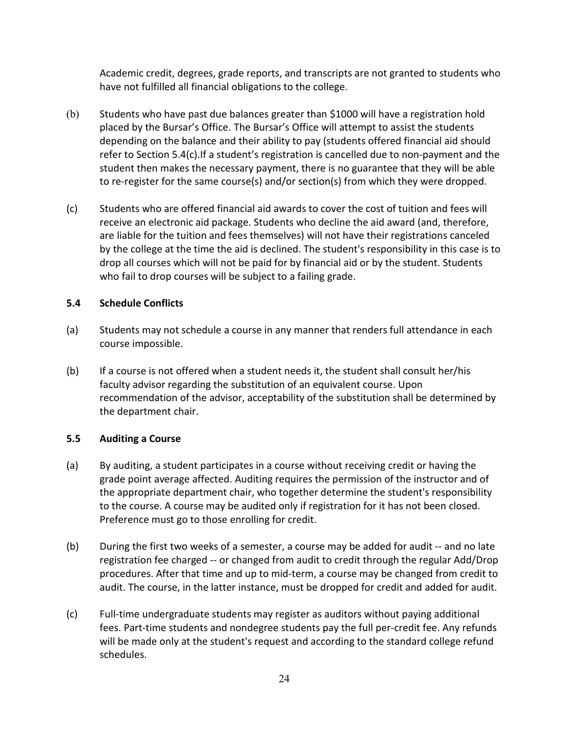Academic credit, degrees, grade reports, and transcripts are not granted to students who have not fulfilled all financial obligations to the college.

(b) Students who have past due balances greater than $1000 will have a registration hold placed by the Bursar's Office. The Bursar's Office will attempt to assist the students depending on the balance and their ability to pay (students offered financial aid should refer to Section 5.4(c).If a student's registration is cancelled due to non-payment and the student then makes the necessary payment, there is no guarantee that they will be able to re-register for the same course(s) and/or section(s) from which they were dropped.

(c) Students who are offered financial aid awards to cover the cost of tuition and fees will receive an electronic aid package. Students who decline the aid award (and, therefore, are liable for the tuition and fees themselves) will not have their registrations canceled by the college at the time the aid is declined. The student's responsibility in this case is to drop all courses which will not be paid for by financial aid or by the student. Students who fail to drop courses will be subject to a failing grade.

### 5.4 Schedule Conflicts

(a) Students may not schedule a course in any manner that renders full attendance in each course impossible.

(b) If a course is not offered when a student needs it, the student shall consult her/his faculty advisor regarding the substitution of an equivalent course. Upon recommendation of the advisor, acceptability of the substitution shall be determined by the department chair.

### 5.5 Auditing a Course

(a) By auditing, a student participates in a course without receiving credit or having the grade point average affected. Auditing requires the permission of the instructor and of the appropriate department chair, who together determine the student's responsibility to the course. A course may be audited only if registration for it has not been closed. Preference must go to those enrolling for credit.

(b) During the first two weeks of a semester, a course may be added for audit -- and no late registration fee charged -- or changed from audit to credit through the regular Add/Drop procedures. After that time and up to mid-term, a course may be changed from credit to audit. The course, in the latter instance, must be dropped for credit and added for audit.

(c) Full-time undergraduate students may register as auditors without paying additional fees. Part-time students and nondegree students pay the full per-credit fee. Any refunds will be made only at the student's request and according to the standard college refund schedules.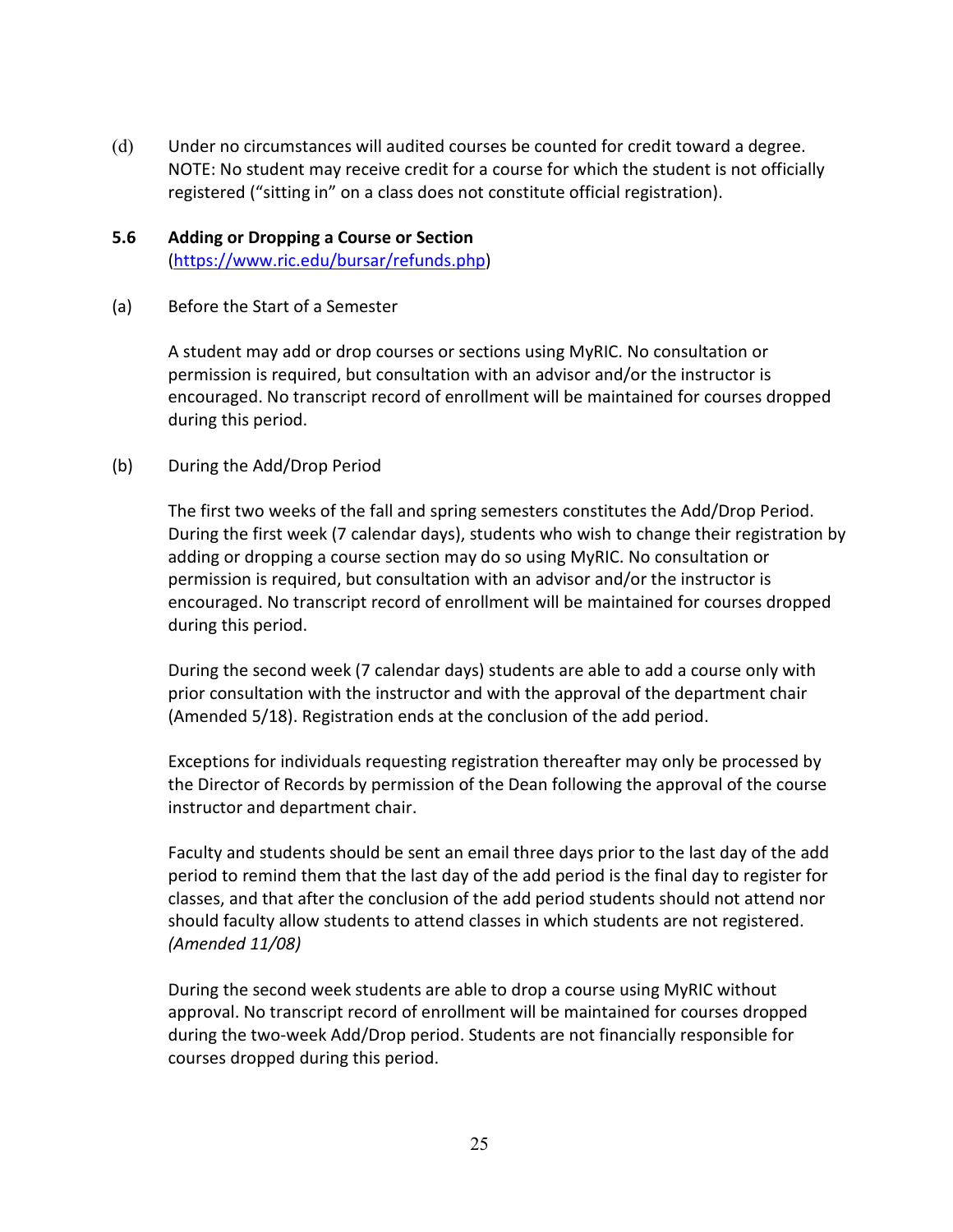(d) Under no circumstances will audited courses be counted for credit toward a degree. NOTE: No student may receive credit for a course for which the student is not officially registered ("sitting in" on a class does not constitute official registration).

### 5.6 Adding or Dropping a Course or Section

(https://www.ric.edu/bursar/refunds.php)

(a) Before the Start of a Semester

A student may add or drop courses or sections using MyRIC. No consultation or permission is required, but consultation with an advisor and/or the instructor is encouraged. No transcript record of enrollment will be maintained for courses dropped during this period.

(b) During the Add/Drop Period

The first two weeks of the fall and spring semesters constitutes the Add/Drop Period. During the first week (7 calendar days), students who wish to change their registration by adding or dropping a course section may do so using MyRIC. No consultation or permission is required, but consultation with an advisor and/or the instructor is encouraged. No transcript record of enrollment will be maintained for courses dropped during this period.

During the second week (7 calendar days) students are able to add a course only with prior consultation with the instructor and with the approval of the department chair (Amended 5/18). Registration ends at the conclusion of the add period.

Exceptions for individuals requesting registration thereafter may only be processed by the Director of Records by permission of the Dean following the approval of the course instructor and department chair.

Faculty and students should be sent an email three days prior to the last day of the add period to remind them that the last day of the add period is the final day to register for classes, and that after the conclusion of the add period students should not attend nor should faculty allow students to attend classes in which students are not registered. *(Amended 11/08)*

During the second week students are able to drop a course using MyRIC without approval. No transcript record of enrollment will be maintained for courses dropped during the two-week Add/Drop period. Students are not financially responsible for courses dropped during this period.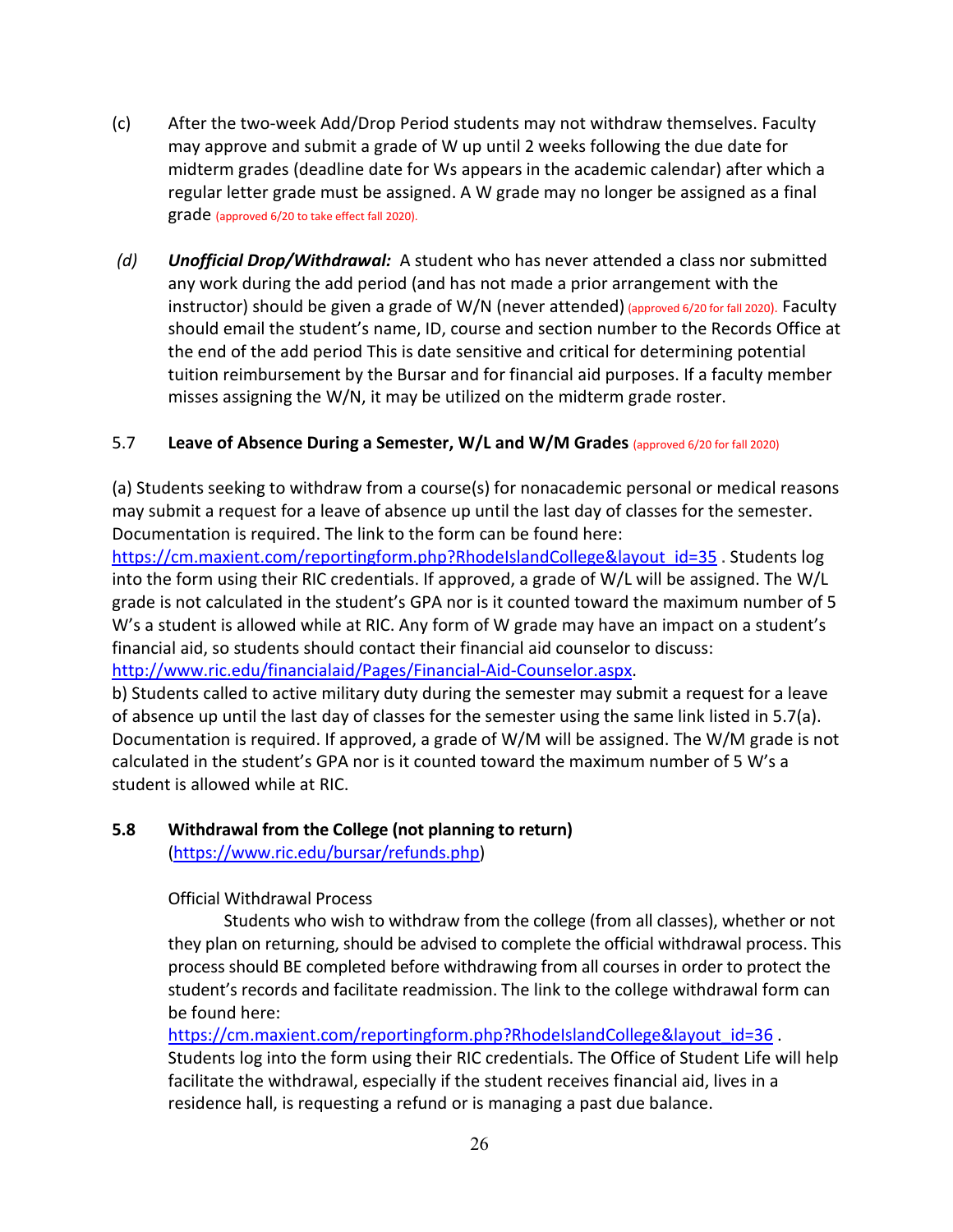(c) After the two-week Add/Drop Period students may not withdraw themselves. Faculty may approve and submit a grade of W up until 2 weeks following the due date for midterm grades (deadline date for Ws appears in the academic calendar) after which a regular letter grade must be assigned. A W grade may no longer be assigned as a final grade (approved 6/20 to take effect fall 2020).

*(d)* ***Unofficial Drop/Withdrawal:*** A student who has never attended a class nor submitted any work during the add period (and has not made a prior arrangement with the instructor) should be given a grade of W/N (never attended) (approved 6/20 for fall 2020). Faculty should email the student's name, ID, course and section number to the Records Office at the end of the add period This is date sensitive and critical for determining potential tuition reimbursement by the Bursar and for financial aid purposes. If a faculty member misses assigning the W/N, it may be utilized on the midterm grade roster.

### 5.7 Leave of Absence During a Semester, W/L and W/M Grades (approved 6/20 for fall 2020)

(a) Students seeking to withdraw from a course(s) for nonacademic personal or medical reasons may submit a request for a leave of absence up until the last day of classes for the semester. Documentation is required. The link to the form can be found here: https://cm.maxient.com/reportingform.php?RhodeIslandCollege&layout_id=35 . Students log into the form using their RIC credentials. If approved, a grade of W/L will be assigned. The W/L grade is not calculated in the student's GPA nor is it counted toward the maximum number of 5 W's a student is allowed while at RIC. Any form of W grade may have an impact on a student's financial aid, so students should contact their financial aid counselor to discuss: http://www.ric.edu/financialaid/Pages/Financial-Aid-Counselor.aspx.
b) Students called to active military duty during the semester may submit a request for a leave of absence up until the last day of classes for the semester using the same link listed in 5.7(a). Documentation is required. If approved, a grade of W/M will be assigned. The W/M grade is not calculated in the student's GPA nor is it counted toward the maximum number of 5 W's a student is allowed while at RIC.

### 5.8 Withdrawal from the College (not planning to return)

(https://www.ric.edu/bursar/refunds.php)

Official Withdrawal Process

Students who wish to withdraw from the college (from all classes), whether or not they plan on returning, should be advised to complete the official withdrawal process. This process should BE completed before withdrawing from all courses in order to protect the student's records and facilitate readmission. The link to the college withdrawal form can be found here:
https://cm.maxient.com/reportingform.php?RhodeIslandCollege&layout_id=36 . Students log into the form using their RIC credentials. The Office of Student Life will help facilitate the withdrawal, especially if the student receives financial aid, lives in a residence hall, is requesting a refund or is managing a past due balance.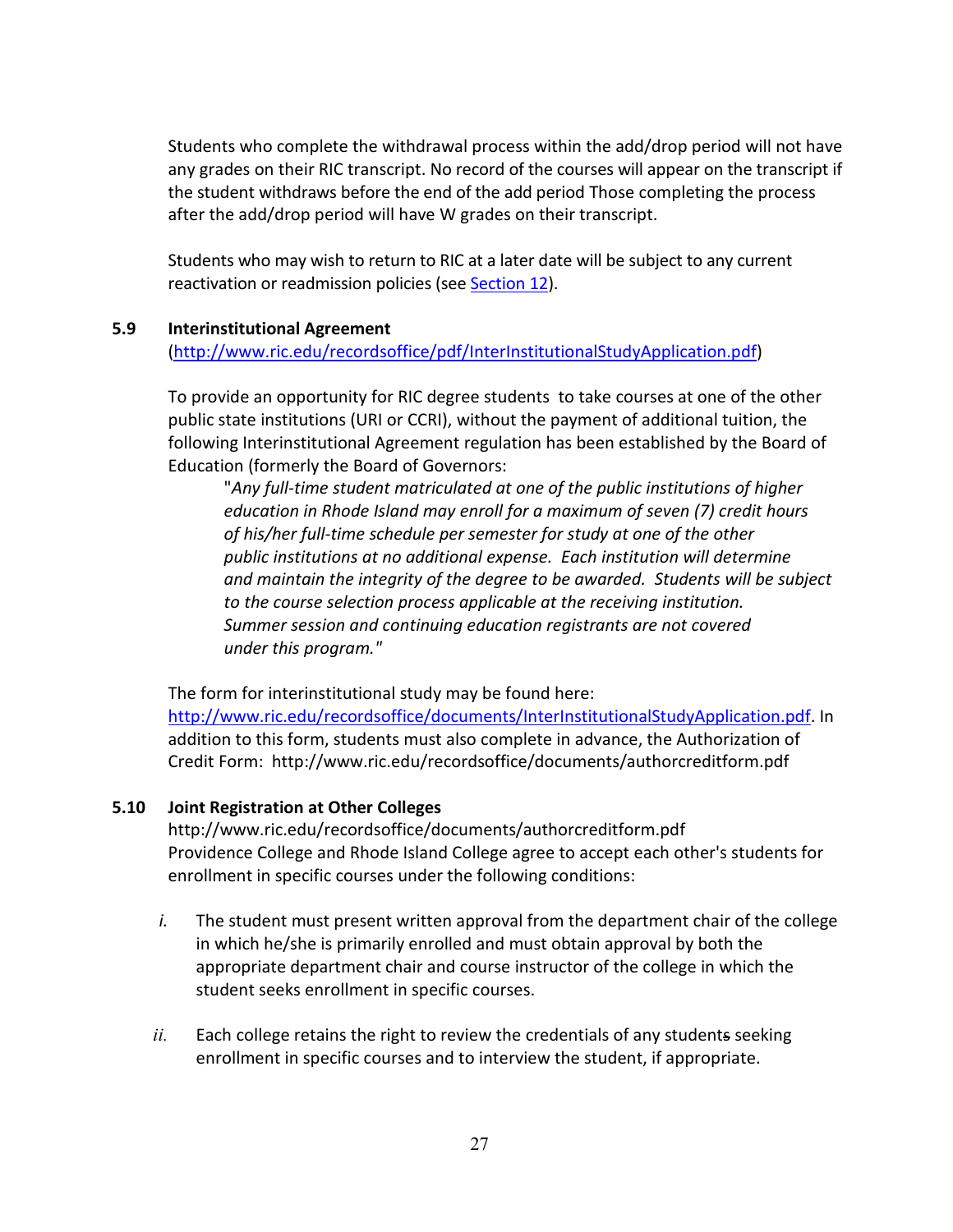Students who complete the withdrawal process within the add/drop period will not have any grades on their RIC transcript. No record of the courses will appear on the transcript if the student withdraws before the end of the add period Those completing the process after the add/drop period will have W grades on their transcript.

Students who may wish to return to RIC at a later date will be subject to any current reactivation or readmission policies (see Section 12).

### 5.9 Interinstitutional Agreement

(http://www.ric.edu/recordsoffice/pdf/InterInstitutionalStudyApplication.pdf)

To provide an opportunity for RIC degree students to take courses at one of the other public state institutions (URI or CCRI), without the payment of additional tuition, the following Interinstitutional Agreement regulation has been established by the Board of Education (formerly the Board of Governors:

> "*Any full-time student matriculated at one of the public institutions of higher education in Rhode Island may enroll for a maximum of seven (7) credit hours of his/her full-time schedule per semester for study at one of the other public institutions at no additional expense. Each institution will determine and maintain the integrity of the degree to be awarded. Students will be subject to the course selection process applicable at the receiving institution. Summer session and continuing education registrants are not covered under this program.*"

The form for interinstitutional study may be found here: http://www.ric.edu/recordsoffice/documents/InterInstitutionalStudyApplication.pdf. In addition to this form, students must also complete in advance, the Authorization of Credit Form: http://www.ric.edu/recordsoffice/documents/authorcreditform.pdf

### 5.10 Joint Registration at Other Colleges

http://www.ric.edu/recordsoffice/documents/authorcreditform.pdf
Providence College and Rhode Island College agree to accept each other's students for enrollment in specific courses under the following conditions:

*i.* The student must present written approval from the department chair of the college in which he/she is primarily enrolled and must obtain approval by both the appropriate department chair and course instructor of the college in which the student seeks enrollment in specific courses.

*ii.* Each college retains the right to review the credentials of any students seeking enrollment in specific courses and to interview the student, if appropriate.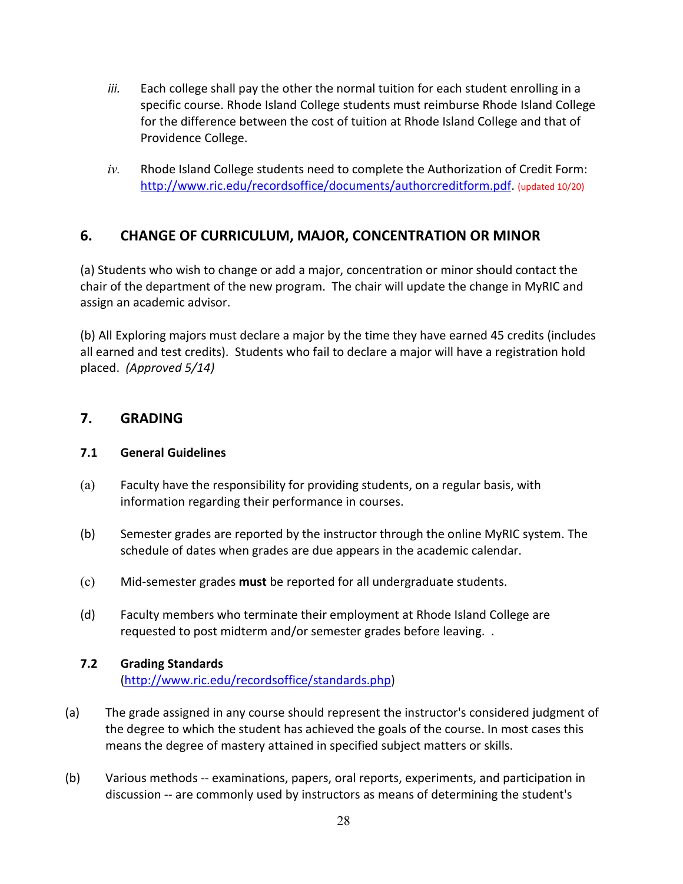*iii.* Each college shall pay the other the normal tuition for each student enrolling in a specific course. Rhode Island College students must reimburse Rhode Island College for the difference between the cost of tuition at Rhode Island College and that of Providence College.

*iv.* Rhode Island College students need to complete the Authorization of Credit Form: http://www.ric.edu/recordsoffice/documents/authorcreditform.pdf. (updated 10/20)

## 6. CHANGE OF CURRICULUM, MAJOR, CONCENTRATION OR MINOR

(a) Students who wish to change or add a major, concentration or minor should contact the chair of the department of the new program. The chair will update the change in MyRIC and assign an academic advisor.

(b) All Exploring majors must declare a major by the time they have earned 45 credits (includes all earned and test credits). Students who fail to declare a major will have a registration hold placed. *(Approved 5/14)*

## 7. GRADING

### 7.1 General Guidelines

(a) Faculty have the responsibility for providing students, on a regular basis, with information regarding their performance in courses.

(b) Semester grades are reported by the instructor through the online MyRIC system. The schedule of dates when grades are due appears in the academic calendar.

(c) Mid-semester grades **must** be reported for all undergraduate students.

(d) Faculty members who terminate their employment at Rhode Island College are requested to post midterm and/or semester grades before leaving. .

### 7.2 Grading Standards

(http://www.ric.edu/recordsoffice/standards.php)

(a) The grade assigned in any course should represent the instructor's considered judgment of the degree to which the student has achieved the goals of the course. In most cases this means the degree of mastery attained in specified subject matters or skills.

(b) Various methods -- examinations, papers, oral reports, experiments, and participation in discussion -- are commonly used by instructors as means of determining the student's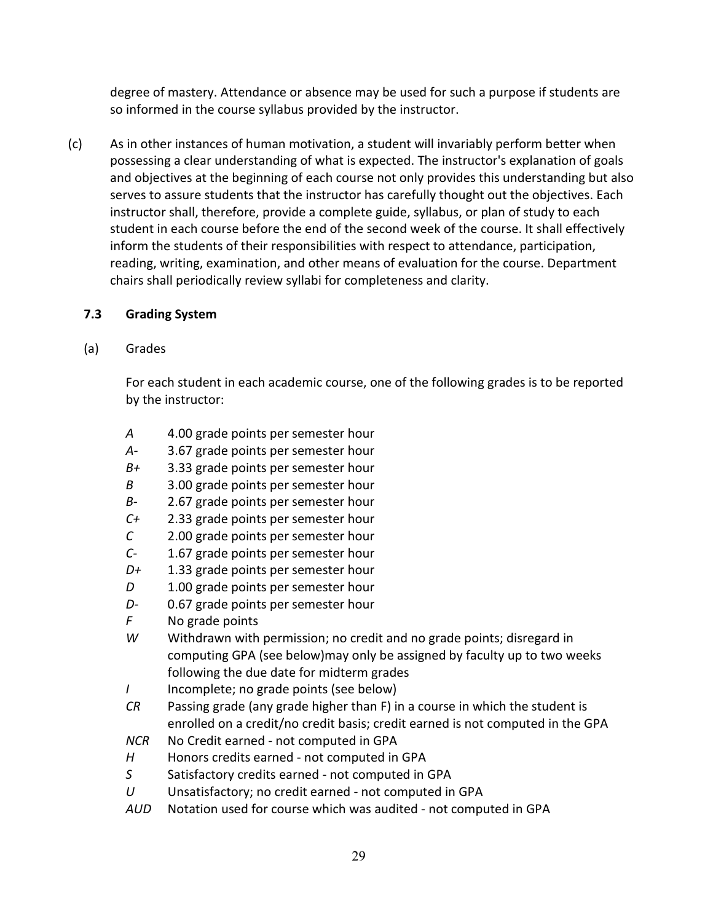degree of mastery. Attendance or absence may be used for such a purpose if students are so informed in the course syllabus provided by the instructor.

(c) As in other instances of human motivation, a student will invariably perform better when possessing a clear understanding of what is expected. The instructor's explanation of goals and objectives at the beginning of each course not only provides this understanding but also serves to assure students that the instructor has carefully thought out the objectives. Each instructor shall, therefore, provide a complete guide, syllabus, or plan of study to each student in each course before the end of the second week of the course. It shall effectively inform the students of their responsibilities with respect to attendance, participation, reading, writing, examination, and other means of evaluation for the course. Department chairs shall periodically review syllabi for completeness and clarity.

### 7.3 Grading System

(a) Grades

For each student in each academic course, one of the following grades is to be reported by the instructor:

- *A* 4.00 grade points per semester hour
- *A-* 3.67 grade points per semester hour
- *B+* 3.33 grade points per semester hour
- *B* 3.00 grade points per semester hour
- *B-* 2.67 grade points per semester hour
- *C+* 2.33 grade points per semester hour
- *C* 2.00 grade points per semester hour
- *C-* 1.67 grade points per semester hour
- *D+* 1.33 grade points per semester hour
- *D* 1.00 grade points per semester hour
- *D-* 0.67 grade points per semester hour
- *F* No grade points
- *W* Withdrawn with permission; no credit and no grade points; disregard in computing GPA (see below)may only be assigned by faculty up to two weeks following the due date for midterm grades
- *I* Incomplete; no grade points (see below)
- *CR* Passing grade (any grade higher than F) in a course in which the student is enrolled on a credit/no credit basis; credit earned is not computed in the GPA
- *NCR* No Credit earned - not computed in GPA
- *H* Honors credits earned - not computed in GPA
- *S* Satisfactory credits earned - not computed in GPA
- *U* Unsatisfactory; no credit earned - not computed in GPA
- *AUD* Notation used for course which was audited - not computed in GPA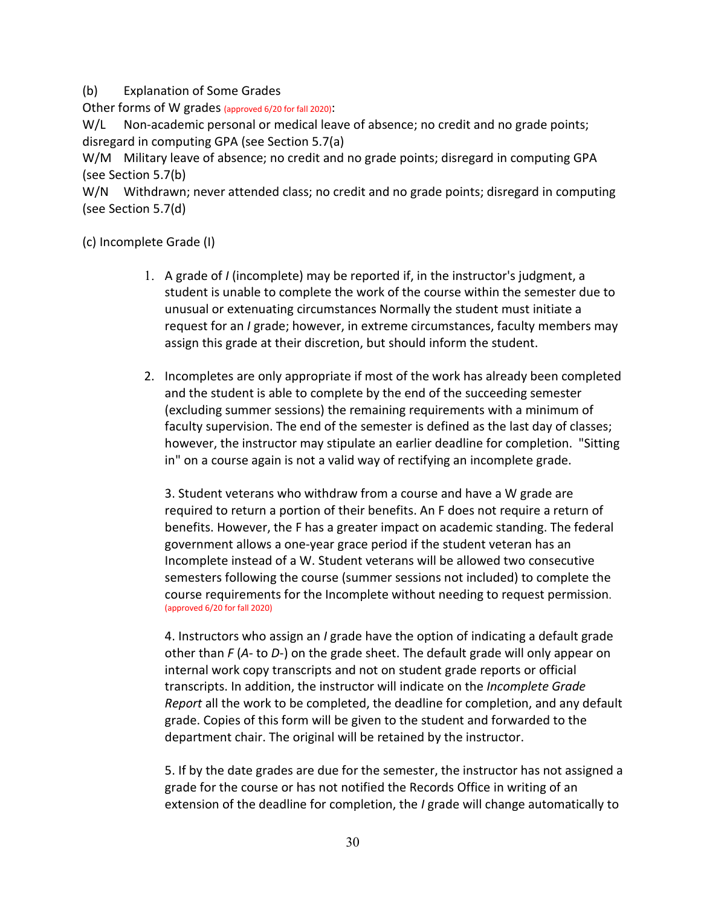(b) Explanation of Some Grades

Other forms of W grades (approved 6/20 for fall 2020):

W/L Non-academic personal or medical leave of absence; no credit and no grade points; disregard in computing GPA (see Section 5.7(a)

W/M Military leave of absence; no credit and no grade points; disregard in computing GPA (see Section 5.7(b)

W/N Withdrawn; never attended class; no credit and no grade points; disregard in computing (see Section 5.7(d)

(c) Incomplete Grade (I)

1. A grade of *I* (incomplete) may be reported if, in the instructor's judgment, a student is unable to complete the work of the course within the semester due to unusual or extenuating circumstances Normally the student must initiate a request for an *I* grade; however, in extreme circumstances, faculty members may assign this grade at their discretion, but should inform the student.

2. Incompletes are only appropriate if most of the work has already been completed and the student is able to complete by the end of the succeeding semester (excluding summer sessions) the remaining requirements with a minimum of faculty supervision. The end of the semester is defined as the last day of classes; however, the instructor may stipulate an earlier deadline for completion. "Sitting in" on a course again is not a valid way of rectifying an incomplete grade.

3. Student veterans who withdraw from a course and have a W grade are required to return a portion of their benefits. An F does not require a return of benefits. However, the F has a greater impact on academic standing. The federal government allows a one-year grace period if the student veteran has an Incomplete instead of a W. Student veterans will be allowed two consecutive semesters following the course (summer sessions not included) to complete the course requirements for the Incomplete without needing to request permission. (approved 6/20 for fall 2020)

4. Instructors who assign an *I* grade have the option of indicating a default grade other than *F* (*A-* to *D-*) on the grade sheet. The default grade will only appear on internal work copy transcripts and not on student grade reports or official transcripts. In addition, the instructor will indicate on the *Incomplete Grade Report* all the work to be completed, the deadline for completion, and any default grade. Copies of this form will be given to the student and forwarded to the department chair. The original will be retained by the instructor.

5. If by the date grades are due for the semester, the instructor has not assigned a grade for the course or has not notified the Records Office in writing of an extension of the deadline for completion, the *I* grade will change automatically to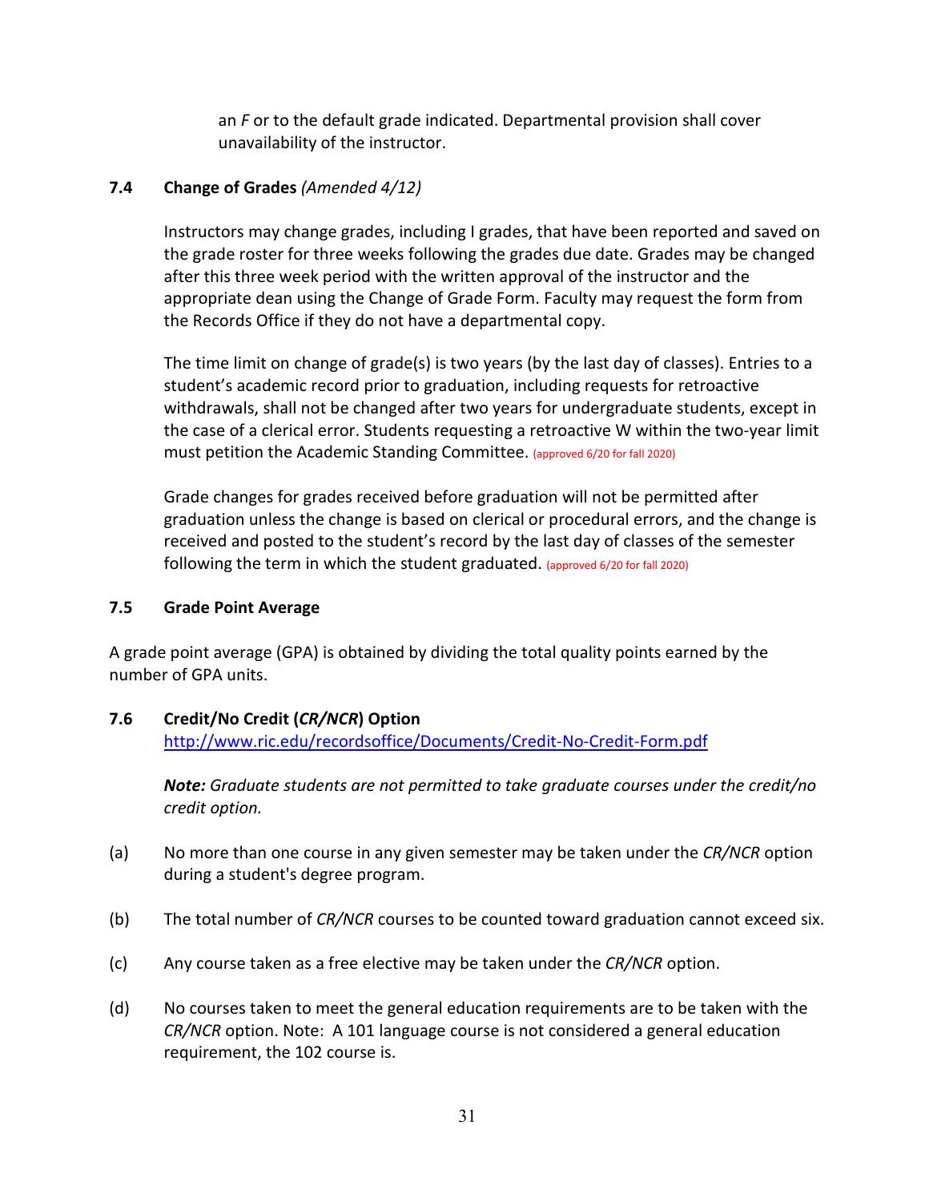an *F* or to the default grade indicated. Departmental provision shall cover unavailability of the instructor.

### 7.4 Change of Grades *(Amended 4/12)*

Instructors may change grades, including I grades, that have been reported and saved on the grade roster for three weeks following the grades due date. Grades may be changed after this three week period with the written approval of the instructor and the appropriate dean using the Change of Grade Form. Faculty may request the form from the Records Office if they do not have a departmental copy.

The time limit on change of grade(s) is two years (by the last day of classes). Entries to a student's academic record prior to graduation, including requests for retroactive withdrawals, shall not be changed after two years for undergraduate students, except in the case of a clerical error. Students requesting a retroactive W within the two-year limit must petition the Academic Standing Committee. (approved 6/20 for fall 2020)

Grade changes for grades received before graduation will not be permitted after graduation unless the change is based on clerical or procedural errors, and the change is received and posted to the student's record by the last day of classes of the semester following the term in which the student graduated. (approved 6/20 for fall 2020)

### 7.5 Grade Point Average

A grade point average (GPA) is obtained by dividing the total quality points earned by the number of GPA units.

### 7.6 Credit/No Credit (*CR/NCR*) Option

http://www.ric.edu/recordsoffice/Documents/Credit-No-Credit-Form.pdf

***Note:*** *Graduate students are not permitted to take graduate courses under the credit/no credit option.*

(a) No more than one course in any given semester may be taken under the *CR/NCR* option during a student's degree program.

(b) The total number of *CR/NCR* courses to be counted toward graduation cannot exceed six.

(c) Any course taken as a free elective may be taken under the *CR/NCR* option.

(d) No courses taken to meet the general education requirements are to be taken with the *CR/NCR* option. Note: A 101 language course is not considered a general education requirement, the 102 course is.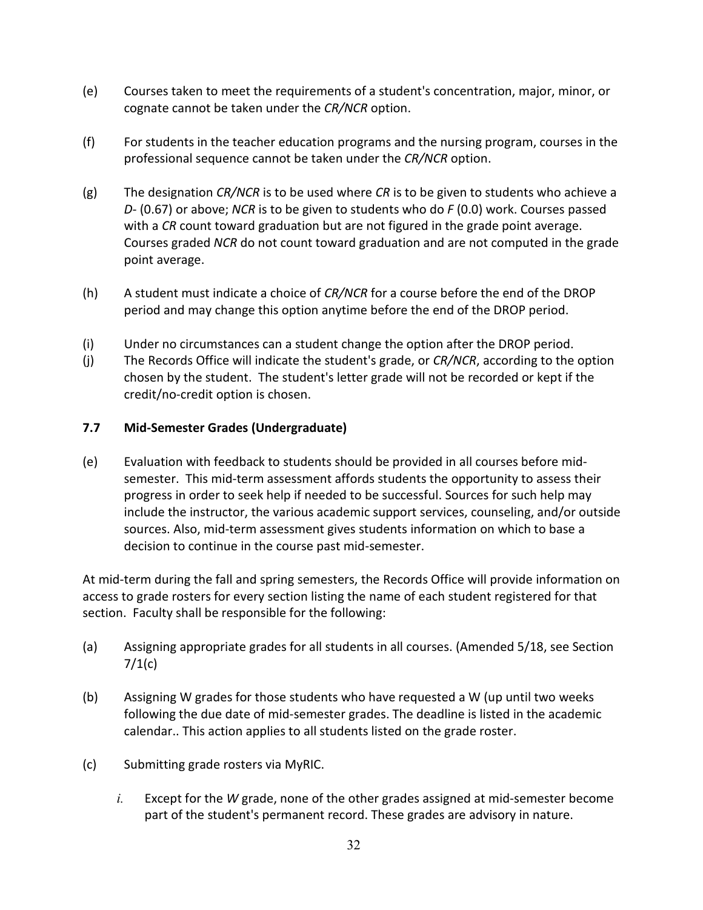(e) Courses taken to meet the requirements of a student's concentration, major, minor, or cognate cannot be taken under the *CR/NCR* option.

(f) For students in the teacher education programs and the nursing program, courses in the professional sequence cannot be taken under the *CR/NCR* option.

(g) The designation *CR/NCR* is to be used where *CR* is to be given to students who achieve a *D-* (0.67) or above; *NCR* is to be given to students who do *F* (0.0) work. Courses passed with a *CR* count toward graduation but are not figured in the grade point average. Courses graded *NCR* do not count toward graduation and are not computed in the grade point average.

(h) A student must indicate a choice of *CR/NCR* for a course before the end of the DROP period and may change this option anytime before the end of the DROP period.

(i) Under no circumstances can a student change the option after the DROP period.

(j) The Records Office will indicate the student's grade, or *CR/NCR*, according to the option chosen by the student. The student's letter grade will not be recorded or kept if the credit/no-credit option is chosen.

### 7.7 Mid-Semester Grades (Undergraduate)

(e) Evaluation with feedback to students should be provided in all courses before mid-semester. This mid-term assessment affords students the opportunity to assess their progress in order to seek help if needed to be successful. Sources for such help may include the instructor, the various academic support services, counseling, and/or outside sources. Also, mid-term assessment gives students information on which to base a decision to continue in the course past mid-semester.

At mid-term during the fall and spring semesters, the Records Office will provide information on access to grade rosters for every section listing the name of each student registered for that section. Faculty shall be responsible for the following:

(a) Assigning appropriate grades for all students in all courses. (Amended 5/18, see Section 7/1(c)

(b) Assigning W grades for those students who have requested a W (up until two weeks following the due date of mid-semester grades. The deadline is listed in the academic calendar.. This action applies to all students listed on the grade roster.

(c) Submitting grade rosters via MyRIC.

  *i.* Except for the *W* grade, none of the other grades assigned at mid-semester become part of the student's permanent record. These grades are advisory in nature.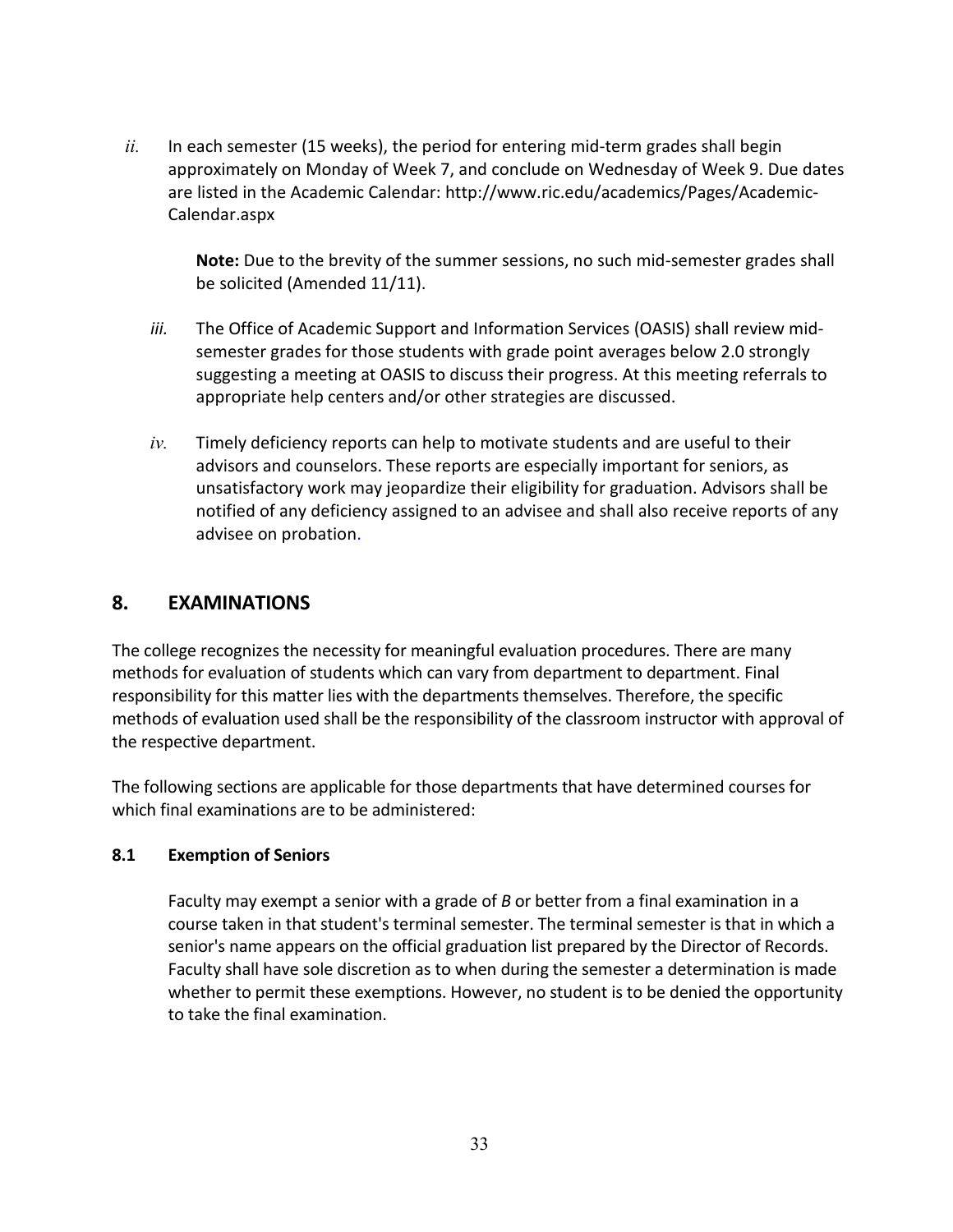*ii.* In each semester (15 weeks), the period for entering mid-term grades shall begin approximately on Monday of Week 7, and conclude on Wednesday of Week 9. Due dates are listed in the Academic Calendar: http://www.ric.edu/academics/Pages/Academic-Calendar.aspx

> **Note:** Due to the brevity of the summer sessions, no such mid-semester grades shall be solicited (Amended 11/11).

*iii.* The Office of Academic Support and Information Services (OASIS) shall review mid-semester grades for those students with grade point averages below 2.0 strongly suggesting a meeting at OASIS to discuss their progress. At this meeting referrals to appropriate help centers and/or other strategies are discussed.

*iv.* Timely deficiency reports can help to motivate students and are useful to their advisors and counselors. These reports are especially important for seniors, as unsatisfactory work may jeopardize their eligibility for graduation. Advisors shall be notified of any deficiency assigned to an advisee and shall also receive reports of any advisee on probation.

## 8. EXAMINATIONS

The college recognizes the necessity for meaningful evaluation procedures. There are many methods for evaluation of students which can vary from department to department. Final responsibility for this matter lies with the departments themselves. Therefore, the specific methods of evaluation used shall be the responsibility of the classroom instructor with approval of the respective department.

The following sections are applicable for those departments that have determined courses for which final examinations are to be administered:

### 8.1 Exemption of Seniors

Faculty may exempt a senior with a grade of *B* or better from a final examination in a course taken in that student's terminal semester. The terminal semester is that in which a senior's name appears on the official graduation list prepared by the Director of Records. Faculty shall have sole discretion as to when during the semester a determination is made whether to permit these exemptions. However, no student is to be denied the opportunity to take the final examination.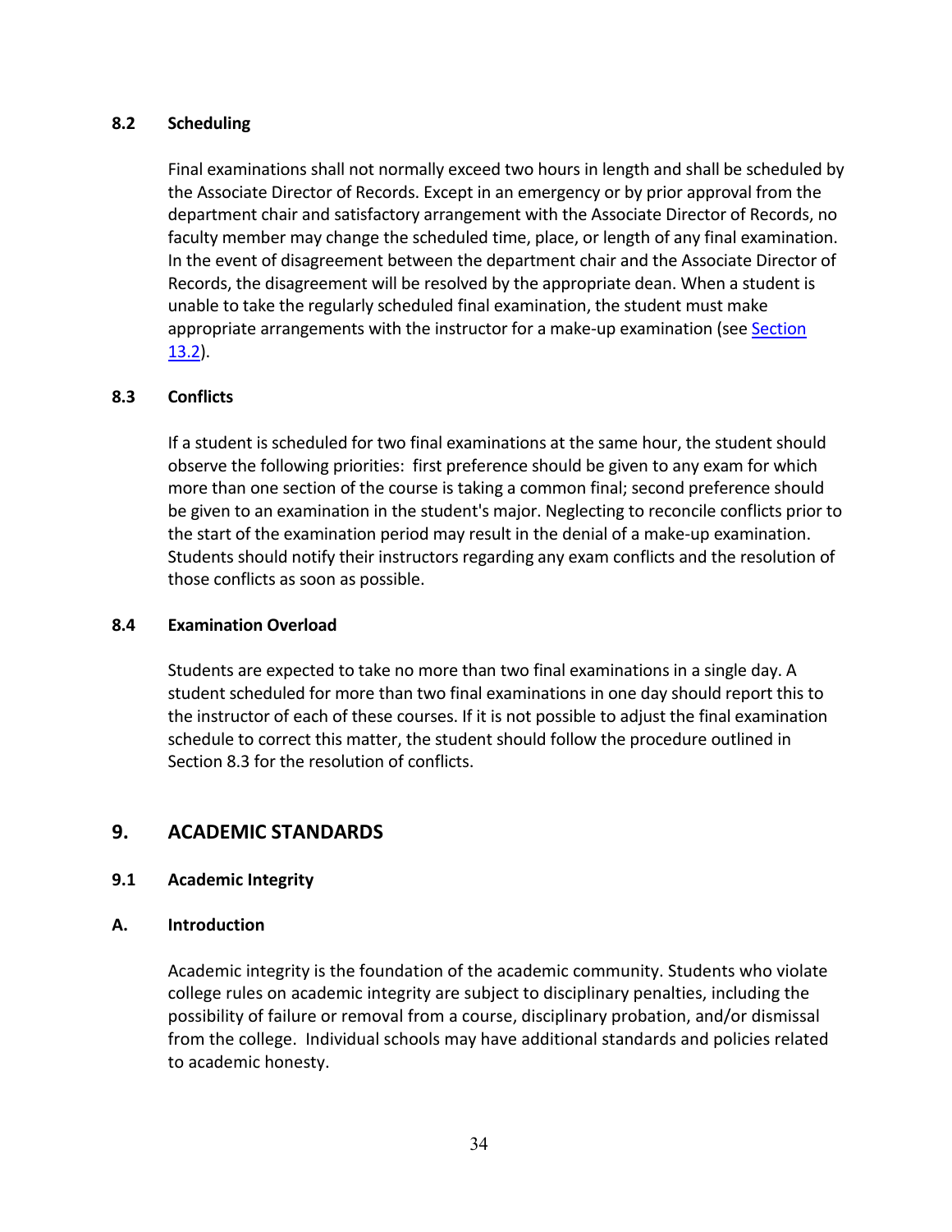### 8.2 Scheduling

Final examinations shall not normally exceed two hours in length and shall be scheduled by the Associate Director of Records. Except in an emergency or by prior approval from the department chair and satisfactory arrangement with the Associate Director of Records, no faculty member may change the scheduled time, place, or length of any final examination. In the event of disagreement between the department chair and the Associate Director of Records, the disagreement will be resolved by the appropriate dean. When a student is unable to take the regularly scheduled final examination, the student must make appropriate arrangements with the instructor for a make-up examination (see Section 13.2).

### 8.3 Conflicts

If a student is scheduled for two final examinations at the same hour, the student should observe the following priorities: first preference should be given to any exam for which more than one section of the course is taking a common final; second preference should be given to an examination in the student's major. Neglecting to reconcile conflicts prior to the start of the examination period may result in the denial of a make-up examination. Students should notify their instructors regarding any exam conflicts and the resolution of those conflicts as soon as possible.

### 8.4 Examination Overload

Students are expected to take no more than two final examinations in a single day. A student scheduled for more than two final examinations in one day should report this to the instructor of each of these courses. If it is not possible to adjust the final examination schedule to correct this matter, the student should follow the procedure outlined in Section 8.3 for the resolution of conflicts.

## 9. ACADEMIC STANDARDS

### 9.1 Academic Integrity

### A. Introduction

Academic integrity is the foundation of the academic community. Students who violate college rules on academic integrity are subject to disciplinary penalties, including the possibility of failure or removal from a course, disciplinary probation, and/or dismissal from the college. Individual schools may have additional standards and policies related to academic honesty.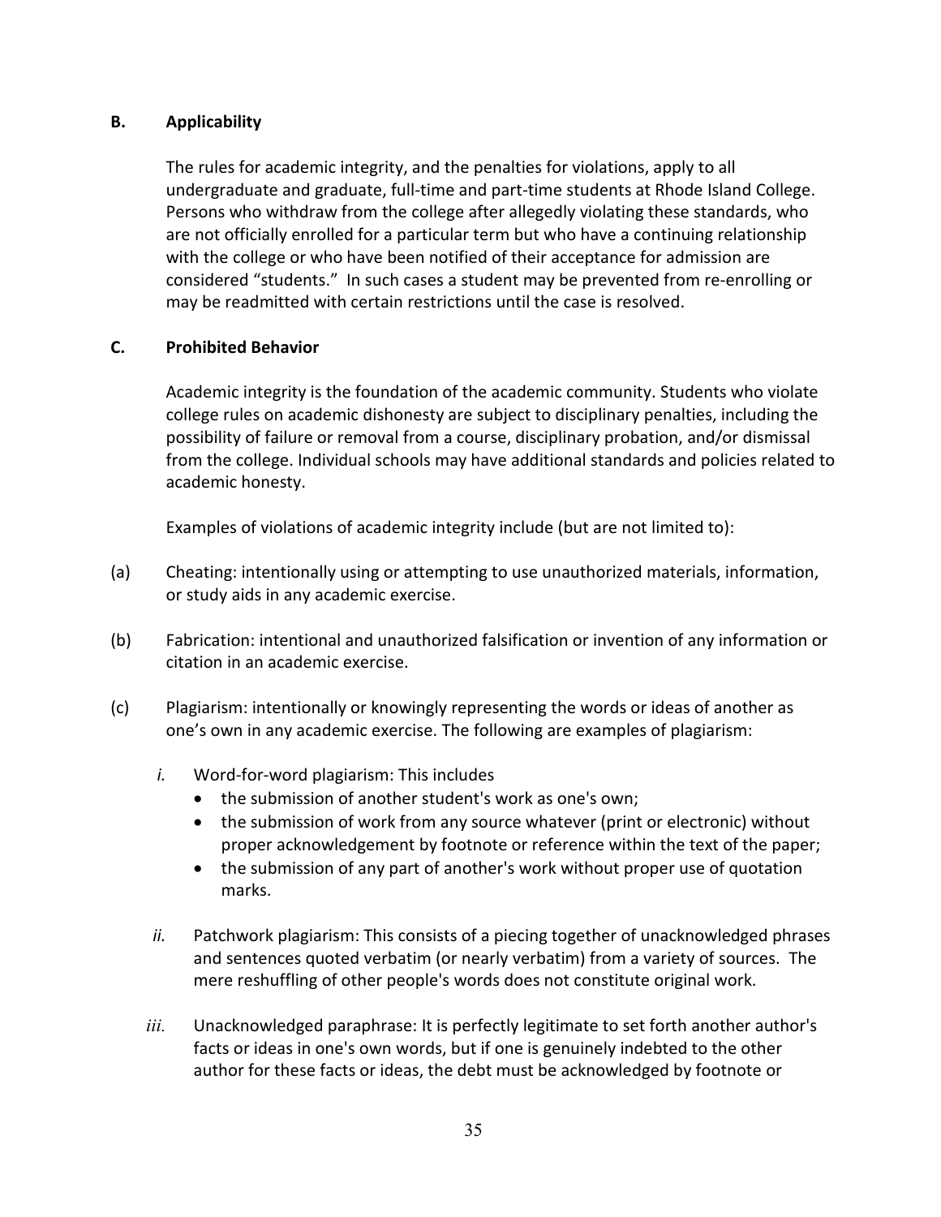## B. Applicability

The rules for academic integrity, and the penalties for violations, apply to all undergraduate and graduate, full-time and part-time students at Rhode Island College. Persons who withdraw from the college after allegedly violating these standards, who are not officially enrolled for a particular term but who have a continuing relationship with the college or who have been notified of their acceptance for admission are considered "students." In such cases a student may be prevented from re-enrolling or may be readmitted with certain restrictions until the case is resolved.

## C. Prohibited Behavior

Academic integrity is the foundation of the academic community. Students who violate college rules on academic dishonesty are subject to disciplinary penalties, including the possibility of failure or removal from a course, disciplinary probation, and/or dismissal from the college. Individual schools may have additional standards and policies related to academic honesty.

Examples of violations of academic integrity include (but are not limited to):

(a) Cheating: intentionally using or attempting to use unauthorized materials, information, or study aids in any academic exercise.

(b) Fabrication: intentional and unauthorized falsification or invention of any information or citation in an academic exercise.

(c) Plagiarism: intentionally or knowingly representing the words or ideas of another as one's own in any academic exercise. The following are examples of plagiarism:

*i.* Word-for-word plagiarism: This includes

- the submission of another student's work as one's own;
- the submission of work from any source whatever (print or electronic) without proper acknowledgement by footnote or reference within the text of the paper;
- the submission of any part of another's work without proper use of quotation marks.

*ii.* Patchwork plagiarism: This consists of a piecing together of unacknowledged phrases and sentences quoted verbatim (or nearly verbatim) from a variety of sources. The mere reshuffling of other people's words does not constitute original work.

*iii.* Unacknowledged paraphrase: It is perfectly legitimate to set forth another author's facts or ideas in one's own words, but if one is genuinely indebted to the other author for these facts or ideas, the debt must be acknowledged by footnote or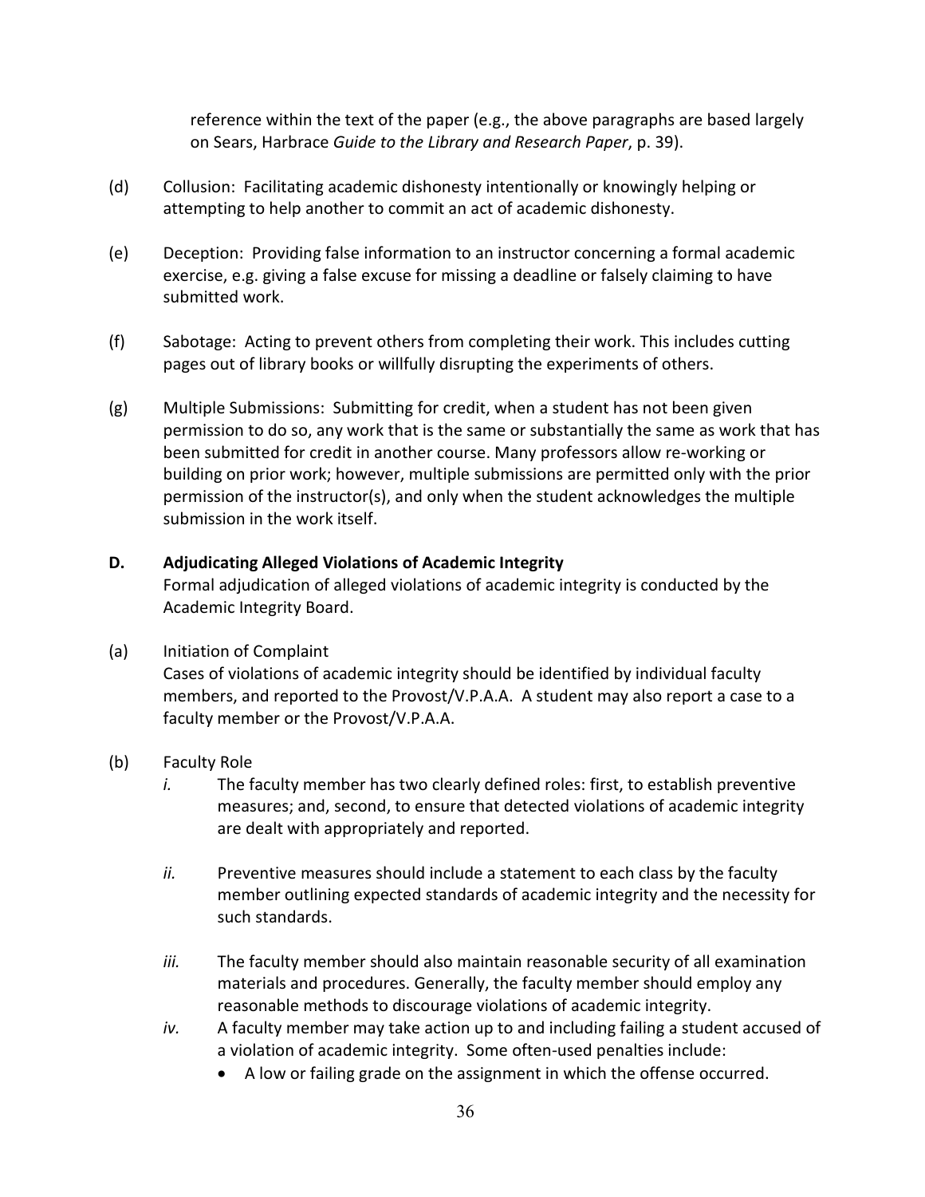reference within the text of the paper (e.g., the above paragraphs are based largely on Sears, Harbrace *Guide to the Library and Research Paper*, p. 39).

(d) Collusion: Facilitating academic dishonesty intentionally or knowingly helping or attempting to help another to commit an act of academic dishonesty.

(e) Deception: Providing false information to an instructor concerning a formal academic exercise, e.g. giving a false excuse for missing a deadline or falsely claiming to have submitted work.

(f) Sabotage: Acting to prevent others from completing their work. This includes cutting pages out of library books or willfully disrupting the experiments of others.

(g) Multiple Submissions: Submitting for credit, when a student has not been given permission to do so, any work that is the same or substantially the same as work that has been submitted for credit in another course. Many professors allow re-working or building on prior work; however, multiple submissions are permitted only with the prior permission of the instructor(s), and only when the student acknowledges the multiple submission in the work itself.

**D. Adjudicating Alleged Violations of Academic Integrity**

Formal adjudication of alleged violations of academic integrity is conducted by the Academic Integrity Board.

(a) Initiation of Complaint

Cases of violations of academic integrity should be identified by individual faculty members, and reported to the Provost/V.P.A.A. A student may also report a case to a faculty member or the Provost/V.P.A.A.

(b) Faculty Role

*i.* The faculty member has two clearly defined roles: first, to establish preventive measures; and, second, to ensure that detected violations of academic integrity are dealt with appropriately and reported.

*ii.* Preventive measures should include a statement to each class by the faculty member outlining expected standards of academic integrity and the necessity for such standards.

*iii.* The faculty member should also maintain reasonable security of all examination materials and procedures. Generally, the faculty member should employ any reasonable methods to discourage violations of academic integrity.

*iv.* A faculty member may take action up to and including failing a student accused of a violation of academic integrity. Some often-used penalties include:

- A low or failing grade on the assignment in which the offense occurred.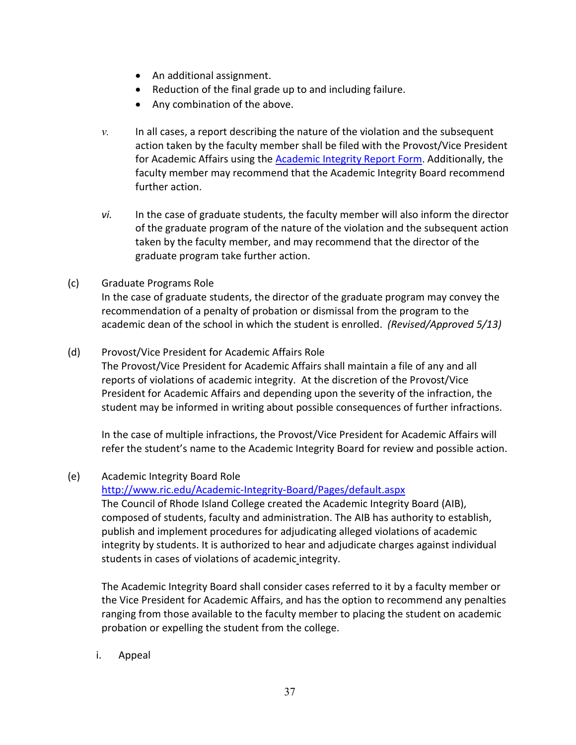- An additional assignment.
- Reduction of the final grade up to and including failure.
- Any combination of the above.

*v.* In all cases, a report describing the nature of the violation and the subsequent action taken by the faculty member shall be filed with the Provost/Vice President for Academic Affairs using the Academic Integrity Report Form. Additionally, the faculty member may recommend that the Academic Integrity Board recommend further action.

*vi.* In the case of graduate students, the faculty member will also inform the director of the graduate program of the nature of the violation and the subsequent action taken by the faculty member, and may recommend that the director of the graduate program take further action.

(c) Graduate Programs Role

In the case of graduate students, the director of the graduate program may convey the recommendation of a penalty of probation or dismissal from the program to the academic dean of the school in which the student is enrolled. *(Revised/Approved 5/13)*

(d) Provost/Vice President for Academic Affairs Role

The Provost/Vice President for Academic Affairs shall maintain a file of any and all reports of violations of academic integrity. At the discretion of the Provost/Vice President for Academic Affairs and depending upon the severity of the infraction, the student may be informed in writing about possible consequences of further infractions.

In the case of multiple infractions, the Provost/Vice President for Academic Affairs will refer the student's name to the Academic Integrity Board for review and possible action.

(e) Academic Integrity Board Role

http://www.ric.edu/Academic-Integrity-Board/Pages/default.aspx

The Council of Rhode Island College created the Academic Integrity Board (AIB), composed of students, faculty and administration. The AIB has authority to establish, publish and implement procedures for adjudicating alleged violations of academic integrity by students. It is authorized to hear and adjudicate charges against individual students in cases of violations of academic integrity.

The Academic Integrity Board shall consider cases referred to it by a faculty member or the Vice President for Academic Affairs, and has the option to recommend any penalties ranging from those available to the faculty member to placing the student on academic probation or expelling the student from the college.

i. Appeal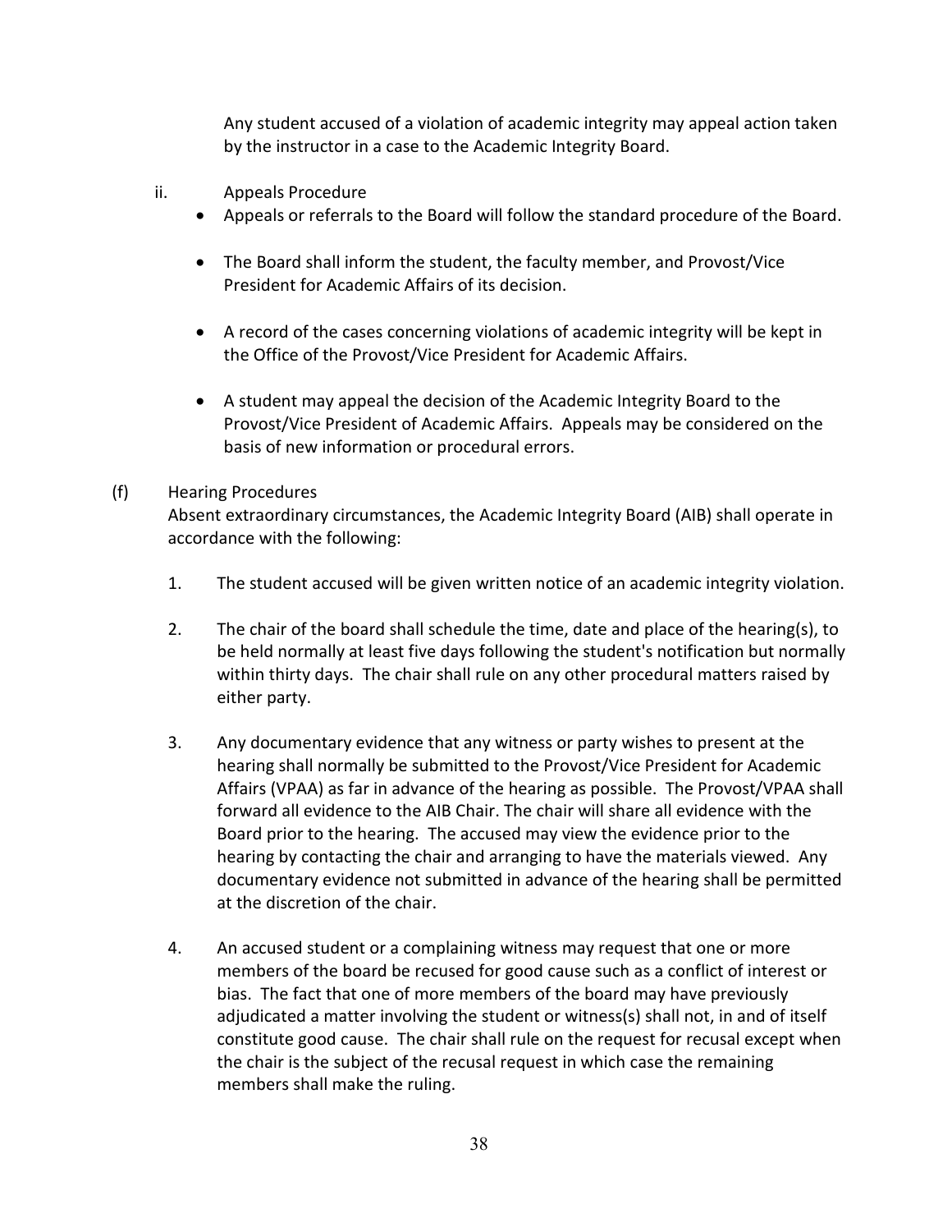Any student accused of a violation of academic integrity may appeal action taken by the instructor in a case to the Academic Integrity Board.

ii. Appeals Procedure

- Appeals or referrals to the Board will follow the standard procedure of the Board.
- The Board shall inform the student, the faculty member, and Provost/Vice President for Academic Affairs of its decision.
- A record of the cases concerning violations of academic integrity will be kept in the Office of the Provost/Vice President for Academic Affairs.
- A student may appeal the decision of the Academic Integrity Board to the Provost/Vice President of Academic Affairs. Appeals may be considered on the basis of new information or procedural errors.

(f) Hearing Procedures

Absent extraordinary circumstances, the Academic Integrity Board (AIB) shall operate in accordance with the following:

1. The student accused will be given written notice of an academic integrity violation.
2. The chair of the board shall schedule the time, date and place of the hearing(s), to be held normally at least five days following the student's notification but normally within thirty days. The chair shall rule on any other procedural matters raised by either party.
3. Any documentary evidence that any witness or party wishes to present at the hearing shall normally be submitted to the Provost/Vice President for Academic Affairs (VPAA) as far in advance of the hearing as possible. The Provost/VPAA shall forward all evidence to the AIB Chair. The chair will share all evidence with the Board prior to the hearing. The accused may view the evidence prior to the hearing by contacting the chair and arranging to have the materials viewed. Any documentary evidence not submitted in advance of the hearing shall be permitted at the discretion of the chair.
4. An accused student or a complaining witness may request that one or more members of the board be recused for good cause such as a conflict of interest or bias. The fact that one of more members of the board may have previously adjudicated a matter involving the student or witness(s) shall not, in and of itself constitute good cause. The chair shall rule on the request for recusal except when the chair is the subject of the recusal request in which case the remaining members shall make the ruling.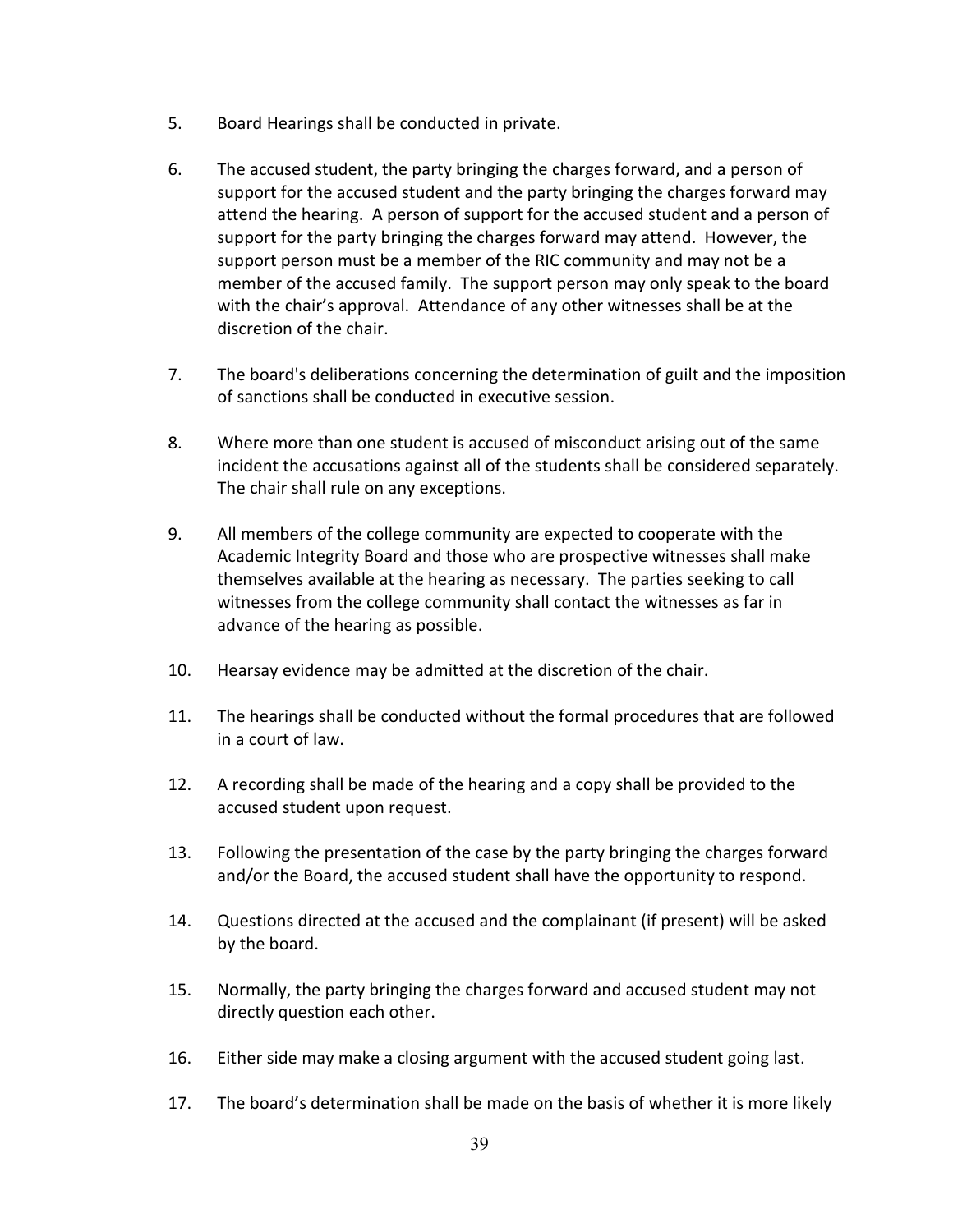5. Board Hearings shall be conducted in private.

6. The accused student, the party bringing the charges forward, and a person of support for the accused student and the party bringing the charges forward may attend the hearing. A person of support for the accused student and a person of support for the party bringing the charges forward may attend. However, the support person must be a member of the RIC community and may not be a member of the accused family. The support person may only speak to the board with the chair's approval. Attendance of any other witnesses shall be at the discretion of the chair.

7. The board's deliberations concerning the determination of guilt and the imposition of sanctions shall be conducted in executive session.

8. Where more than one student is accused of misconduct arising out of the same incident the accusations against all of the students shall be considered separately. The chair shall rule on any exceptions.

9. All members of the college community are expected to cooperate with the Academic Integrity Board and those who are prospective witnesses shall make themselves available at the hearing as necessary. The parties seeking to call witnesses from the college community shall contact the witnesses as far in advance of the hearing as possible.

10. Hearsay evidence may be admitted at the discretion of the chair.

11. The hearings shall be conducted without the formal procedures that are followed in a court of law.

12. A recording shall be made of the hearing and a copy shall be provided to the accused student upon request.

13. Following the presentation of the case by the party bringing the charges forward and/or the Board, the accused student shall have the opportunity to respond.

14. Questions directed at the accused and the complainant (if present) will be asked by the board.

15. Normally, the party bringing the charges forward and accused student may not directly question each other.

16. Either side may make a closing argument with the accused student going last.

17. The board's determination shall be made on the basis of whether it is more likely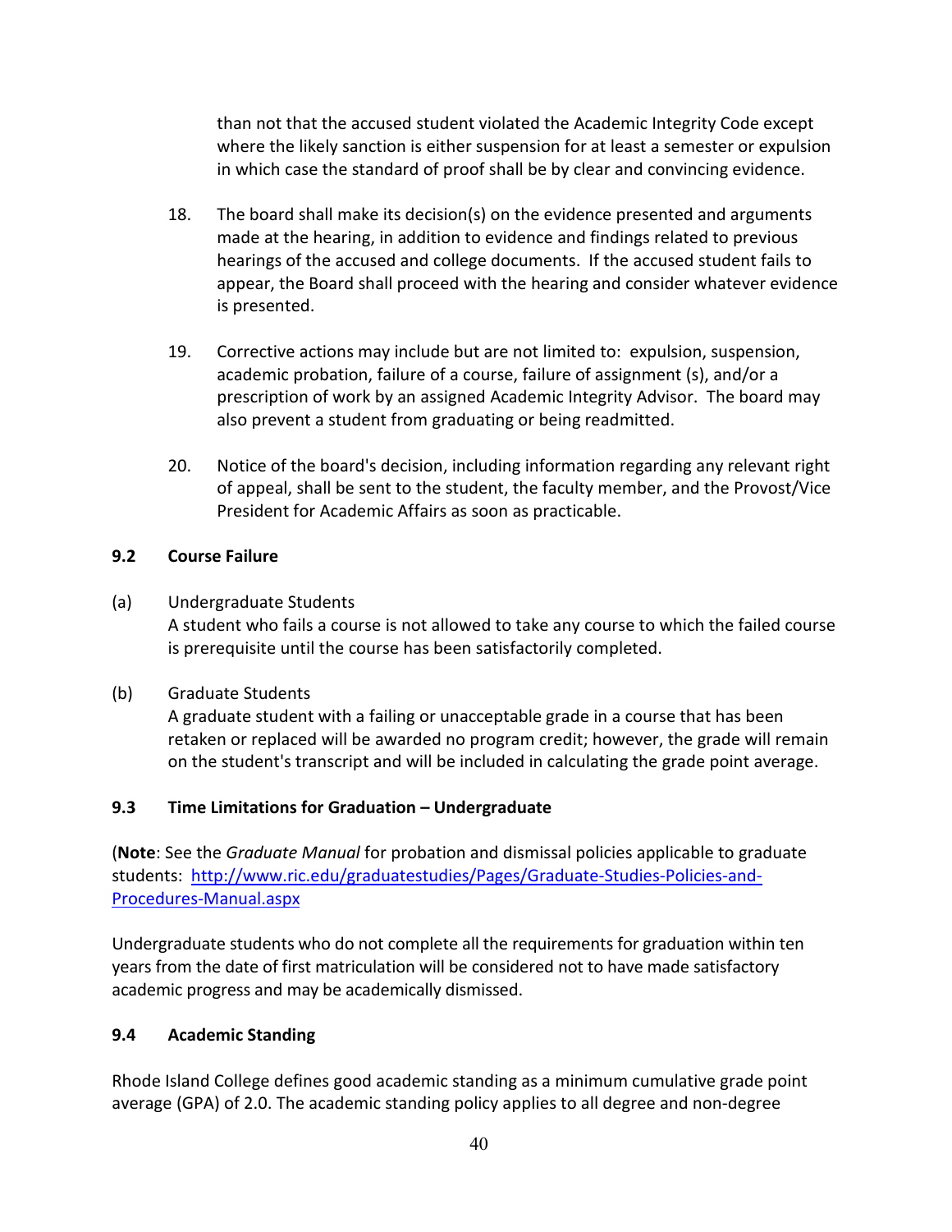than not that the accused student violated the Academic Integrity Code except where the likely sanction is either suspension for at least a semester or expulsion in which case the standard of proof shall be by clear and convincing evidence.

18. The board shall make its decision(s) on the evidence presented and arguments made at the hearing, in addition to evidence and findings related to previous hearings of the accused and college documents. If the accused student fails to appear, the Board shall proceed with the hearing and consider whatever evidence is presented.

19. Corrective actions may include but are not limited to: expulsion, suspension, academic probation, failure of a course, failure of assignment (s), and/or a prescription of work by an assigned Academic Integrity Advisor. The board may also prevent a student from graduating or being readmitted.

20. Notice of the board's decision, including information regarding any relevant right of appeal, shall be sent to the student, the faculty member, and the Provost/Vice President for Academic Affairs as soon as practicable.

### 9.2 Course Failure

(a) Undergraduate Students
A student who fails a course is not allowed to take any course to which the failed course is prerequisite until the course has been satisfactorily completed.

(b) Graduate Students
A graduate student with a failing or unacceptable grade in a course that has been retaken or replaced will be awarded no program credit; however, the grade will remain on the student's transcript and will be included in calculating the grade point average.

### 9.3 Time Limitations for Graduation – Undergraduate

(**Note**: See the *Graduate Manual* for probation and dismissal policies applicable to graduate students: [http://www.ric.edu/graduatestudies/Pages/Graduate-Studies-Policies-and-Procedures-Manual.aspx](http://www.ric.edu/graduatestudies/Pages/Graduate-Studies-Policies-and-Procedures-Manual.aspx)

Undergraduate students who do not complete all the requirements for graduation within ten years from the date of first matriculation will be considered not to have made satisfactory academic progress and may be academically dismissed.

### 9.4 Academic Standing

Rhode Island College defines good academic standing as a minimum cumulative grade point average (GPA) of 2.0. The academic standing policy applies to all degree and non-degree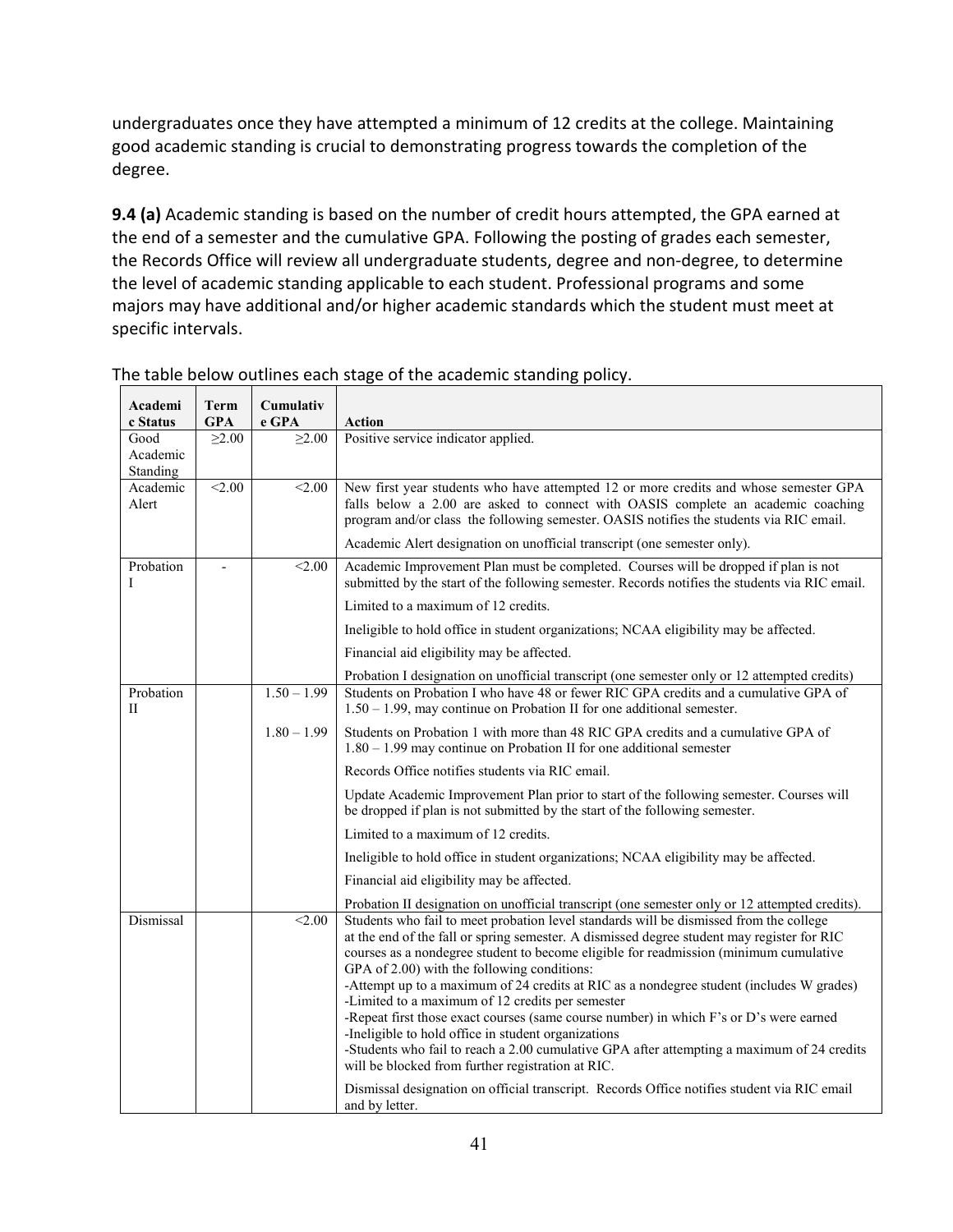undergraduates once they have attempted a minimum of 12 credits at the college. Maintaining good academic standing is crucial to demonstrating progress towards the completion of the degree.

**9.4 (a)** Academic standing is based on the number of credit hours attempted, the GPA earned at the end of a semester and the cumulative GPA. Following the posting of grades each semester, the Records Office will review all undergraduate students, degree and non-degree, to determine the level of academic standing applicable to each student. Professional programs and some majors may have additional and/or higher academic standards which the student must meet at specific intervals.

The table below outlines each stage of the academic standing policy.

| Academic Status | Term GPA | Cumulative GPA | Action |
|---|---|---|---|
| Good Academic Standing | ≥2.00 | ≥2.00 | Positive service indicator applied. |
| Academic Alert | <2.00 | <2.00 | New first year students who have attempted 12 or more credits and whose semester GPA falls below a 2.00 are asked to connect with OASIS complete an academic coaching program and/or class the following semester. OASIS notifies the students via RIC email. |
| | | | Academic Alert designation on unofficial transcript (one semester only). |
| Probation I | - | <2.00 | Academic Improvement Plan must be completed. Courses will be dropped if plan is not submitted by the start of the following semester. Records notifies the students via RIC email. |
| | | | Limited to a maximum of 12 credits. |
| | | | Ineligible to hold office in student organizations; NCAA eligibility may be affected. |
| | | | Financial aid eligibility may be affected. |
| | | | Probation I designation on unofficial transcript (one semester only or 12 attempted credits) |
| Probation II | | 1.50 – 1.99 | Students on Probation I who have 48 or fewer RIC GPA credits and a cumulative GPA of 1.50 – 1.99, may continue on Probation II for one additional semester. |
| | | 1.80 – 1.99 | Students on Probation 1 with more than 48 RIC GPA credits and a cumulative GPA of 1.80 – 1.99 may continue on Probation II for one additional semester |
| | | | Records Office notifies students via RIC email. |
| | | | Update Academic Improvement Plan prior to start of the following semester. Courses will be dropped if plan is not submitted by the start of the following semester. |
| | | | Limited to a maximum of 12 credits. |
| | | | Ineligible to hold office in student organizations; NCAA eligibility may be affected. |
| | | | Financial aid eligibility may be affected. |
| | | | Probation II designation on unofficial transcript (one semester only or 12 attempted credits). |
| Dismissal | | <2.00 | Students who fail to meet probation level standards will be dismissed from the college at the end of the fall or spring semester. A dismissed degree student may register for RIC courses as a nondegree student to become eligible for readmission (minimum cumulative GPA of 2.00) with the following conditions:<br>-Attempt up to a maximum of 24 credits at RIC as a nondegree student (includes W grades)<br>-Limited to a maximum of 12 credits per semester<br>-Repeat first those exact courses (same course number) in which F's or D's were earned<br>-Ineligible to hold office in student organizations<br>-Students who fail to reach a 2.00 cumulative GPA after attempting a maximum of 24 credits will be blocked from further registration at RIC. |
| | | | Dismissal designation on official transcript. Records Office notifies student via RIC email and by letter. |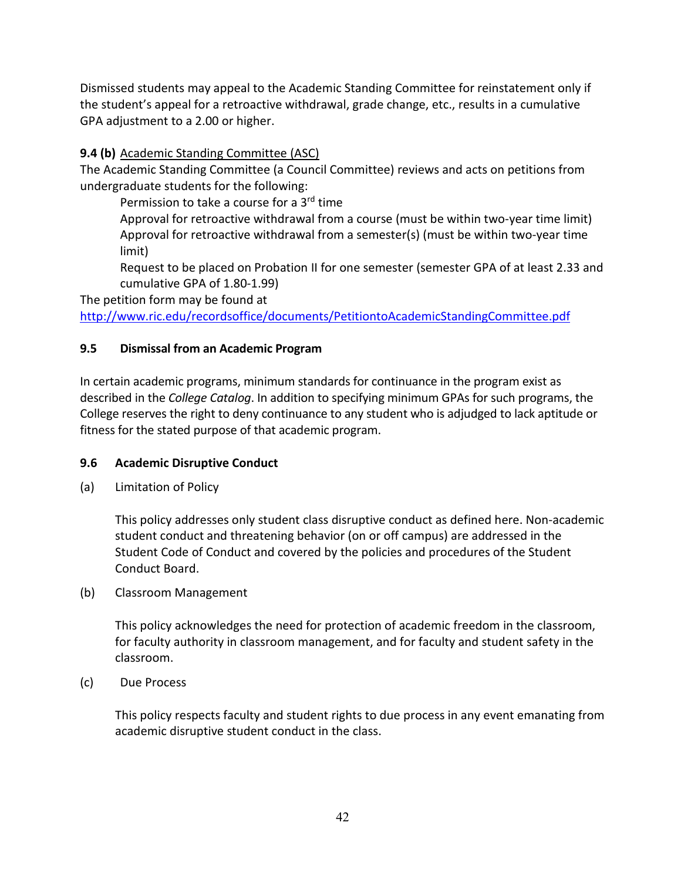Dismissed students may appeal to the Academic Standing Committee for reinstatement only if the student's appeal for a retroactive withdrawal, grade change, etc., results in a cumulative GPA adjustment to a 2.00 or higher.

**9.4 (b)** Academic Standing Committee (ASC)

The Academic Standing Committee (a Council Committee) reviews and acts on petitions from undergraduate students for the following:

- Permission to take a course for a 3rd time
- Approval for retroactive withdrawal from a course (must be within two-year time limit)
- Approval for retroactive withdrawal from a semester(s) (must be within two-year time limit)
- Request to be placed on Probation II for one semester (semester GPA of at least 2.33 and cumulative GPA of 1.80-1.99)

The petition form may be found at http://www.ric.edu/recordsoffice/documents/PetitiontoAcademicStandingCommittee.pdf

### 9.5 Dismissal from an Academic Program

In certain academic programs, minimum standards for continuance in the program exist as described in the *College Catalog*. In addition to specifying minimum GPAs for such programs, the College reserves the right to deny continuance to any student who is adjudged to lack aptitude or fitness for the stated purpose of that academic program.

### 9.6 Academic Disruptive Conduct

(a) Limitation of Policy

This policy addresses only student class disruptive conduct as defined here. Non-academic student conduct and threatening behavior (on or off campus) are addressed in the Student Code of Conduct and covered by the policies and procedures of the Student Conduct Board.

(b) Classroom Management

This policy acknowledges the need for protection of academic freedom in the classroom, for faculty authority in classroom management, and for faculty and student safety in the classroom.

(c) Due Process

This policy respects faculty and student rights to due process in any event emanating from academic disruptive student conduct in the class.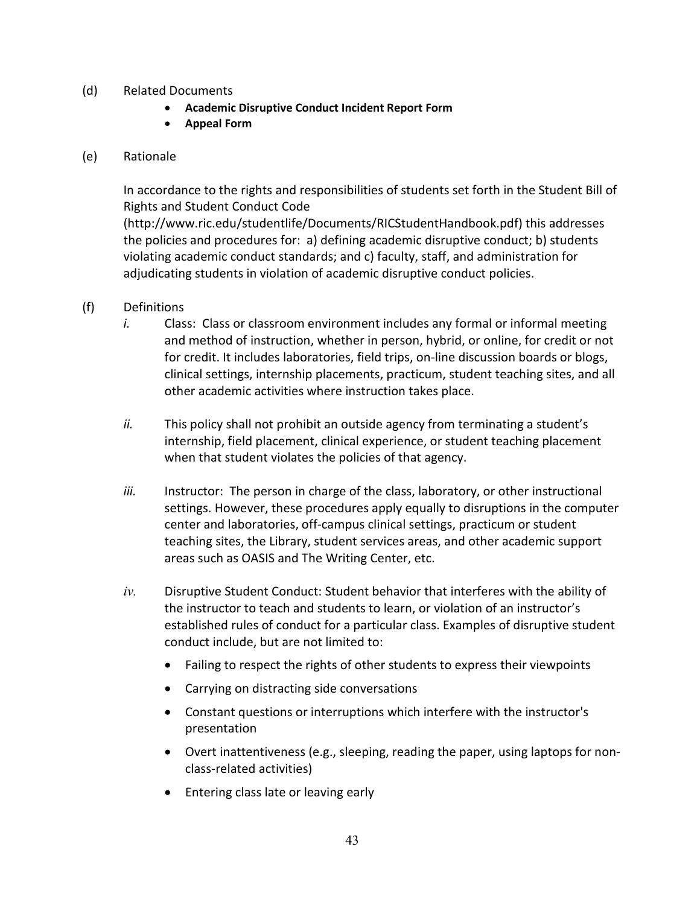(d) Related Documents

- **Academic Disruptive Conduct Incident Report Form**
- **Appeal Form**

(e) Rationale

In accordance to the rights and responsibilities of students set forth in the Student Bill of Rights and Student Conduct Code (http://www.ric.edu/studentlife/Documents/RICStudentHandbook.pdf) this addresses the policies and procedures for: a) defining academic disruptive conduct; b) students violating academic conduct standards; and c) faculty, staff, and administration for adjudicating students in violation of academic disruptive conduct policies.

(f) Definitions

*i.* Class: Class or classroom environment includes any formal or informal meeting and method of instruction, whether in person, hybrid, or online, for credit or not for credit. It includes laboratories, field trips, on-line discussion boards or blogs, clinical settings, internship placements, practicum, student teaching sites, and all other academic activities where instruction takes place.

*ii.* This policy shall not prohibit an outside agency from terminating a student's internship, field placement, clinical experience, or student teaching placement when that student violates the policies of that agency.

*iii.* Instructor: The person in charge of the class, laboratory, or other instructional settings. However, these procedures apply equally to disruptions in the computer center and laboratories, off-campus clinical settings, practicum or student teaching sites, the Library, student services areas, and other academic support areas such as OASIS and The Writing Center, etc.

*iv.* Disruptive Student Conduct: Student behavior that interferes with the ability of the instructor to teach and students to learn, or violation of an instructor's established rules of conduct for a particular class. Examples of disruptive student conduct include, but are not limited to:

- Failing to respect the rights of other students to express their viewpoints
- Carrying on distracting side conversations
- Constant questions or interruptions which interfere with the instructor's presentation
- Overt inattentiveness (e.g., sleeping, reading the paper, using laptops for non-class-related activities)
- Entering class late or leaving early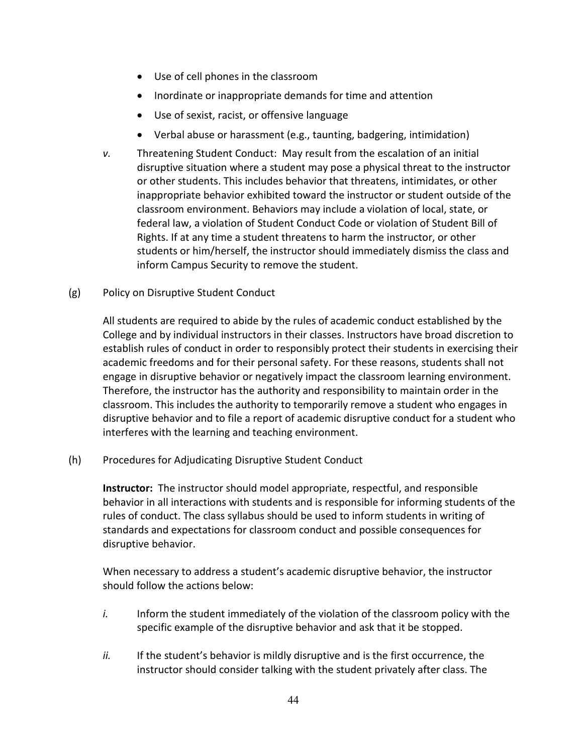- Use of cell phones in the classroom
- Inordinate or inappropriate demands for time and attention
- Use of sexist, racist, or offensive language
- Verbal abuse or harassment (e.g., taunting, badgering, intimidation)

*v.* Threatening Student Conduct: May result from the escalation of an initial disruptive situation where a student may pose a physical threat to the instructor or other students. This includes behavior that threatens, intimidates, or other inappropriate behavior exhibited toward the instructor or student outside of the classroom environment. Behaviors may include a violation of local, state, or federal law, a violation of Student Conduct Code or violation of Student Bill of Rights. If at any time a student threatens to harm the instructor, or other students or him/herself, the instructor should immediately dismiss the class and inform Campus Security to remove the student.

(g) Policy on Disruptive Student Conduct

All students are required to abide by the rules of academic conduct established by the College and by individual instructors in their classes. Instructors have broad discretion to establish rules of conduct in order to responsibly protect their students in exercising their academic freedoms and for their personal safety. For these reasons, students shall not engage in disruptive behavior or negatively impact the classroom learning environment. Therefore, the instructor has the authority and responsibility to maintain order in the classroom. This includes the authority to temporarily remove a student who engages in disruptive behavior and to file a report of academic disruptive conduct for a student who interferes with the learning and teaching environment.

(h) Procedures for Adjudicating Disruptive Student Conduct

**Instructor:** The instructor should model appropriate, respectful, and responsible behavior in all interactions with students and is responsible for informing students of the rules of conduct. The class syllabus should be used to inform students in writing of standards and expectations for classroom conduct and possible consequences for disruptive behavior.

When necessary to address a student's academic disruptive behavior, the instructor should follow the actions below:

*i.* Inform the student immediately of the violation of the classroom policy with the specific example of the disruptive behavior and ask that it be stopped.

*ii.* If the student's behavior is mildly disruptive and is the first occurrence, the instructor should consider talking with the student privately after class. The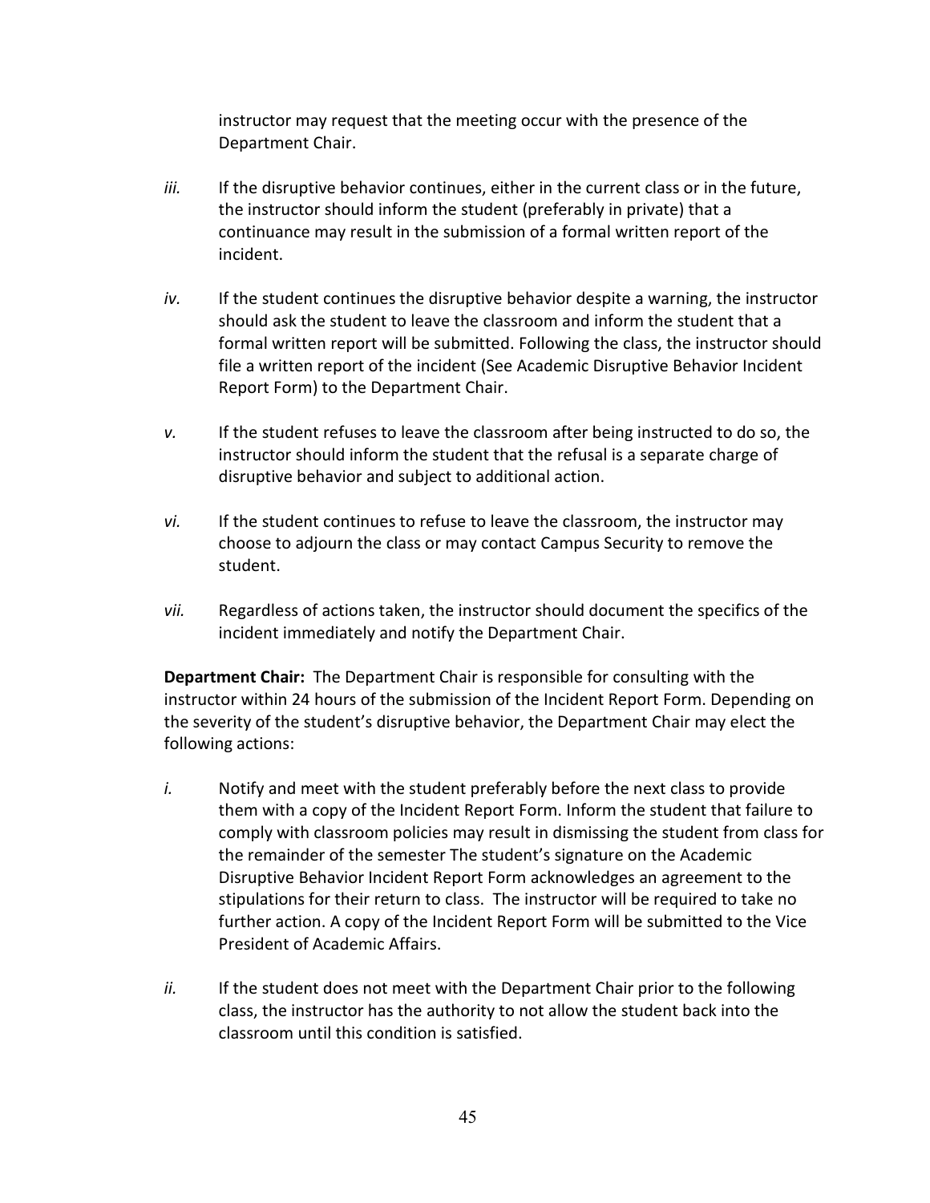instructor may request that the meeting occur with the presence of the Department Chair.

*iii.* If the disruptive behavior continues, either in the current class or in the future, the instructor should inform the student (preferably in private) that a continuance may result in the submission of a formal written report of the incident.

*iv.* If the student continues the disruptive behavior despite a warning, the instructor should ask the student to leave the classroom and inform the student that a formal written report will be submitted. Following the class, the instructor should file a written report of the incident (See Academic Disruptive Behavior Incident Report Form) to the Department Chair.

*v.* If the student refuses to leave the classroom after being instructed to do so, the instructor should inform the student that the refusal is a separate charge of disruptive behavior and subject to additional action.

*vi.* If the student continues to refuse to leave the classroom, the instructor may choose to adjourn the class or may contact Campus Security to remove the student.

*vii.* Regardless of actions taken, the instructor should document the specifics of the incident immediately and notify the Department Chair.

**Department Chair:** The Department Chair is responsible for consulting with the instructor within 24 hours of the submission of the Incident Report Form. Depending on the severity of the student's disruptive behavior, the Department Chair may elect the following actions:

*i.* Notify and meet with the student preferably before the next class to provide them with a copy of the Incident Report Form. Inform the student that failure to comply with classroom policies may result in dismissing the student from class for the remainder of the semester The student's signature on the Academic Disruptive Behavior Incident Report Form acknowledges an agreement to the stipulations for their return to class. The instructor will be required to take no further action. A copy of the Incident Report Form will be submitted to the Vice President of Academic Affairs.

*ii.* If the student does not meet with the Department Chair prior to the following class, the instructor has the authority to not allow the student back into the classroom until this condition is satisfied.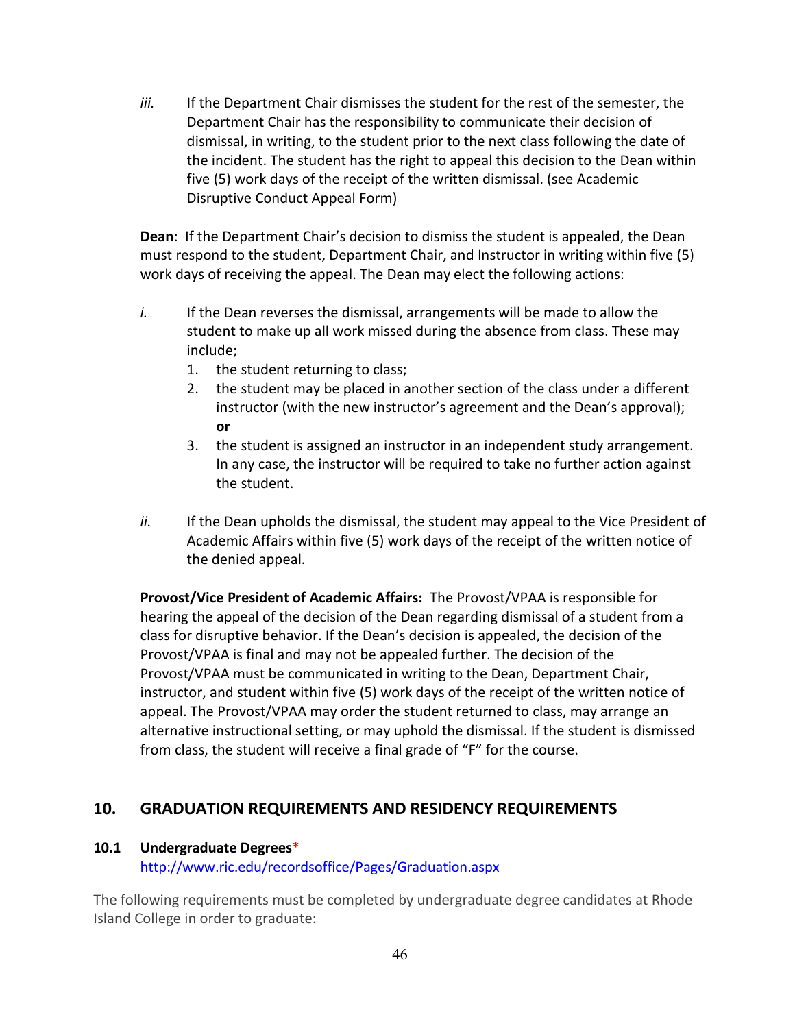*iii.* If the Department Chair dismisses the student for the rest of the semester, the Department Chair has the responsibility to communicate their decision of dismissal, in writing, to the student prior to the next class following the date of the incident. The student has the right to appeal this decision to the Dean within five (5) work days of the receipt of the written dismissal. (see Academic Disruptive Conduct Appeal Form)

**Dean**: If the Department Chair's decision to dismiss the student is appealed, the Dean must respond to the student, Department Chair, and Instructor in writing within five (5) work days of receiving the appeal. The Dean may elect the following actions:

*i.* If the Dean reverses the dismissal, arrangements will be made to allow the student to make up all work missed during the absence from class. These may include;

1. the student returning to class;
2. the student may be placed in another section of the class under a different instructor (with the new instructor's agreement and the Dean's approval); **or**
3. the student is assigned an instructor in an independent study arrangement. In any case, the instructor will be required to take no further action against the student.

*ii.* If the Dean upholds the dismissal, the student may appeal to the Vice President of Academic Affairs within five (5) work days of the receipt of the written notice of the denied appeal.

**Provost/Vice President of Academic Affairs:** The Provost/VPAA is responsible for hearing the appeal of the decision of the Dean regarding dismissal of a student from a class for disruptive behavior. If the Dean's decision is appealed, the decision of the Provost/VPAA is final and may not be appealed further. The decision of the Provost/VPAA must be communicated in writing to the Dean, Department Chair, instructor, and student within five (5) work days of the receipt of the written notice of appeal. The Provost/VPAA may order the student returned to class, may arrange an alternative instructional setting, or may uphold the dismissal. If the student is dismissed from class, the student will receive a final grade of "F" for the course.

## 10. GRADUATION REQUIREMENTS AND RESIDENCY REQUIREMENTS

### 10.1 Undergraduate Degrees*

http://www.ric.edu/recordsoffice/Pages/Graduation.aspx

The following requirements must be completed by undergraduate degree candidates at Rhode Island College in order to graduate: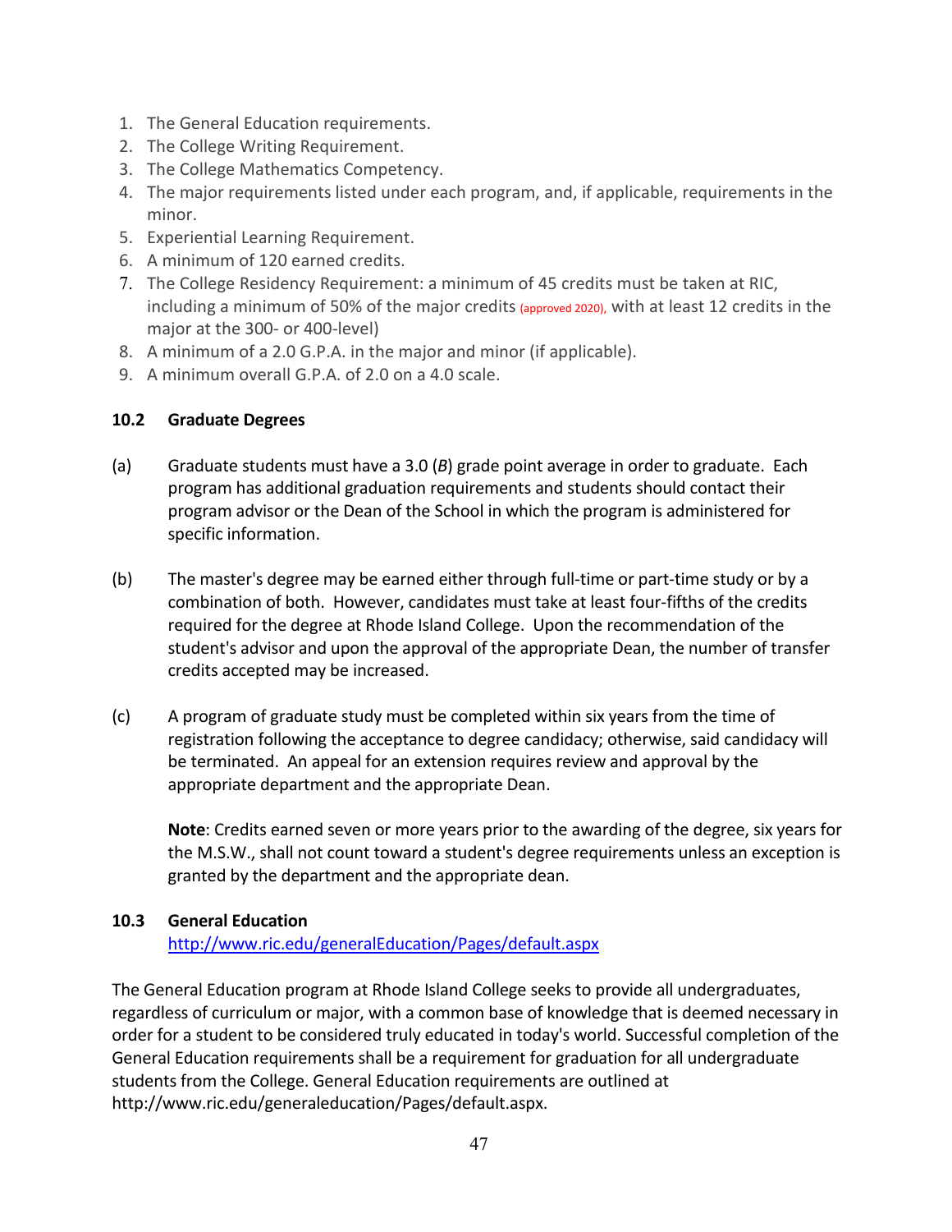1. The General Education requirements.
2. The College Writing Requirement.
3. The College Mathematics Competency.
4. The major requirements listed under each program, and, if applicable, requirements in the minor.
5. Experiential Learning Requirement.
6. A minimum of 120 earned credits.
7. The College Residency Requirement: a minimum of 45 credits must be taken at RIC, including a minimum of 50% of the major credits (approved 2020), with at least 12 credits in the major at the 300- or 400-level)
8. A minimum of a 2.0 G.P.A. in the major and minor (if applicable).
9. A minimum overall G.P.A. of 2.0 on a 4.0 scale.

### 10.2 Graduate Degrees

(a) Graduate students must have a 3.0 (*B*) grade point average in order to graduate. Each program has additional graduation requirements and students should contact their program advisor or the Dean of the School in which the program is administered for specific information.

(b) The master's degree may be earned either through full-time or part-time study or by a combination of both. However, candidates must take at least four-fifths of the credits required for the degree at Rhode Island College. Upon the recommendation of the student's advisor and upon the approval of the appropriate Dean, the number of transfer credits accepted may be increased.

(c) A program of graduate study must be completed within six years from the time of registration following the acceptance to degree candidacy; otherwise, said candidacy will be terminated. An appeal for an extension requires review and approval by the appropriate department and the appropriate Dean.

**Note**: Credits earned seven or more years prior to the awarding of the degree, six years for the M.S.W., shall not count toward a student's degree requirements unless an exception is granted by the department and the appropriate dean.

### 10.3 General Education

http://www.ric.edu/generalEducation/Pages/default.aspx

The General Education program at Rhode Island College seeks to provide all undergraduates, regardless of curriculum or major, with a common base of knowledge that is deemed necessary in order for a student to be considered truly educated in today's world. Successful completion of the General Education requirements shall be a requirement for graduation for all undergraduate students from the College. General Education requirements are outlined at http://www.ric.edu/generaleducation/Pages/default.aspx.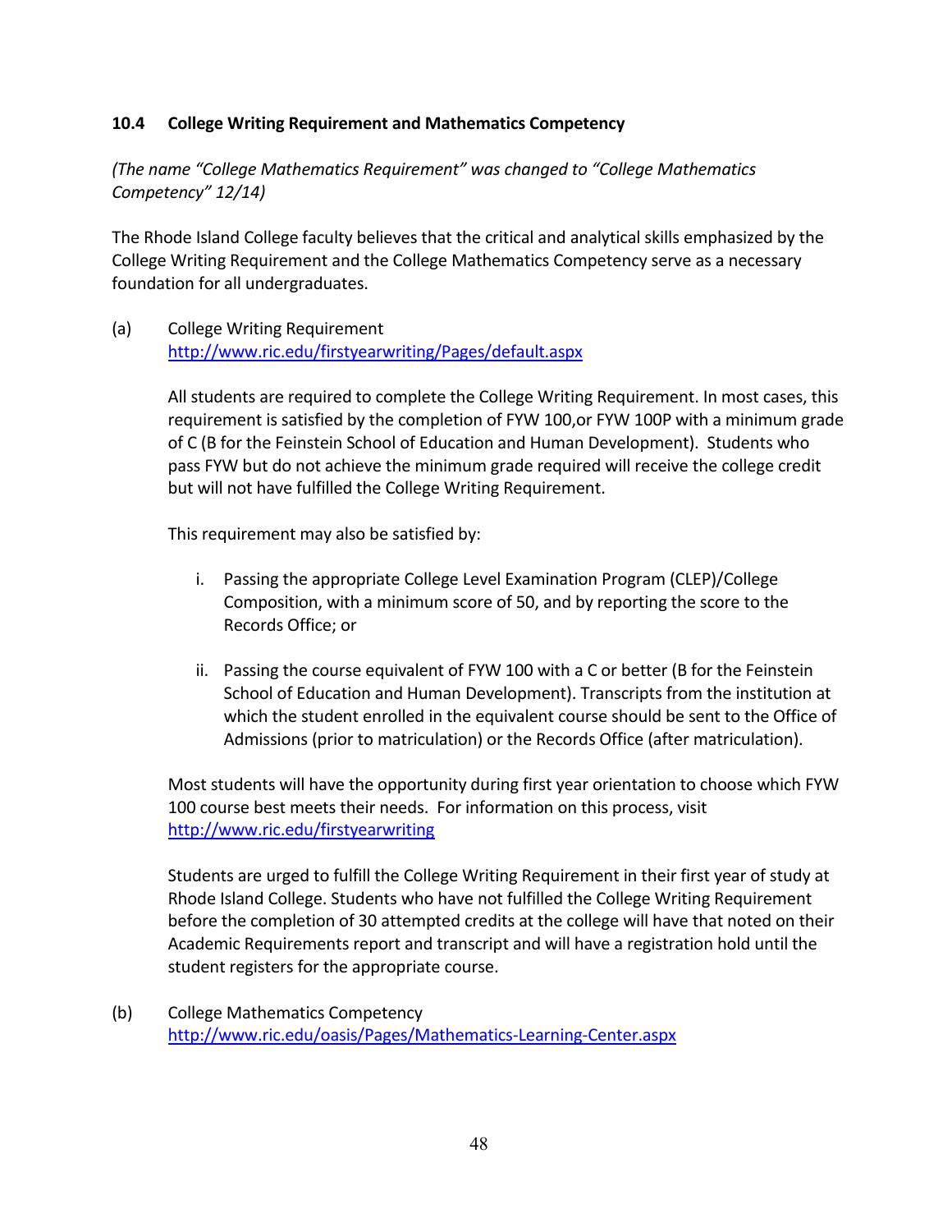### 10.4 College Writing Requirement and Mathematics Competency

*(The name "College Mathematics Requirement" was changed to "College Mathematics Competency" 12/14)*

The Rhode Island College faculty believes that the critical and analytical skills emphasized by the College Writing Requirement and the College Mathematics Competency serve as a necessary foundation for all undergraduates.

(a) College Writing Requirement
[http://www.ric.edu/firstyearwriting/Pages/default.aspx](http://www.ric.edu/firstyearwriting/Pages/default.aspx)

All students are required to complete the College Writing Requirement. In most cases, this requirement is satisfied by the completion of FYW 100,or FYW 100P with a minimum grade of C (B for the Feinstein School of Education and Human Development). Students who pass FYW but do not achieve the minimum grade required will receive the college credit but will not have fulfilled the College Writing Requirement.

This requirement may also be satisfied by:

i. Passing the appropriate College Level Examination Program (CLEP)/College Composition, with a minimum score of 50, and by reporting the score to the Records Office; or

ii. Passing the course equivalent of FYW 100 with a C or better (B for the Feinstein School of Education and Human Development). Transcripts from the institution at which the student enrolled in the equivalent course should be sent to the Office of Admissions (prior to matriculation) or the Records Office (after matriculation).

Most students will have the opportunity during first year orientation to choose which FYW 100 course best meets their needs. For information on this process, visit [http://www.ric.edu/firstyearwriting](http://www.ric.edu/firstyearwriting)

Students are urged to fulfill the College Writing Requirement in their first year of study at Rhode Island College. Students who have not fulfilled the College Writing Requirement before the completion of 30 attempted credits at the college will have that noted on their Academic Requirements report and transcript and will have a registration hold until the student registers for the appropriate course.

(b) College Mathematics Competency
[http://www.ric.edu/oasis/Pages/Mathematics-Learning-Center.aspx](http://www.ric.edu/oasis/Pages/Mathematics-Learning-Center.aspx)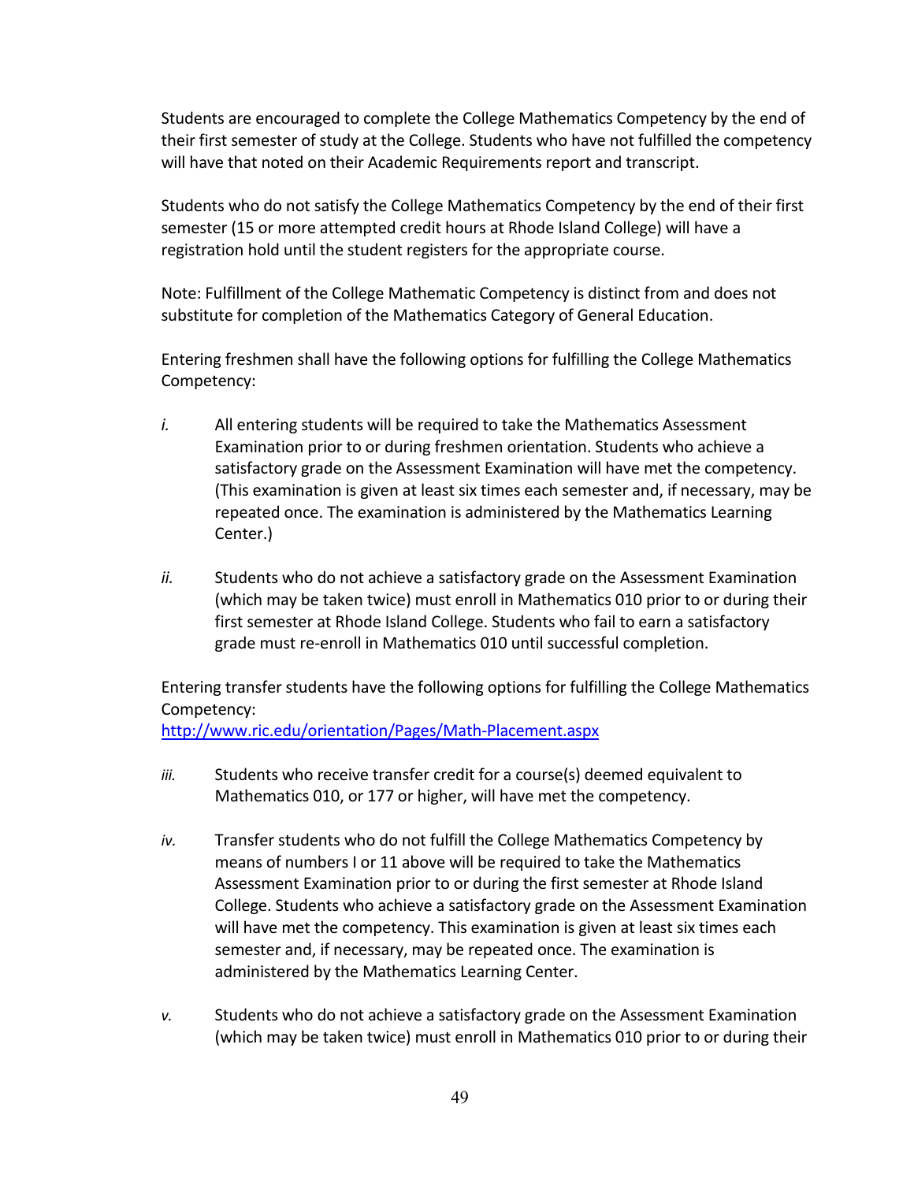Students are encouraged to complete the College Mathematics Competency by the end of their first semester of study at the College. Students who have not fulfilled the competency will have that noted on their Academic Requirements report and transcript.

Students who do not satisfy the College Mathematics Competency by the end of their first semester (15 or more attempted credit hours at Rhode Island College) will have a registration hold until the student registers for the appropriate course.

Note: Fulfillment of the College Mathematic Competency is distinct from and does not substitute for completion of the Mathematics Category of General Education.

Entering freshmen shall have the following options for fulfilling the College Mathematics Competency:

*i.* All entering students will be required to take the Mathematics Assessment Examination prior to or during freshmen orientation. Students who achieve a satisfactory grade on the Assessment Examination will have met the competency. (This examination is given at least six times each semester and, if necessary, may be repeated once. The examination is administered by the Mathematics Learning Center.)

*ii.* Students who do not achieve a satisfactory grade on the Assessment Examination (which may be taken twice) must enroll in Mathematics 010 prior to or during their first semester at Rhode Island College. Students who fail to earn a satisfactory grade must re-enroll in Mathematics 010 until successful completion.

Entering transfer students have the following options for fulfilling the College Mathematics Competency:
[http://www.ric.edu/orientation/Pages/Math-Placement.aspx](http://www.ric.edu/orientation/Pages/Math-Placement.aspx)

*iii.* Students who receive transfer credit for a course(s) deemed equivalent to Mathematics 010, or 177 or higher, will have met the competency.

*iv.* Transfer students who do not fulfill the College Mathematics Competency by means of numbers I or 11 above will be required to take the Mathematics Assessment Examination prior to or during the first semester at Rhode Island College. Students who achieve a satisfactory grade on the Assessment Examination will have met the competency. This examination is given at least six times each semester and, if necessary, may be repeated once. The examination is administered by the Mathematics Learning Center.

*v.* Students who do not achieve a satisfactory grade on the Assessment Examination (which may be taken twice) must enroll in Mathematics 010 prior to or during their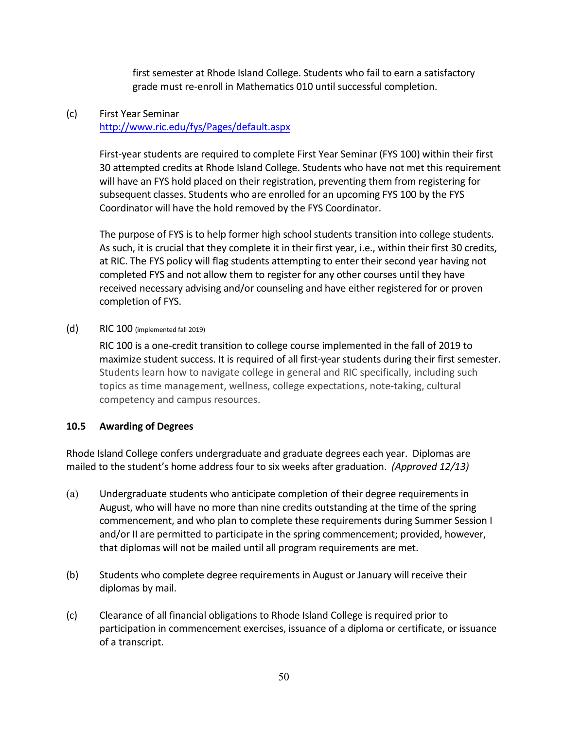first semester at Rhode Island College. Students who fail to earn a satisfactory grade must re-enroll in Mathematics 010 until successful completion.

(c) First Year Seminar
http://www.ric.edu/fys/Pages/default.aspx

First-year students are required to complete First Year Seminar (FYS 100) within their first 30 attempted credits at Rhode Island College. Students who have not met this requirement will have an FYS hold placed on their registration, preventing them from registering for subsequent classes. Students who are enrolled for an upcoming FYS 100 by the FYS Coordinator will have the hold removed by the FYS Coordinator.

The purpose of FYS is to help former high school students transition into college students. As such, it is crucial that they complete it in their first year, i.e., within their first 30 credits, at RIC. The FYS policy will flag students attempting to enter their second year having not completed FYS and not allow them to register for any other courses until they have received necessary advising and/or counseling and have either registered for or proven completion of FYS.

(d) RIC 100 (implemented fall 2019)

RIC 100 is a one-credit transition to college course implemented in the fall of 2019 to maximize student success. It is required of all first-year students during their first semester. Students learn how to navigate college in general and RIC specifically, including such topics as time management, wellness, college expectations, note-taking, cultural competency and campus resources.

### 10.5 Awarding of Degrees

Rhode Island College confers undergraduate and graduate degrees each year. Diplomas are mailed to the student's home address four to six weeks after graduation. *(Approved 12/13)*

(a) Undergraduate students who anticipate completion of their degree requirements in August, who will have no more than nine credits outstanding at the time of the spring commencement, and who plan to complete these requirements during Summer Session I and/or II are permitted to participate in the spring commencement; provided, however, that diplomas will not be mailed until all program requirements are met.

(b) Students who complete degree requirements in August or January will receive their diplomas by mail.

(c) Clearance of all financial obligations to Rhode Island College is required prior to participation in commencement exercises, issuance of a diploma or certificate, or issuance of a transcript.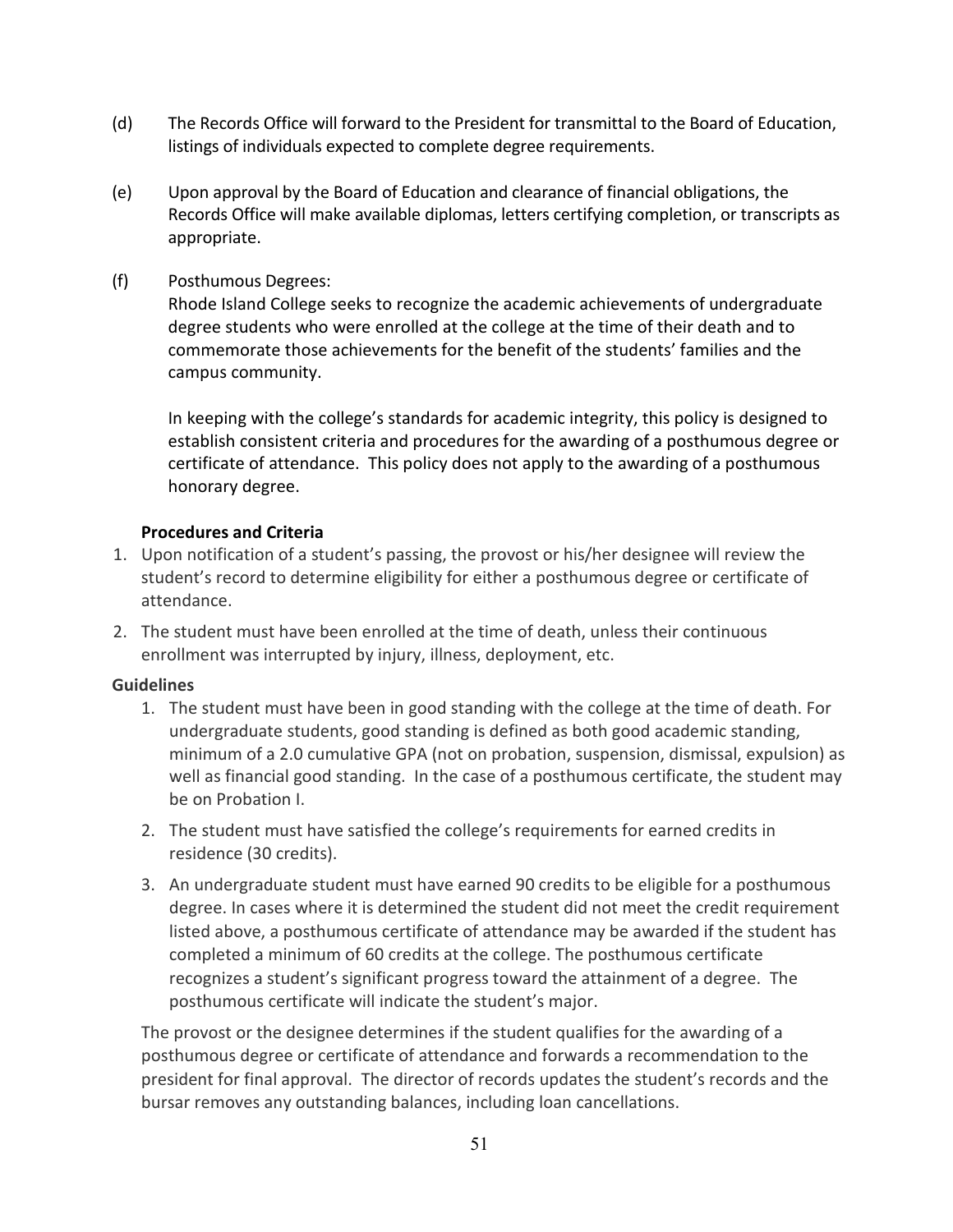(d) The Records Office will forward to the President for transmittal to the Board of Education, listings of individuals expected to complete degree requirements.

(e) Upon approval by the Board of Education and clearance of financial obligations, the Records Office will make available diplomas, letters certifying completion, or transcripts as appropriate.

(f) Posthumous Degrees:
Rhode Island College seeks to recognize the academic achievements of undergraduate degree students who were enrolled at the college at the time of their death and to commemorate those achievements for the benefit of the students' families and the campus community.

In keeping with the college's standards for academic integrity, this policy is designed to establish consistent criteria and procedures for the awarding of a posthumous degree or certificate of attendance. This policy does not apply to the awarding of a posthumous honorary degree.

**Procedures and Criteria**

1. Upon notification of a student's passing, the provost or his/her designee will review the student's record to determine eligibility for either a posthumous degree or certificate of attendance.
2. The student must have been enrolled at the time of death, unless their continuous enrollment was interrupted by injury, illness, deployment, etc.

**Guidelines**

1. The student must have been in good standing with the college at the time of death. For undergraduate students, good standing is defined as both good academic standing, minimum of a 2.0 cumulative GPA (not on probation, suspension, dismissal, expulsion) as well as financial good standing. In the case of a posthumous certificate, the student may be on Probation I.
2. The student must have satisfied the college's requirements for earned credits in residence (30 credits).
3. An undergraduate student must have earned 90 credits to be eligible for a posthumous degree. In cases where it is determined the student did not meet the credit requirement listed above, a posthumous certificate of attendance may be awarded if the student has completed a minimum of 60 credits at the college. The posthumous certificate recognizes a student's significant progress toward the attainment of a degree. The posthumous certificate will indicate the student's major.

The provost or the designee determines if the student qualifies for the awarding of a posthumous degree or certificate of attendance and forwards a recommendation to the president for final approval. The director of records updates the student's records and the bursar removes any outstanding balances, including loan cancellations.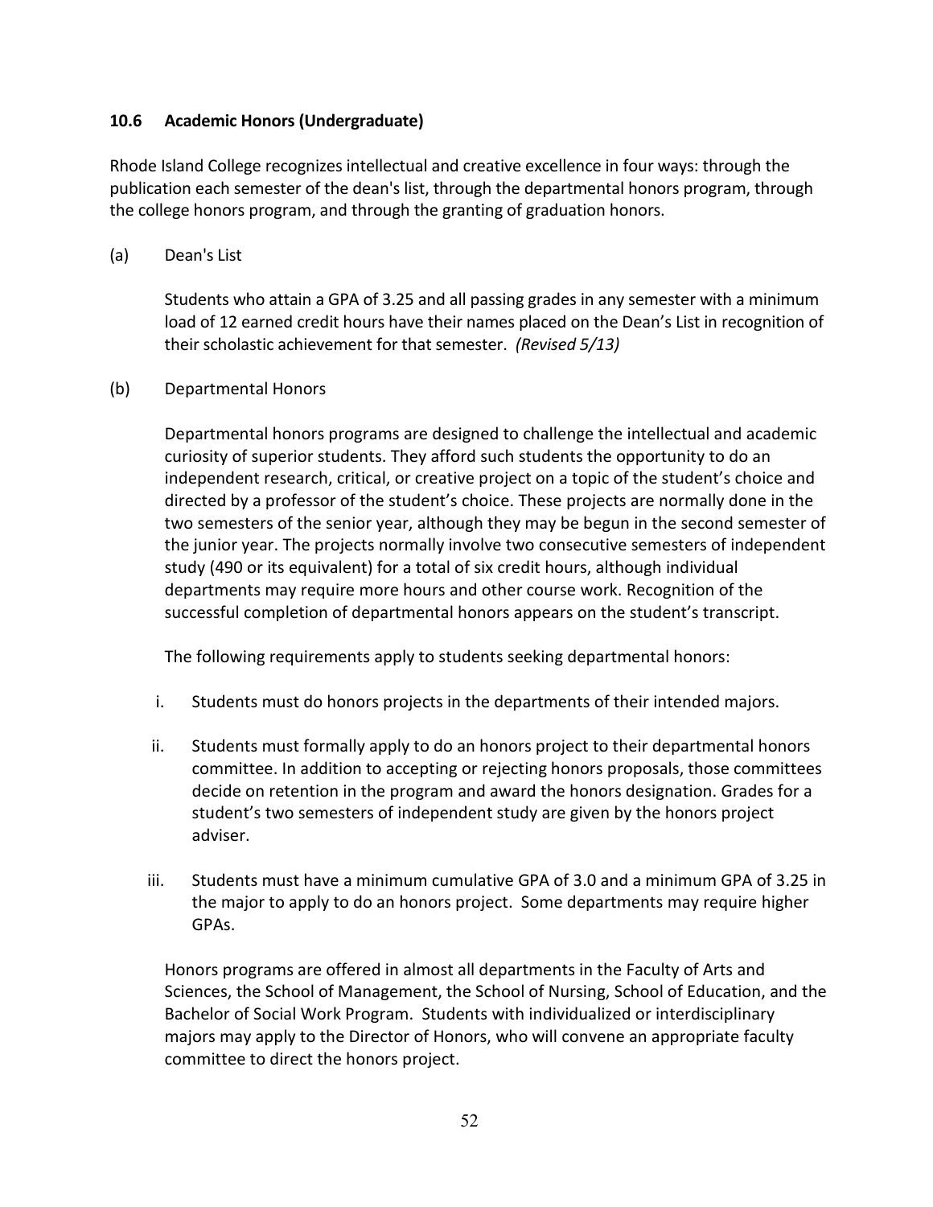### 10.6 Academic Honors (Undergraduate)

Rhode Island College recognizes intellectual and creative excellence in four ways: through the publication each semester of the dean's list, through the departmental honors program, through the college honors program, and through the granting of graduation honors.

(a) Dean's List

Students who attain a GPA of 3.25 and all passing grades in any semester with a minimum load of 12 earned credit hours have their names placed on the Dean's List in recognition of their scholastic achievement for that semester. *(Revised 5/13)*

(b) Departmental Honors

Departmental honors programs are designed to challenge the intellectual and academic curiosity of superior students. They afford such students the opportunity to do an independent research, critical, or creative project on a topic of the student's choice and directed by a professor of the student's choice. These projects are normally done in the two semesters of the senior year, although they may be begun in the second semester of the junior year. The projects normally involve two consecutive semesters of independent study (490 or its equivalent) for a total of six credit hours, although individual departments may require more hours and other course work. Recognition of the successful completion of departmental honors appears on the student's transcript.

The following requirements apply to students seeking departmental honors:

i. Students must do honors projects in the departments of their intended majors.

ii. Students must formally apply to do an honors project to their departmental honors committee. In addition to accepting or rejecting honors proposals, those committees decide on retention in the program and award the honors designation. Grades for a student's two semesters of independent study are given by the honors project adviser.

iii. Students must have a minimum cumulative GPA of 3.0 and a minimum GPA of 3.25 in the major to apply to do an honors project. Some departments may require higher GPAs.

Honors programs are offered in almost all departments in the Faculty of Arts and Sciences, the School of Management, the School of Nursing, School of Education, and the Bachelor of Social Work Program. Students with individualized or interdisciplinary majors may apply to the Director of Honors, who will convene an appropriate faculty committee to direct the honors project.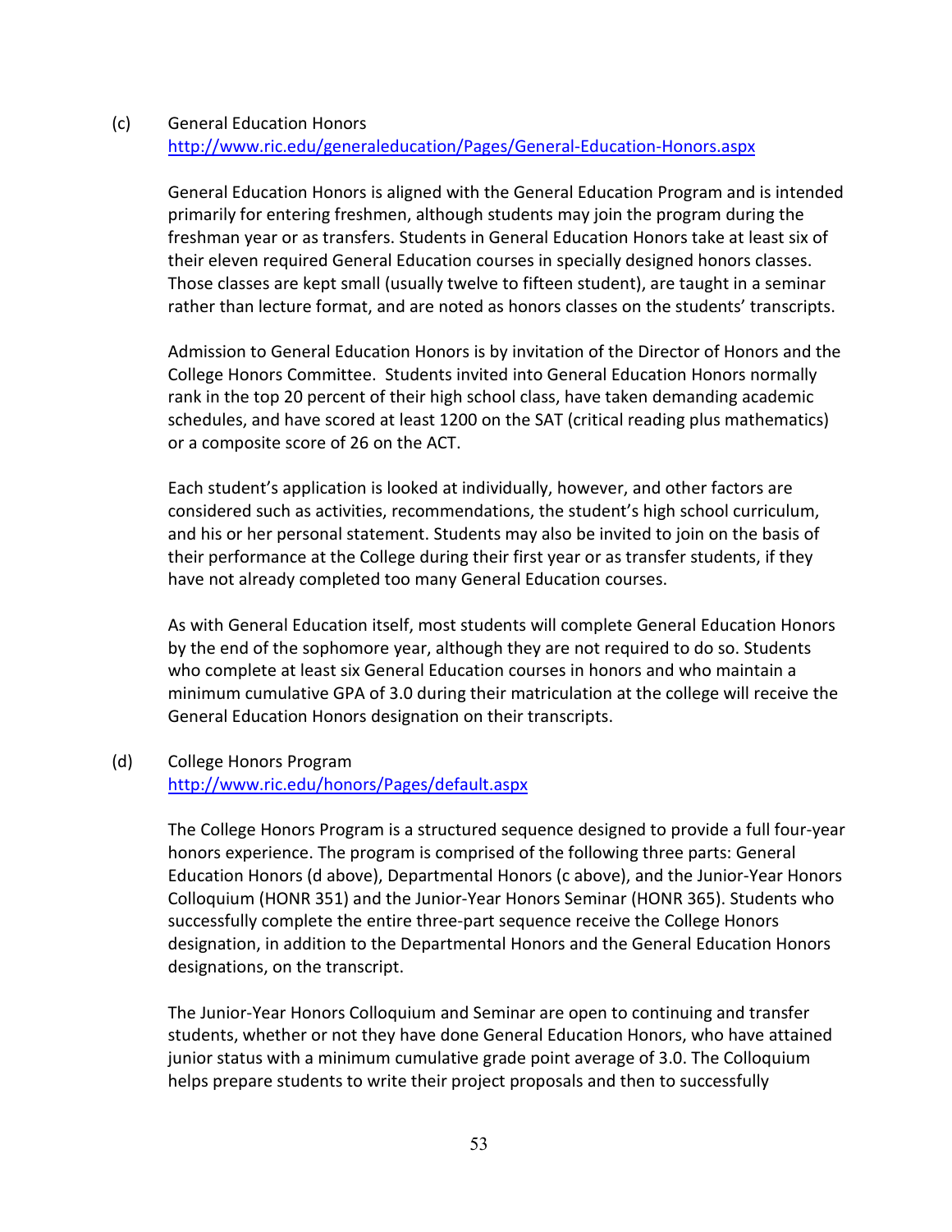(c) General Education Honors
http://www.ric.edu/generaleducation/Pages/General-Education-Honors.aspx

General Education Honors is aligned with the General Education Program and is intended primarily for entering freshmen, although students may join the program during the freshman year or as transfers. Students in General Education Honors take at least six of their eleven required General Education courses in specially designed honors classes. Those classes are kept small (usually twelve to fifteen student), are taught in a seminar rather than lecture format, and are noted as honors classes on the students' transcripts.

Admission to General Education Honors is by invitation of the Director of Honors and the College Honors Committee. Students invited into General Education Honors normally rank in the top 20 percent of their high school class, have taken demanding academic schedules, and have scored at least 1200 on the SAT (critical reading plus mathematics) or a composite score of 26 on the ACT.

Each student's application is looked at individually, however, and other factors are considered such as activities, recommendations, the student's high school curriculum, and his or her personal statement. Students may also be invited to join on the basis of their performance at the College during their first year or as transfer students, if they have not already completed too many General Education courses.

As with General Education itself, most students will complete General Education Honors by the end of the sophomore year, although they are not required to do so. Students who complete at least six General Education courses in honors and who maintain a minimum cumulative GPA of 3.0 during their matriculation at the college will receive the General Education Honors designation on their transcripts.

(d) College Honors Program
http://www.ric.edu/honors/Pages/default.aspx

The College Honors Program is a structured sequence designed to provide a full four-year honors experience. The program is comprised of the following three parts: General Education Honors (d above), Departmental Honors (c above), and the Junior-Year Honors Colloquium (HONR 351) and the Junior-Year Honors Seminar (HONR 365). Students who successfully complete the entire three-part sequence receive the College Honors designation, in addition to the Departmental Honors and the General Education Honors designations, on the transcript.

The Junior-Year Honors Colloquium and Seminar are open to continuing and transfer students, whether or not they have done General Education Honors, who have attained junior status with a minimum cumulative grade point average of 3.0. The Colloquium helps prepare students to write their project proposals and then to successfully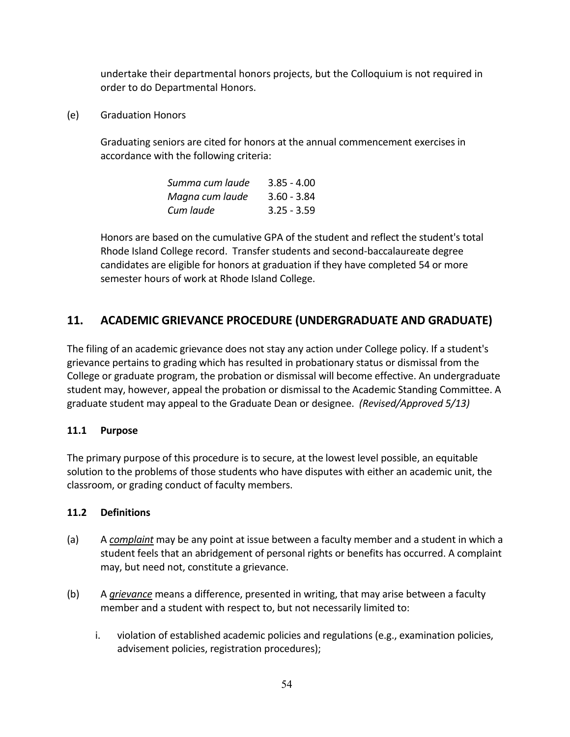undertake their departmental honors projects, but the Colloquium is not required in order to do Departmental Honors.

(e) Graduation Honors

Graduating seniors are cited for honors at the annual commencement exercises in accordance with the following criteria:

| | |
|---|---|
| *Summa cum laude* | 3.85 - 4.00 |
| *Magna cum laude* | 3.60 - 3.84 |
| *Cum laude* | 3.25 - 3.59 |

Honors are based on the cumulative GPA of the student and reflect the student's total Rhode Island College record. Transfer students and second-baccalaureate degree candidates are eligible for honors at graduation if they have completed 54 or more semester hours of work at Rhode Island College.

## 11. ACADEMIC GRIEVANCE PROCEDURE (UNDERGRADUATE AND GRADUATE)

The filing of an academic grievance does not stay any action under College policy. If a student's grievance pertains to grading which has resulted in probationary status or dismissal from the College or graduate program, the probation or dismissal will become effective. An undergraduate student may, however, appeal the probation or dismissal to the Academic Standing Committee. A graduate student may appeal to the Graduate Dean or designee. *(Revised/Approved 5/13)*

### 11.1 Purpose

The primary purpose of this procedure is to secure, at the lowest level possible, an equitable solution to the problems of those students who have disputes with either an academic unit, the classroom, or grading conduct of faculty members.

### 11.2 Definitions

(a) A ***complaint*** may be any point at issue between a faculty member and a student in which a student feels that an abridgement of personal rights or benefits has occurred. A complaint may, but need not, constitute a grievance.

(b) A ***grievance*** means a difference, presented in writing, that may arise between a faculty member and a student with respect to, but not necessarily limited to:

i. violation of established academic policies and regulations (e.g., examination policies, advisement policies, registration procedures);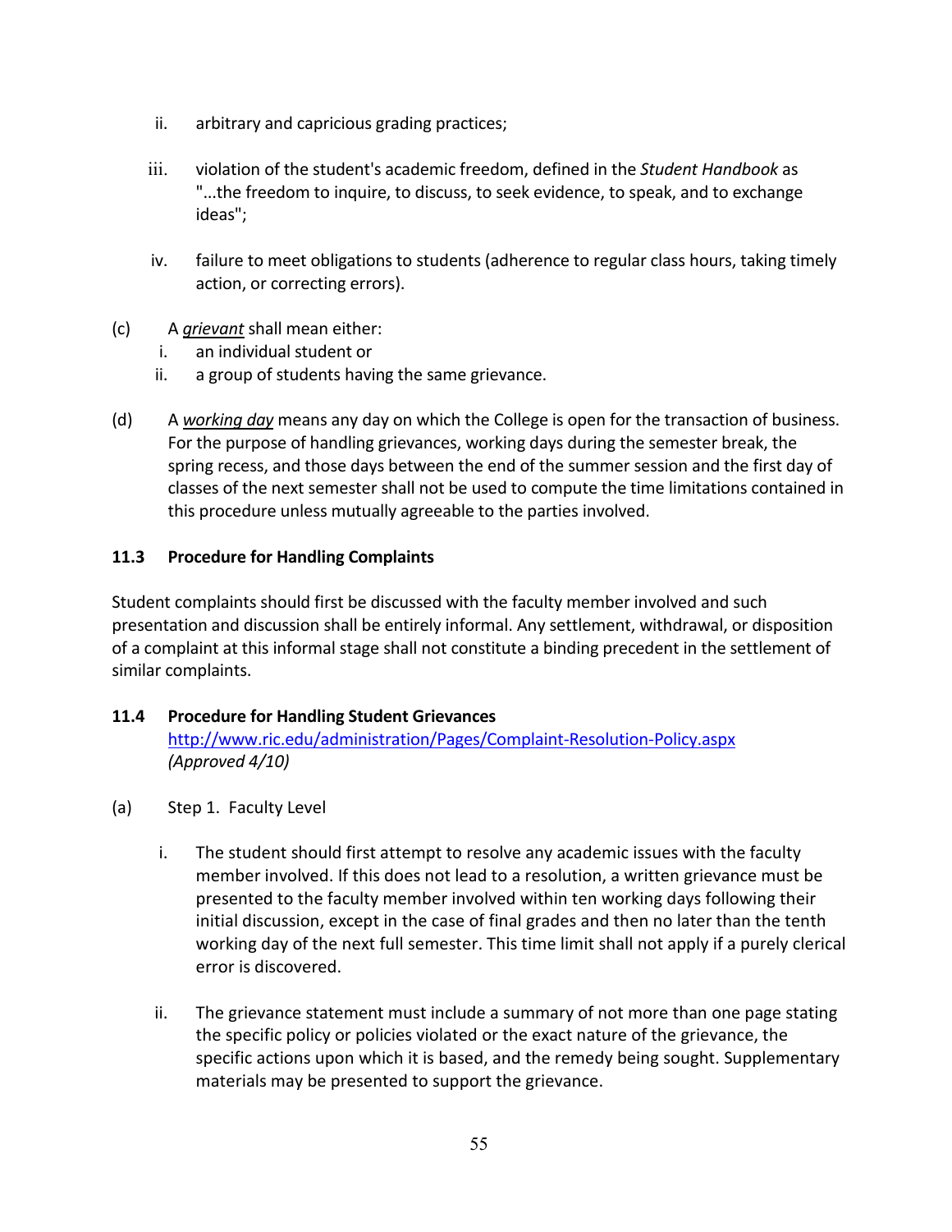ii. arbitrary and capricious grading practices;

iii. violation of the student's academic freedom, defined in the *Student Handbook* as "...the freedom to inquire, to discuss, to seek evidence, to speak, and to exchange ideas";

iv. failure to meet obligations to students (adherence to regular class hours, taking timely action, or correcting errors).

(c) A ***grievant*** shall mean either:
  i. an individual student or
  ii. a group of students having the same grievance.

(d) A ***working day*** means any day on which the College is open for the transaction of business. For the purpose of handling grievances, working days during the semester break, the spring recess, and those days between the end of the summer session and the first day of classes of the next semester shall not be used to compute the time limitations contained in this procedure unless mutually agreeable to the parties involved.

**11.3 Procedure for Handling Complaints**

Student complaints should first be discussed with the faculty member involved and such presentation and discussion shall be entirely informal. Any settlement, withdrawal, or disposition of a complaint at this informal stage shall not constitute a binding precedent in the settlement of similar complaints.

**11.4 Procedure for Handling Student Grievances**
[http://www.ric.edu/administration/Pages/Complaint-Resolution-Policy.aspx](http://www.ric.edu/administration/Pages/Complaint-Resolution-Policy.aspx)
*(Approved 4/10)*

(a) Step 1. Faculty Level

  i. The student should first attempt to resolve any academic issues with the faculty member involved. If this does not lead to a resolution, a written grievance must be presented to the faculty member involved within ten working days following their initial discussion, except in the case of final grades and then no later than the tenth working day of the next full semester. This time limit shall not apply if a purely clerical error is discovered.

  ii. The grievance statement must include a summary of not more than one page stating the specific policy or policies violated or the exact nature of the grievance, the specific actions upon which it is based, and the remedy being sought. Supplementary materials may be presented to support the grievance.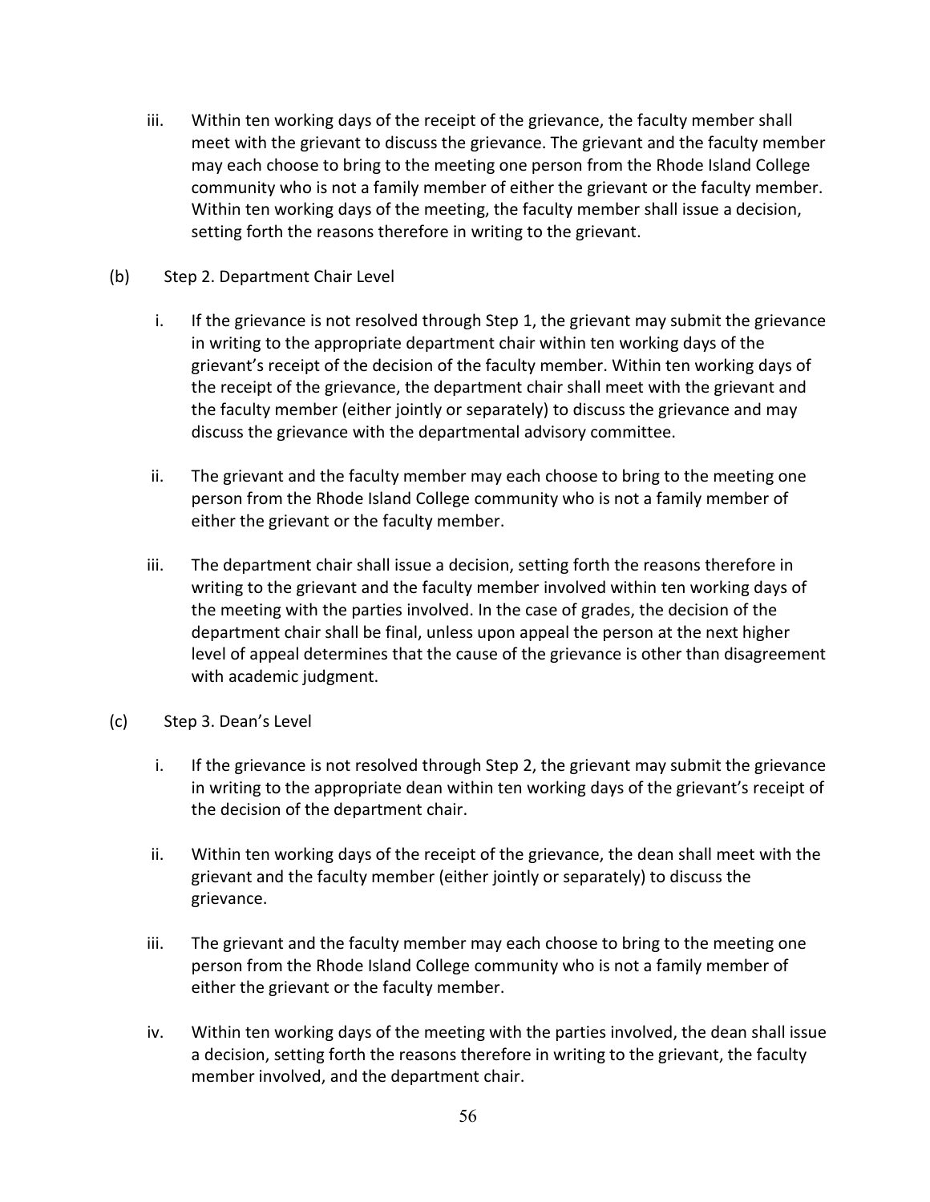iii. Within ten working days of the receipt of the grievance, the faculty member shall meet with the grievant to discuss the grievance. The grievant and the faculty member may each choose to bring to the meeting one person from the Rhode Island College community who is not a family member of either the grievant or the faculty member. Within ten working days of the meeting, the faculty member shall issue a decision, setting forth the reasons therefore in writing to the grievant.

(b) Step 2. Department Chair Level

i. If the grievance is not resolved through Step 1, the grievant may submit the grievance in writing to the appropriate department chair within ten working days of the grievant's receipt of the decision of the faculty member. Within ten working days of the receipt of the grievance, the department chair shall meet with the grievant and the faculty member (either jointly or separately) to discuss the grievance and may discuss the grievance with the departmental advisory committee.

ii. The grievant and the faculty member may each choose to bring to the meeting one person from the Rhode Island College community who is not a family member of either the grievant or the faculty member.

iii. The department chair shall issue a decision, setting forth the reasons therefore in writing to the grievant and the faculty member involved within ten working days of the meeting with the parties involved. In the case of grades, the decision of the department chair shall be final, unless upon appeal the person at the next higher level of appeal determines that the cause of the grievance is other than disagreement with academic judgment.

(c) Step 3. Dean's Level

i. If the grievance is not resolved through Step 2, the grievant may submit the grievance in writing to the appropriate dean within ten working days of the grievant's receipt of the decision of the department chair.

ii. Within ten working days of the receipt of the grievance, the dean shall meet with the grievant and the faculty member (either jointly or separately) to discuss the grievance.

iii. The grievant and the faculty member may each choose to bring to the meeting one person from the Rhode Island College community who is not a family member of either the grievant or the faculty member.

iv. Within ten working days of the meeting with the parties involved, the dean shall issue a decision, setting forth the reasons therefore in writing to the grievant, the faculty member involved, and the department chair.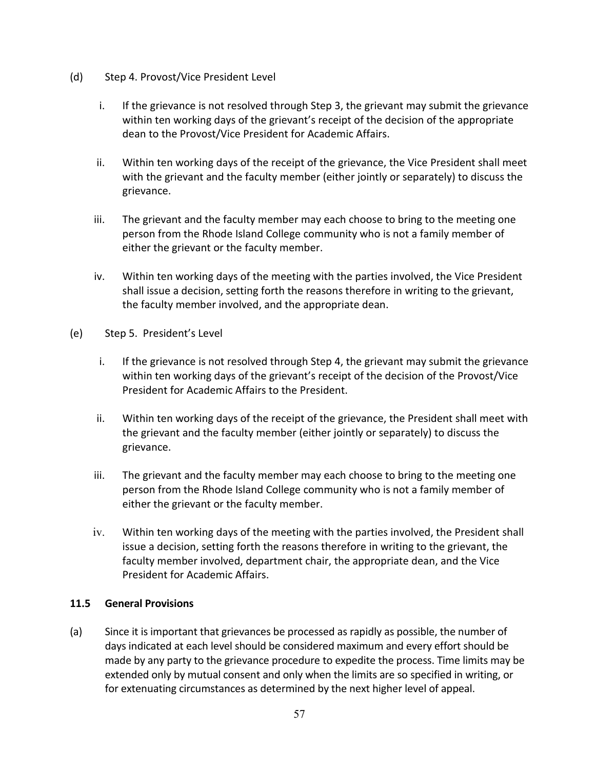(d) Step 4. Provost/Vice President Level

i. If the grievance is not resolved through Step 3, the grievant may submit the grievance within ten working days of the grievant's receipt of the decision of the appropriate dean to the Provost/Vice President for Academic Affairs.

ii. Within ten working days of the receipt of the grievance, the Vice President shall meet with the grievant and the faculty member (either jointly or separately) to discuss the grievance.

iii. The grievant and the faculty member may each choose to bring to the meeting one person from the Rhode Island College community who is not a family member of either the grievant or the faculty member.

iv. Within ten working days of the meeting with the parties involved, the Vice President shall issue a decision, setting forth the reasons therefore in writing to the grievant, the faculty member involved, and the appropriate dean.

(e) Step 5. President's Level

i. If the grievance is not resolved through Step 4, the grievant may submit the grievance within ten working days of the grievant's receipt of the decision of the Provost/Vice President for Academic Affairs to the President.

ii. Within ten working days of the receipt of the grievance, the President shall meet with the grievant and the faculty member (either jointly or separately) to discuss the grievance.

iii. The grievant and the faculty member may each choose to bring to the meeting one person from the Rhode Island College community who is not a family member of either the grievant or the faculty member.

iv. Within ten working days of the meeting with the parties involved, the President shall issue a decision, setting forth the reasons therefore in writing to the grievant, the faculty member involved, department chair, the appropriate dean, and the Vice President for Academic Affairs.

### 11.5 General Provisions

(a) Since it is important that grievances be processed as rapidly as possible, the number of days indicated at each level should be considered maximum and every effort should be made by any party to the grievance procedure to expedite the process. Time limits may be extended only by mutual consent and only when the limits are so specified in writing, or for extenuating circumstances as determined by the next higher level of appeal.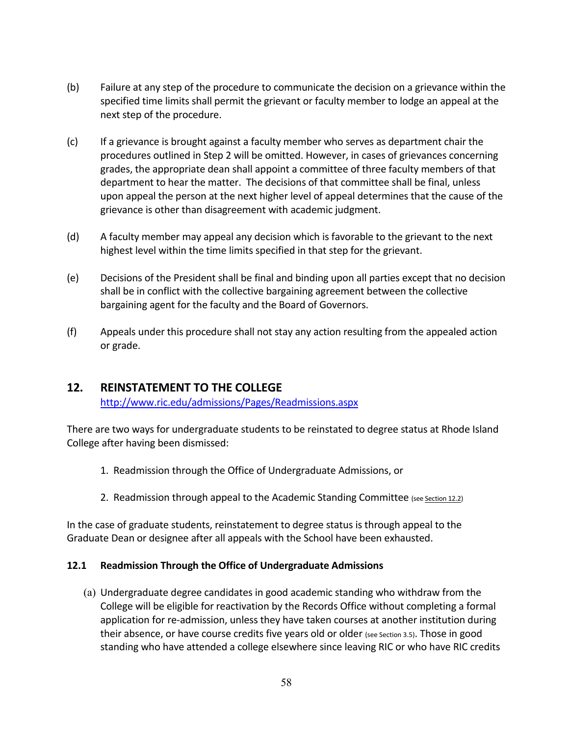(b) Failure at any step of the procedure to communicate the decision on a grievance within the specified time limits shall permit the grievant or faculty member to lodge an appeal at the next step of the procedure.

(c) If a grievance is brought against a faculty member who serves as department chair the procedures outlined in Step 2 will be omitted. However, in cases of grievances concerning grades, the appropriate dean shall appoint a committee of three faculty members of that department to hear the matter. The decisions of that committee shall be final, unless upon appeal the person at the next higher level of appeal determines that the cause of the grievance is other than disagreement with academic judgment.

(d) A faculty member may appeal any decision which is favorable to the grievant to the next highest level within the time limits specified in that step for the grievant.

(e) Decisions of the President shall be final and binding upon all parties except that no decision shall be in conflict with the collective bargaining agreement between the collective bargaining agent for the faculty and the Board of Governors.

(f) Appeals under this procedure shall not stay any action resulting from the appealed action or grade.

## 12. REINSTATEMENT TO THE COLLEGE

http://www.ric.edu/admissions/Pages/Readmissions.aspx

There are two ways for undergraduate students to be reinstated to degree status at Rhode Island College after having been dismissed:

1. Readmission through the Office of Undergraduate Admissions, or

2. Readmission through appeal to the Academic Standing Committee (see Section 12.2)

In the case of graduate students, reinstatement to degree status is through appeal to the Graduate Dean or designee after all appeals with the School have been exhausted.

### 12.1 Readmission Through the Office of Undergraduate Admissions

(a) Undergraduate degree candidates in good academic standing who withdraw from the College will be eligible for reactivation by the Records Office without completing a formal application for re-admission, unless they have taken courses at another institution during their absence, or have course credits five years old or older (see Section 3.5). Those in good standing who have attended a college elsewhere since leaving RIC or who have RIC credits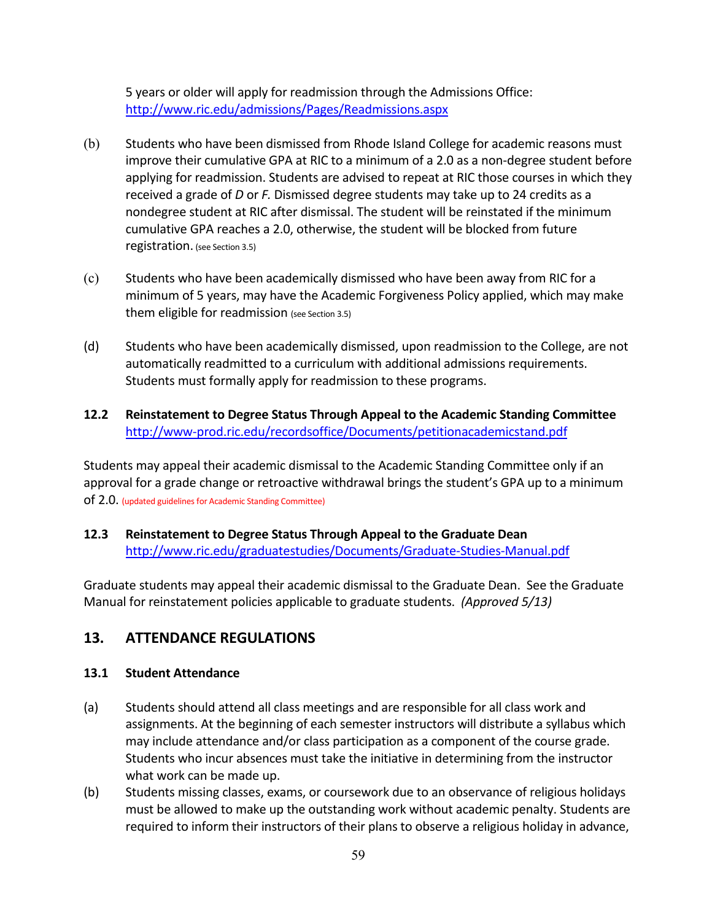5 years or older will apply for readmission through the Admissions Office: http://www.ric.edu/admissions/Pages/Readmissions.aspx

(b) Students who have been dismissed from Rhode Island College for academic reasons must improve their cumulative GPA at RIC to a minimum of a 2.0 as a non-degree student before applying for readmission. Students are advised to repeat at RIC those courses in which they received a grade of *D* or *F.* Dismissed degree students may take up to 24 credits as a nondegree student at RIC after dismissal. The student will be reinstated if the minimum cumulative GPA reaches a 2.0, otherwise, the student will be blocked from future registration. (see Section 3.5)

(c) Students who have been academically dismissed who have been away from RIC for a minimum of 5 years, may have the Academic Forgiveness Policy applied, which may make them eligible for readmission (see Section 3.5)

(d) Students who have been academically dismissed, upon readmission to the College, are not automatically readmitted to a curriculum with additional admissions requirements. Students must formally apply for readmission to these programs.

### 12.2 Reinstatement to Degree Status Through Appeal to the Academic Standing Committee

http://www-prod.ric.edu/recordsoffice/Documents/petitionacademicstand.pdf

Students may appeal their academic dismissal to the Academic Standing Committee only if an approval for a grade change or retroactive withdrawal brings the student's GPA up to a minimum of 2.0. (updated guidelines for Academic Standing Committee)

### 12.3 Reinstatement to Degree Status Through Appeal to the Graduate Dean

http://www.ric.edu/graduatestudies/Documents/Graduate-Studies-Manual.pdf

Graduate students may appeal their academic dismissal to the Graduate Dean. See the Graduate Manual for reinstatement policies applicable to graduate students. *(Approved 5/13)*

## 13. ATTENDANCE REGULATIONS

### 13.1 Student Attendance

(a) Students should attend all class meetings and are responsible for all class work and assignments. At the beginning of each semester instructors will distribute a syllabus which may include attendance and/or class participation as a component of the course grade. Students who incur absences must take the initiative in determining from the instructor what work can be made up.

(b) Students missing classes, exams, or coursework due to an observance of religious holidays must be allowed to make up the outstanding work without academic penalty. Students are required to inform their instructors of their plans to observe a religious holiday in advance,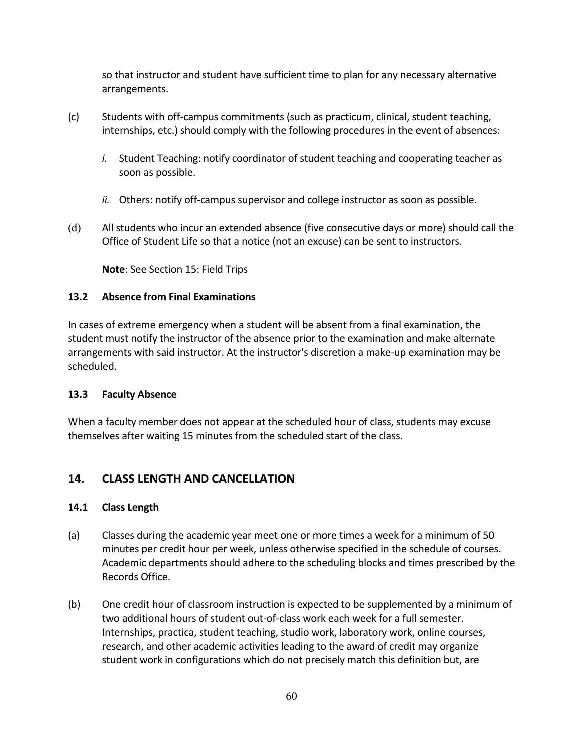so that instructor and student have sufficient time to plan for any necessary alternative arrangements.

(c) Students with off-campus commitments (such as practicum, clinical, student teaching, internships, etc.) should comply with the following procedures in the event of absences:

*i.* Student Teaching: notify coordinator of student teaching and cooperating teacher as soon as possible.

*ii.* Others: notify off-campus supervisor and college instructor as soon as possible.

(d) All students who incur an extended absence (five consecutive days or more) should call the Office of Student Life so that a notice (not an excuse) can be sent to instructors.

**Note**: See Section 15: Field Trips

### 13.2 Absence from Final Examinations

In cases of extreme emergency when a student will be absent from a final examination, the student must notify the instructor of the absence prior to the examination and make alternate arrangements with said instructor. At the instructor's discretion a make-up examination may be scheduled.

### 13.3 Faculty Absence

When a faculty member does not appear at the scheduled hour of class, students may excuse themselves after waiting 15 minutes from the scheduled start of the class.

## 14. CLASS LENGTH AND CANCELLATION

### 14.1 Class Length

(a) Classes during the academic year meet one or more times a week for a minimum of 50 minutes per credit hour per week, unless otherwise specified in the schedule of courses. Academic departments should adhere to the scheduling blocks and times prescribed by the Records Office.

(b) One credit hour of classroom instruction is expected to be supplemented by a minimum of two additional hours of student out-of-class work each week for a full semester. Internships, practica, student teaching, studio work, laboratory work, online courses, research, and other academic activities leading to the award of credit may organize student work in configurations which do not precisely match this definition but, are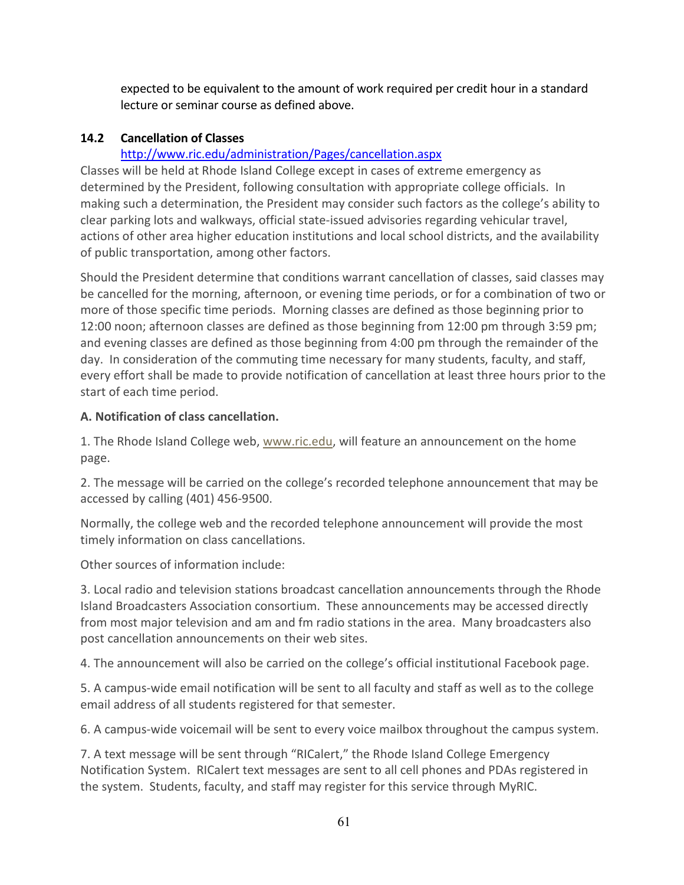expected to be equivalent to the amount of work required per credit hour in a standard lecture or seminar course as defined above.

### 14.2 Cancellation of Classes

http://www.ric.edu/administration/Pages/cancellation.aspx

Classes will be held at Rhode Island College except in cases of extreme emergency as determined by the President, following consultation with appropriate college officials. In making such a determination, the President may consider such factors as the college's ability to clear parking lots and walkways, official state-issued advisories regarding vehicular travel, actions of other area higher education institutions and local school districts, and the availability of public transportation, among other factors.

Should the President determine that conditions warrant cancellation of classes, said classes may be cancelled for the morning, afternoon, or evening time periods, or for a combination of two or more of those specific time periods. Morning classes are defined as those beginning prior to 12:00 noon; afternoon classes are defined as those beginning from 12:00 pm through 3:59 pm; and evening classes are defined as those beginning from 4:00 pm through the remainder of the day. In consideration of the commuting time necessary for many students, faculty, and staff, every effort shall be made to provide notification of cancellation at least three hours prior to the start of each time period.

**A. Notification of class cancellation.**

1. The Rhode Island College web, www.ric.edu, will feature an announcement on the home page.

2. The message will be carried on the college's recorded telephone announcement that may be accessed by calling (401) 456-9500.

Normally, the college web and the recorded telephone announcement will provide the most timely information on class cancellations.

Other sources of information include:

3. Local radio and television stations broadcast cancellation announcements through the Rhode Island Broadcasters Association consortium. These announcements may be accessed directly from most major television and am and fm radio stations in the area. Many broadcasters also post cancellation announcements on their web sites.

4. The announcement will also be carried on the college's official institutional Facebook page.

5. A campus-wide email notification will be sent to all faculty and staff as well as to the college email address of all students registered for that semester.

6. A campus-wide voicemail will be sent to every voice mailbox throughout the campus system.

7. A text message will be sent through "RICalert," the Rhode Island College Emergency Notification System. RICalert text messages are sent to all cell phones and PDAs registered in the system. Students, faculty, and staff may register for this service through MyRIC.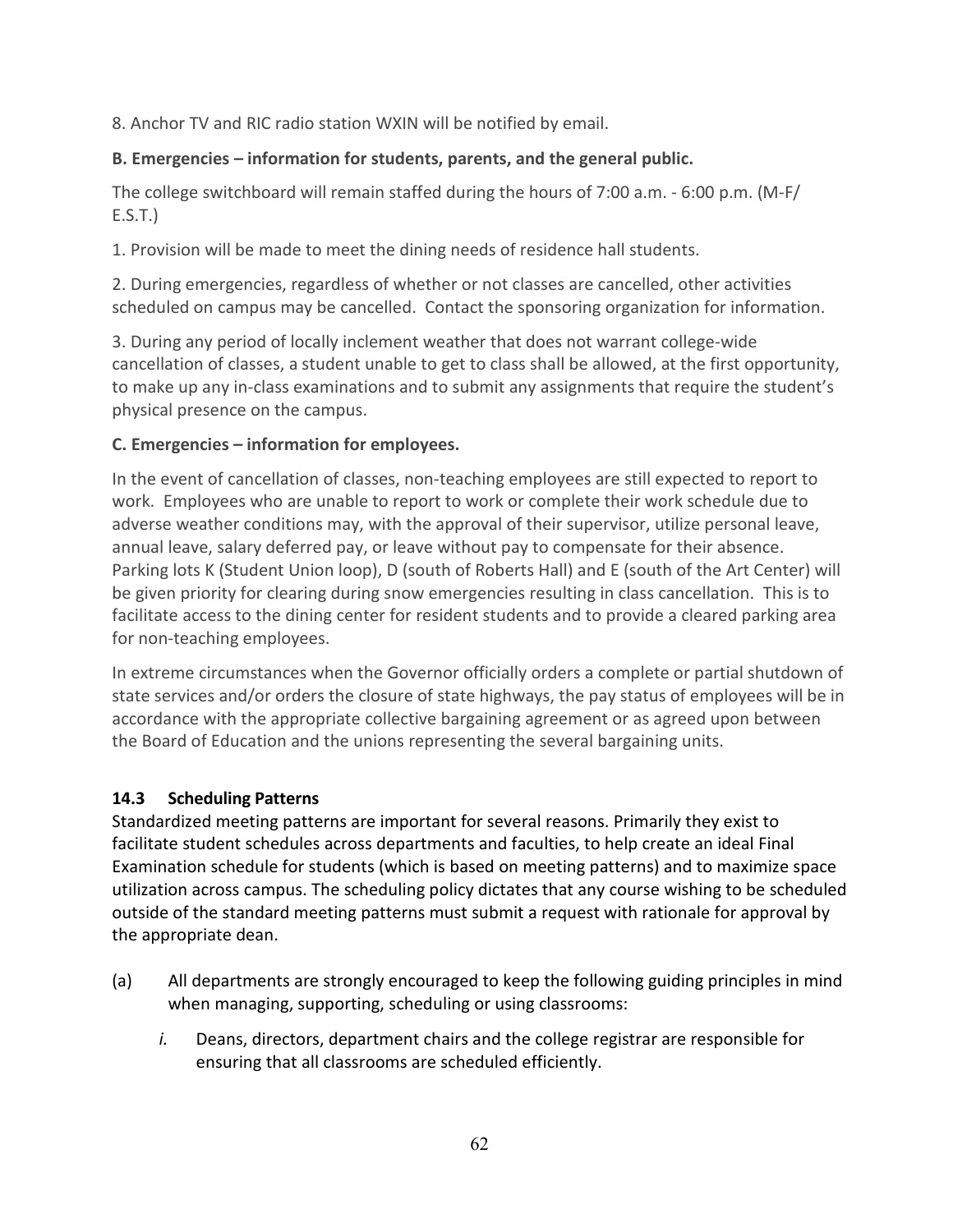8. Anchor TV and RIC radio station WXIN will be notified by email.

**B. Emergencies – information for students, parents, and the general public.**

The college switchboard will remain staffed during the hours of 7:00 a.m. - 6:00 p.m. (M-F/ E.S.T.)

1. Provision will be made to meet the dining needs of residence hall students.

2. During emergencies, regardless of whether or not classes are cancelled, other activities scheduled on campus may be cancelled. Contact the sponsoring organization for information.

3. During any period of locally inclement weather that does not warrant college-wide cancellation of classes, a student unable to get to class shall be allowed, at the first opportunity, to make up any in-class examinations and to submit any assignments that require the student's physical presence on the campus.

**C. Emergencies – information for employees.**

In the event of cancellation of classes, non-teaching employees are still expected to report to work. Employees who are unable to report to work or complete their work schedule due to adverse weather conditions may, with the approval of their supervisor, utilize personal leave, annual leave, salary deferred pay, or leave without pay to compensate for their absence. Parking lots K (Student Union loop), D (south of Roberts Hall) and E (south of the Art Center) will be given priority for clearing during snow emergencies resulting in class cancellation. This is to facilitate access to the dining center for resident students and to provide a cleared parking area for non-teaching employees.

In extreme circumstances when the Governor officially orders a complete or partial shutdown of state services and/or orders the closure of state highways, the pay status of employees will be in accordance with the appropriate collective bargaining agreement or as agreed upon between the Board of Education and the unions representing the several bargaining units.

### 14.3 Scheduling Patterns

Standardized meeting patterns are important for several reasons. Primarily they exist to facilitate student schedules across departments and faculties, to help create an ideal Final Examination schedule for students (which is based on meeting patterns) and to maximize space utilization across campus. The scheduling policy dictates that any course wishing to be scheduled outside of the standard meeting patterns must submit a request with rationale for approval by the appropriate dean.

(a) All departments are strongly encouraged to keep the following guiding principles in mind when managing, supporting, scheduling or using classrooms:

*i.* Deans, directors, department chairs and the college registrar are responsible for ensuring that all classrooms are scheduled efficiently.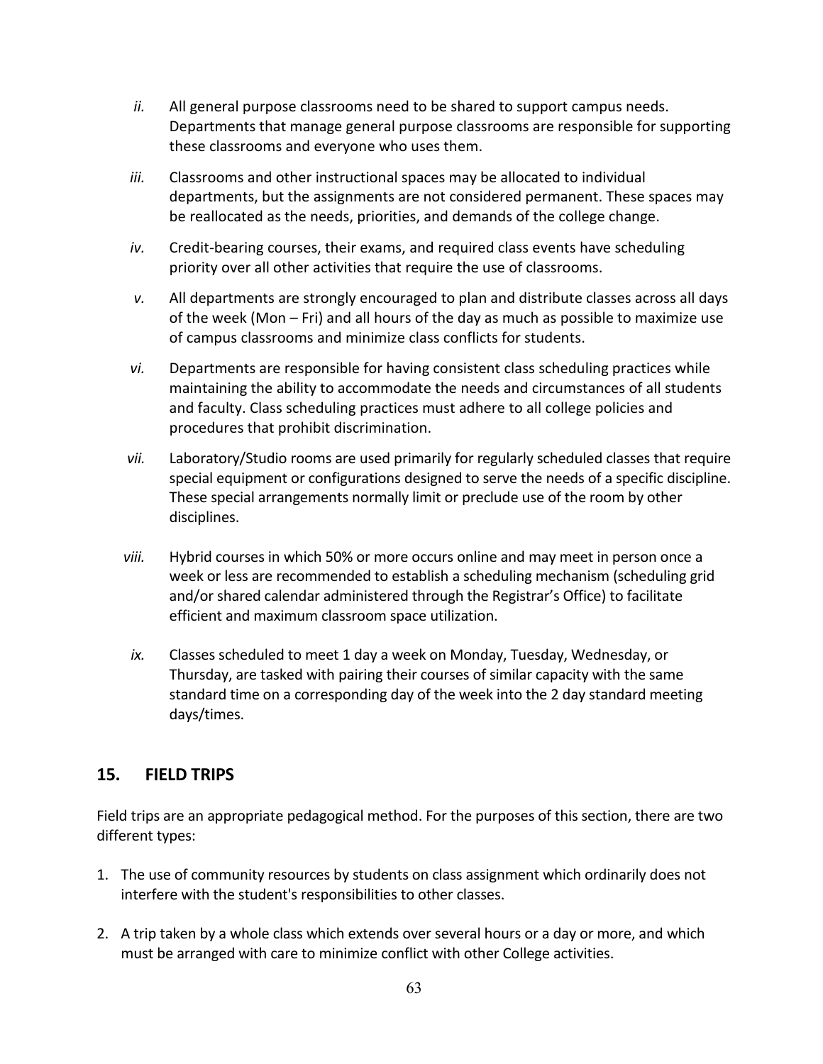*ii.* All general purpose classrooms need to be shared to support campus needs. Departments that manage general purpose classrooms are responsible for supporting these classrooms and everyone who uses them.

*iii.* Classrooms and other instructional spaces may be allocated to individual departments, but the assignments are not considered permanent. These spaces may be reallocated as the needs, priorities, and demands of the college change.

*iv.* Credit-bearing courses, their exams, and required class events have scheduling priority over all other activities that require the use of classrooms.

*v.* All departments are strongly encouraged to plan and distribute classes across all days of the week (Mon – Fri) and all hours of the day as much as possible to maximize use of campus classrooms and minimize class conflicts for students.

*vi.* Departments are responsible for having consistent class scheduling practices while maintaining the ability to accommodate the needs and circumstances of all students and faculty. Class scheduling practices must adhere to all college policies and procedures that prohibit discrimination.

*vii.* Laboratory/Studio rooms are used primarily for regularly scheduled classes that require special equipment or configurations designed to serve the needs of a specific discipline. These special arrangements normally limit or preclude use of the room by other disciplines.

*viii.* Hybrid courses in which 50% or more occurs online and may meet in person once a week or less are recommended to establish a scheduling mechanism (scheduling grid and/or shared calendar administered through the Registrar's Office) to facilitate efficient and maximum classroom space utilization.

*ix.* Classes scheduled to meet 1 day a week on Monday, Tuesday, Wednesday, or Thursday, are tasked with pairing their courses of similar capacity with the same standard time on a corresponding day of the week into the 2 day standard meeting days/times.

## 15. FIELD TRIPS

Field trips are an appropriate pedagogical method. For the purposes of this section, there are two different types:

1. The use of community resources by students on class assignment which ordinarily does not interfere with the student's responsibilities to other classes.
2. A trip taken by a whole class which extends over several hours or a day or more, and which must be arranged with care to minimize conflict with other College activities.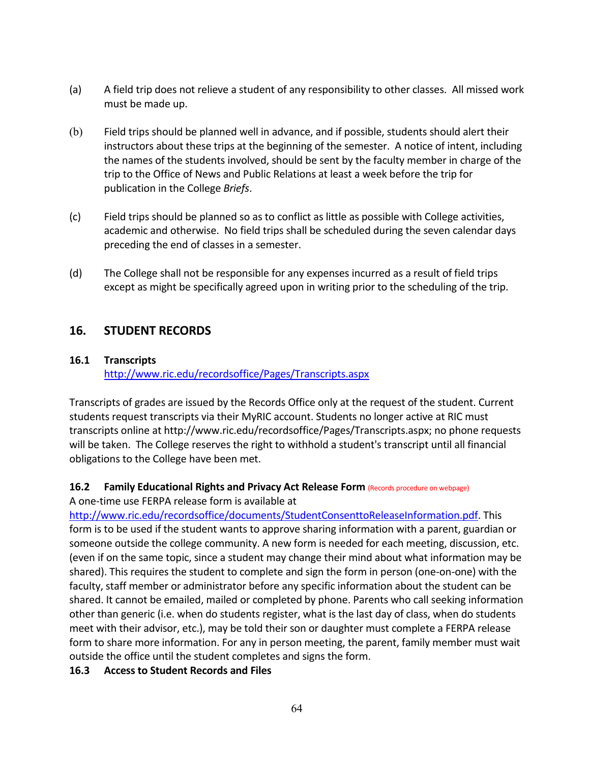(a) A field trip does not relieve a student of any responsibility to other classes. All missed work must be made up.

(b) Field trips should be planned well in advance, and if possible, students should alert their instructors about these trips at the beginning of the semester. A notice of intent, including the names of the students involved, should be sent by the faculty member in charge of the trip to the Office of News and Public Relations at least a week before the trip for publication in the College *Briefs*.

(c) Field trips should be planned so as to conflict as little as possible with College activities, academic and otherwise. No field trips shall be scheduled during the seven calendar days preceding the end of classes in a semester.

(d) The College shall not be responsible for any expenses incurred as a result of field trips except as might be specifically agreed upon in writing prior to the scheduling of the trip.

## 16. STUDENT RECORDS

### 16.1 Transcripts

http://www.ric.edu/recordsoffice/Pages/Transcripts.aspx

Transcripts of grades are issued by the Records Office only at the request of the student. Current students request transcripts via their MyRIC account. Students no longer active at RIC must transcripts online at http://www.ric.edu/recordsoffice/Pages/Transcripts.aspx; no phone requests will be taken. The College reserves the right to withhold a student's transcript until all financial obligations to the College have been met.

### 16.2 Family Educational Rights and Privacy Act Release Form (Records procedure on webpage)

A one-time use FERPA release form is available at http://www.ric.edu/recordsoffice/documents/StudentConsenttoReleaseInformation.pdf. This form is to be used if the student wants to approve sharing information with a parent, guardian or someone outside the college community. A new form is needed for each meeting, discussion, etc. (even if on the same topic, since a student may change their mind about what information may be shared). This requires the student to complete and sign the form in person (one-on-one) with the faculty, staff member or administrator before any specific information about the student can be shared. It cannot be emailed, mailed or completed by phone. Parents who call seeking information other than generic (i.e. when do students register, what is the last day of class, when do students meet with their advisor, etc.), may be told their son or daughter must complete a FERPA release form to share more information. For any in person meeting, the parent, family member must wait outside the office until the student completes and signs the form.

### 16.3 Access to Student Records and Files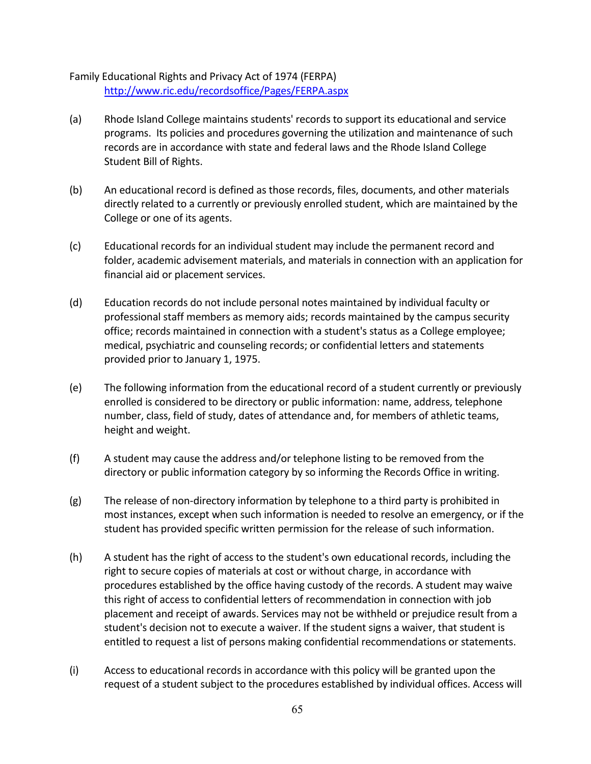Family Educational Rights and Privacy Act of 1974 (FERPA)
http://www.ric.edu/recordsoffice/Pages/FERPA.aspx

(a) Rhode Island College maintains students' records to support its educational and service programs. Its policies and procedures governing the utilization and maintenance of such records are in accordance with state and federal laws and the Rhode Island College Student Bill of Rights.

(b) An educational record is defined as those records, files, documents, and other materials directly related to a currently or previously enrolled student, which are maintained by the College or one of its agents.

(c) Educational records for an individual student may include the permanent record and folder, academic advisement materials, and materials in connection with an application for financial aid or placement services.

(d) Education records do not include personal notes maintained by individual faculty or professional staff members as memory aids; records maintained by the campus security office; records maintained in connection with a student's status as a College employee; medical, psychiatric and counseling records; or confidential letters and statements provided prior to January 1, 1975.

(e) The following information from the educational record of a student currently or previously enrolled is considered to be directory or public information: name, address, telephone number, class, field of study, dates of attendance and, for members of athletic teams, height and weight.

(f) A student may cause the address and/or telephone listing to be removed from the directory or public information category by so informing the Records Office in writing.

(g) The release of non-directory information by telephone to a third party is prohibited in most instances, except when such information is needed to resolve an emergency, or if the student has provided specific written permission for the release of such information.

(h) A student has the right of access to the student's own educational records, including the right to secure copies of materials at cost or without charge, in accordance with procedures established by the office having custody of the records. A student may waive this right of access to confidential letters of recommendation in connection with job placement and receipt of awards. Services may not be withheld or prejudice result from a student's decision not to execute a waiver. If the student signs a waiver, that student is entitled to request a list of persons making confidential recommendations or statements.

(i) Access to educational records in accordance with this policy will be granted upon the request of a student subject to the procedures established by individual offices. Access will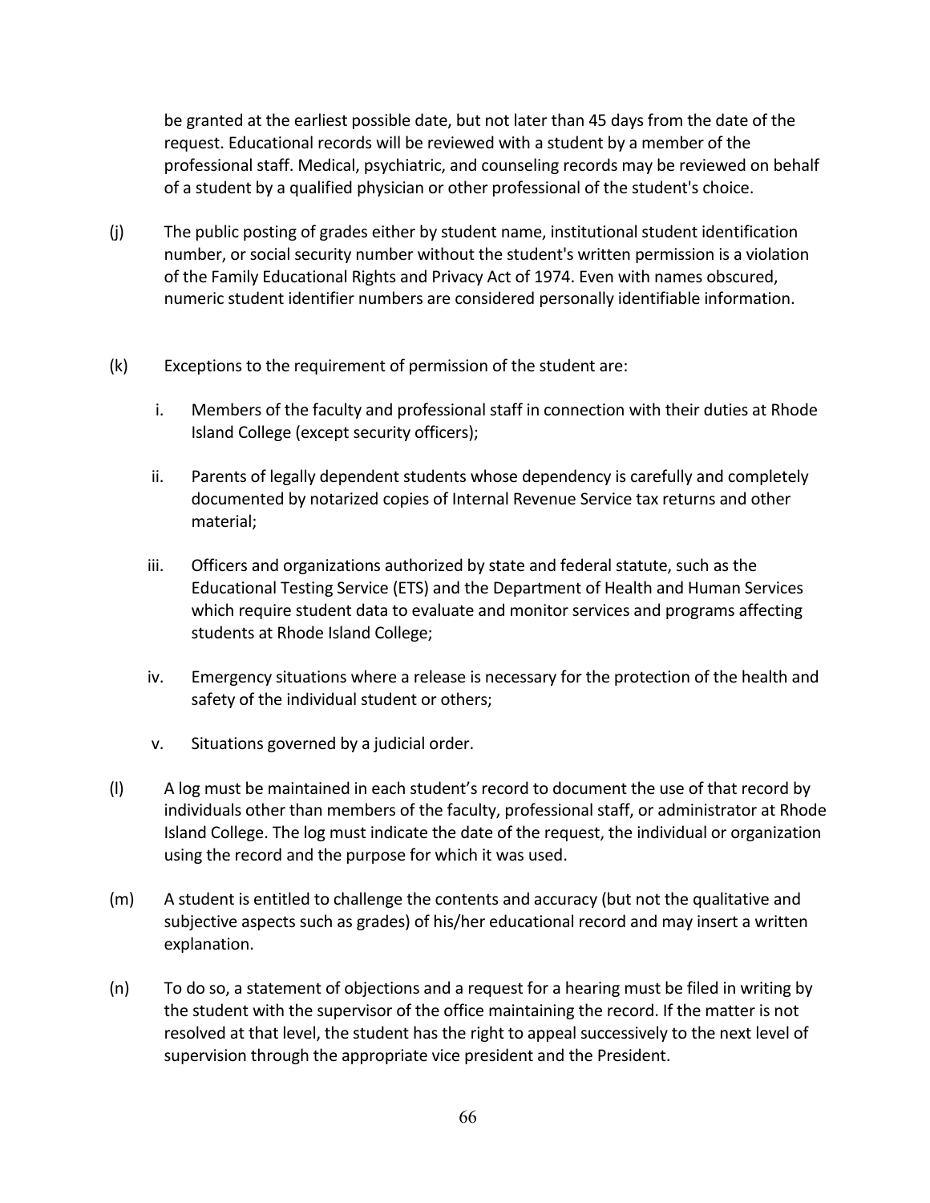be granted at the earliest possible date, but not later than 45 days from the date of the request. Educational records will be reviewed with a student by a member of the professional staff. Medical, psychiatric, and counseling records may be reviewed on behalf of a student by a qualified physician or other professional of the student's choice.

(j) The public posting of grades either by student name, institutional student identification number, or social security number without the student's written permission is a violation of the Family Educational Rights and Privacy Act of 1974. Even with names obscured, numeric student identifier numbers are considered personally identifiable information.

(k) Exceptions to the requirement of permission of the student are:

i. Members of the faculty and professional staff in connection with their duties at Rhode Island College (except security officers);

ii. Parents of legally dependent students whose dependency is carefully and completely documented by notarized copies of Internal Revenue Service tax returns and other material;

iii. Officers and organizations authorized by state and federal statute, such as the Educational Testing Service (ETS) and the Department of Health and Human Services which require student data to evaluate and monitor services and programs affecting students at Rhode Island College;

iv. Emergency situations where a release is necessary for the protection of the health and safety of the individual student or others;

v. Situations governed by a judicial order.

(l) A log must be maintained in each student's record to document the use of that record by individuals other than members of the faculty, professional staff, or administrator at Rhode Island College. The log must indicate the date of the request, the individual or organization using the record and the purpose for which it was used.

(m) A student is entitled to challenge the contents and accuracy (but not the qualitative and subjective aspects such as grades) of his/her educational record and may insert a written explanation.

(n) To do so, a statement of objections and a request for a hearing must be filed in writing by the student with the supervisor of the office maintaining the record. If the matter is not resolved at that level, the student has the right to appeal successively to the next level of supervision through the appropriate vice president and the President.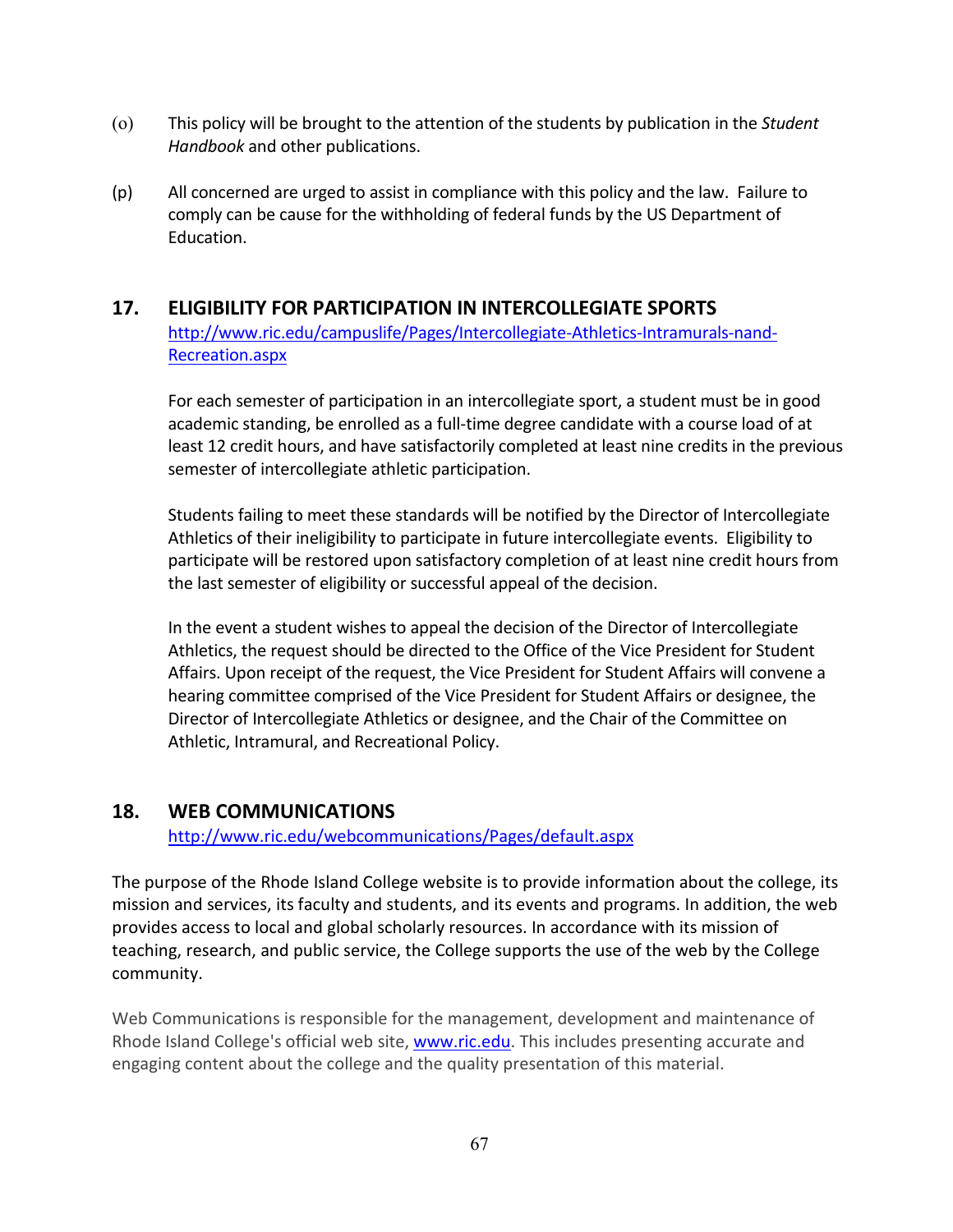(o) This policy will be brought to the attention of the students by publication in the *Student Handbook* and other publications.

(p) All concerned are urged to assist in compliance with this policy and the law. Failure to comply can be cause for the withholding of federal funds by the US Department of Education.

## 17. ELIGIBILITY FOR PARTICIPATION IN INTERCOLLEGIATE SPORTS

http://www.ric.edu/campuslife/Pages/Intercollegiate-Athletics-Intramurals-nand-Recreation.aspx

For each semester of participation in an intercollegiate sport, a student must be in good academic standing, be enrolled as a full-time degree candidate with a course load of at least 12 credit hours, and have satisfactorily completed at least nine credits in the previous semester of intercollegiate athletic participation.

Students failing to meet these standards will be notified by the Director of Intercollegiate Athletics of their ineligibility to participate in future intercollegiate events. Eligibility to participate will be restored upon satisfactory completion of at least nine credit hours from the last semester of eligibility or successful appeal of the decision.

In the event a student wishes to appeal the decision of the Director of Intercollegiate Athletics, the request should be directed to the Office of the Vice President for Student Affairs. Upon receipt of the request, the Vice President for Student Affairs will convene a hearing committee comprised of the Vice President for Student Affairs or designee, the Director of Intercollegiate Athletics or designee, and the Chair of the Committee on Athletic, Intramural, and Recreational Policy.

## 18. WEB COMMUNICATIONS

http://www.ric.edu/webcommunications/Pages/default.aspx

The purpose of the Rhode Island College website is to provide information about the college, its mission and services, its faculty and students, and its events and programs. In addition, the web provides access to local and global scholarly resources. In accordance with its mission of teaching, research, and public service, the College supports the use of the web by the College community.

Web Communications is responsible for the management, development and maintenance of Rhode Island College's official web site, www.ric.edu. This includes presenting accurate and engaging content about the college and the quality presentation of this material.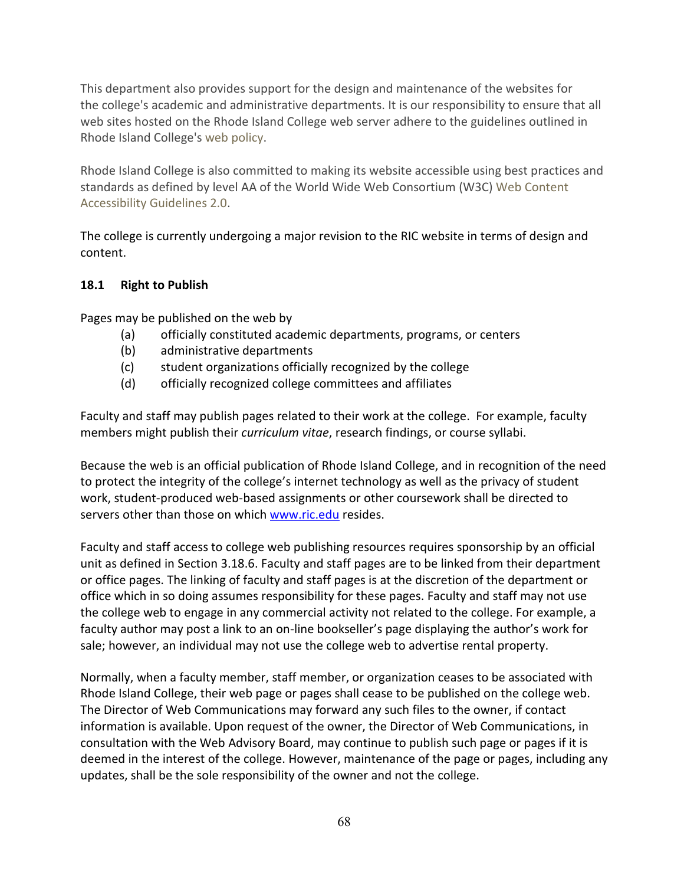This department also provides support for the design and maintenance of the websites for the college's academic and administrative departments. It is our responsibility to ensure that all web sites hosted on the Rhode Island College web server adhere to the guidelines outlined in Rhode Island College's web policy.

Rhode Island College is also committed to making its website accessible using best practices and standards as defined by level AA of the World Wide Web Consortium (W3C) Web Content Accessibility Guidelines 2.0.

The college is currently undergoing a major revision to the RIC website in terms of design and content.

### 18.1 Right to Publish

Pages may be published on the web by

- (a) officially constituted academic departments, programs, or centers
- (b) administrative departments
- (c) student organizations officially recognized by the college
- (d) officially recognized college committees and affiliates

Faculty and staff may publish pages related to their work at the college. For example, faculty members might publish their *curriculum vitae*, research findings, or course syllabi.

Because the web is an official publication of Rhode Island College, and in recognition of the need to protect the integrity of the college's internet technology as well as the privacy of student work, student-produced web-based assignments or other coursework shall be directed to servers other than those on which www.ric.edu resides.

Faculty and staff access to college web publishing resources requires sponsorship by an official unit as defined in Section 3.18.6. Faculty and staff pages are to be linked from their department or office pages. The linking of faculty and staff pages is at the discretion of the department or office which in so doing assumes responsibility for these pages. Faculty and staff may not use the college web to engage in any commercial activity not related to the college. For example, a faculty author may post a link to an on-line bookseller's page displaying the author's work for sale; however, an individual may not use the college web to advertise rental property.

Normally, when a faculty member, staff member, or organization ceases to be associated with Rhode Island College, their web page or pages shall cease to be published on the college web. The Director of Web Communications may forward any such files to the owner, if contact information is available. Upon request of the owner, the Director of Web Communications, in consultation with the Web Advisory Board, may continue to publish such page or pages if it is deemed in the interest of the college. However, maintenance of the page or pages, including any updates, shall be the sole responsibility of the owner and not the college.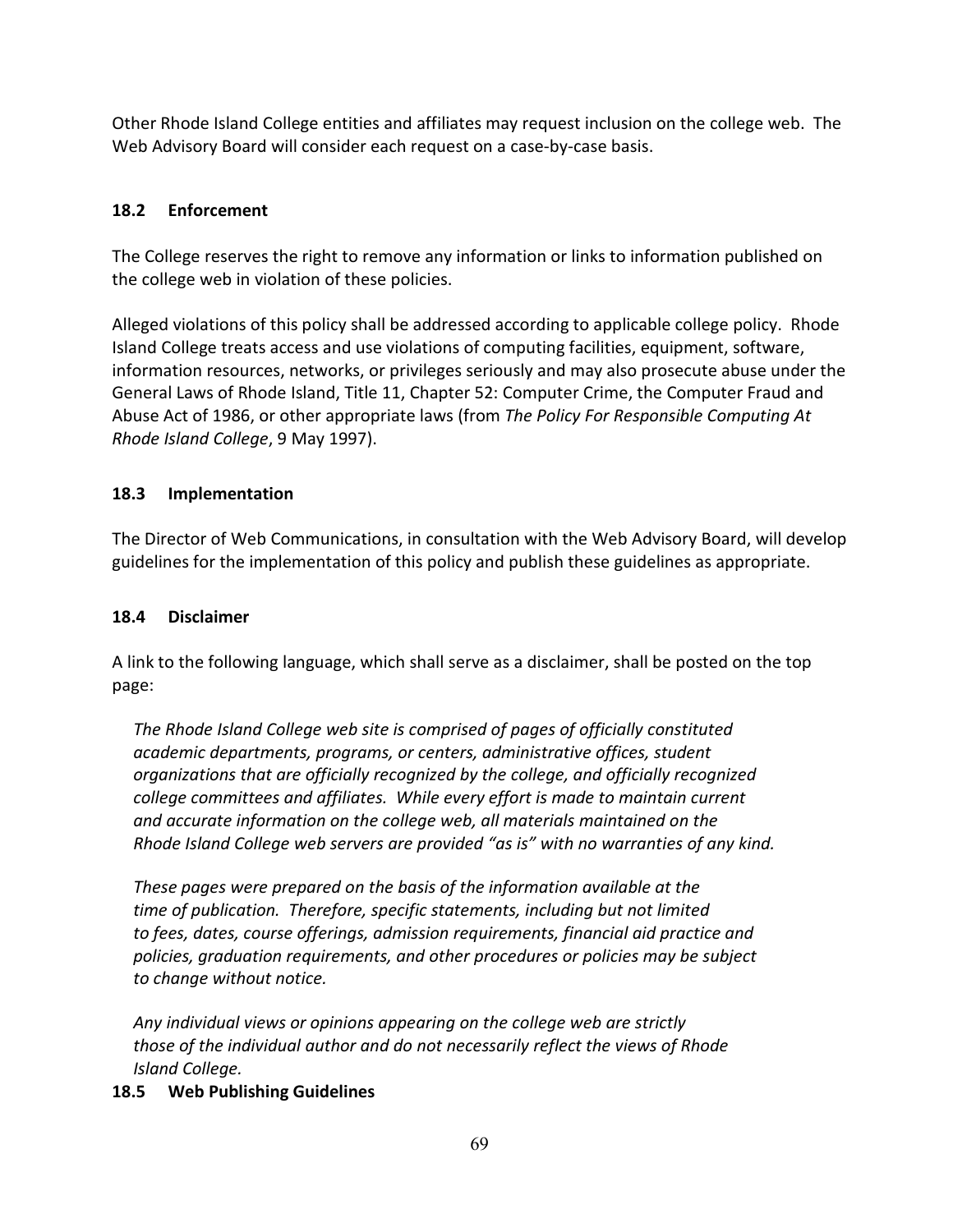Other Rhode Island College entities and affiliates may request inclusion on the college web. The Web Advisory Board will consider each request on a case-by-case basis.

### 18.2 Enforcement

The College reserves the right to remove any information or links to information published on the college web in violation of these policies.

Alleged violations of this policy shall be addressed according to applicable college policy. Rhode Island College treats access and use violations of computing facilities, equipment, software, information resources, networks, or privileges seriously and may also prosecute abuse under the General Laws of Rhode Island, Title 11, Chapter 52: Computer Crime, the Computer Fraud and Abuse Act of 1986, or other appropriate laws (from *The Policy For Responsible Computing At Rhode Island College*, 9 May 1997).

### 18.3 Implementation

The Director of Web Communications, in consultation with the Web Advisory Board, will develop guidelines for the implementation of this policy and publish these guidelines as appropriate.

### 18.4 Disclaimer

A link to the following language, which shall serve as a disclaimer, shall be posted on the top page:

> *The Rhode Island College web site is comprised of pages of officially constituted academic departments, programs, or centers, administrative offices, student organizations that are officially recognized by the college, and officially recognized college committees and affiliates. While every effort is made to maintain current and accurate information on the college web, all materials maintained on the Rhode Island College web servers are provided "as is" with no warranties of any kind.*
>
> *These pages were prepared on the basis of the information available at the time of publication. Therefore, specific statements, including but not limited to fees, dates, course offerings, admission requirements, financial aid practice and policies, graduation requirements, and other procedures or policies may be subject to change without notice.*
>
> *Any individual views or opinions appearing on the college web are strictly those of the individual author and do not necessarily reflect the views of Rhode Island College.*

### 18.5 Web Publishing Guidelines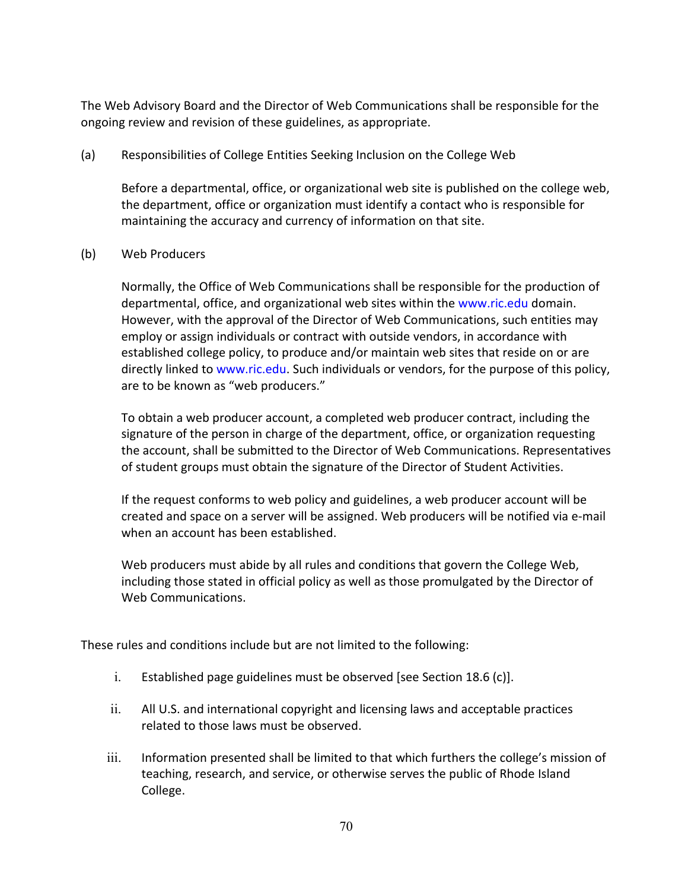The Web Advisory Board and the Director of Web Communications shall be responsible for the ongoing review and revision of these guidelines, as appropriate.

(a) Responsibilities of College Entities Seeking Inclusion on the College Web

Before a departmental, office, or organizational web site is published on the college web, the department, office or organization must identify a contact who is responsible for maintaining the accuracy and currency of information on that site.

(b) Web Producers

Normally, the Office of Web Communications shall be responsible for the production of departmental, office, and organizational web sites within the www.ric.edu domain. However, with the approval of the Director of Web Communications, such entities may employ or assign individuals or contract with outside vendors, in accordance with established college policy, to produce and/or maintain web sites that reside on or are directly linked to www.ric.edu. Such individuals or vendors, for the purpose of this policy, are to be known as "web producers."

To obtain a web producer account, a completed web producer contract, including the signature of the person in charge of the department, office, or organization requesting the account, shall be submitted to the Director of Web Communications. Representatives of student groups must obtain the signature of the Director of Student Activities.

If the request conforms to web policy and guidelines, a web producer account will be created and space on a server will be assigned. Web producers will be notified via e-mail when an account has been established.

Web producers must abide by all rules and conditions that govern the College Web, including those stated in official policy as well as those promulgated by the Director of Web Communications.

These rules and conditions include but are not limited to the following:

i. Established page guidelines must be observed [see Section 18.6 (c)].

ii. All U.S. and international copyright and licensing laws and acceptable practices related to those laws must be observed.

iii. Information presented shall be limited to that which furthers the college's mission of teaching, research, and service, or otherwise serves the public of Rhode Island College.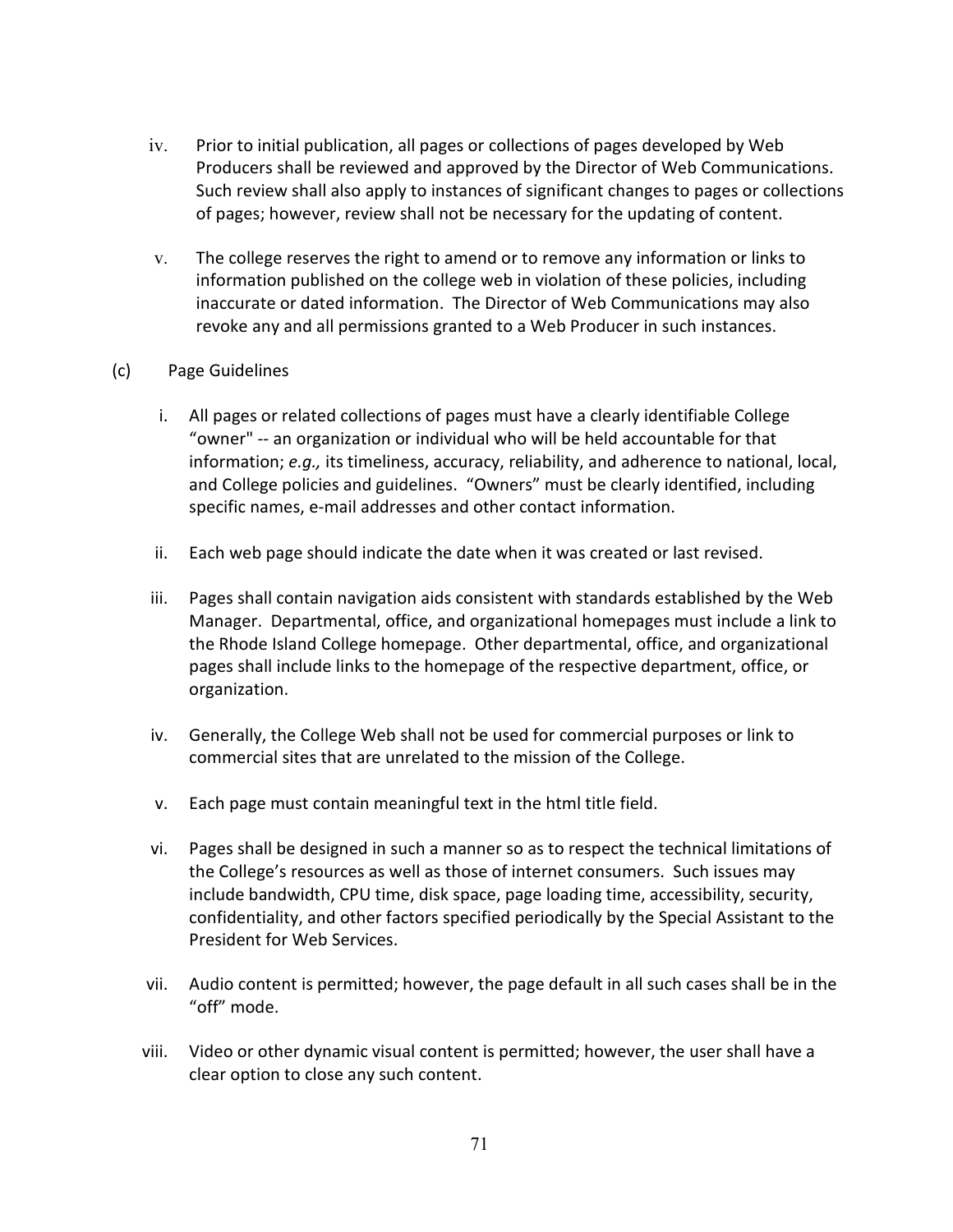iv. Prior to initial publication, all pages or collections of pages developed by Web Producers shall be reviewed and approved by the Director of Web Communications. Such review shall also apply to instances of significant changes to pages or collections of pages; however, review shall not be necessary for the updating of content.

v. The college reserves the right to amend or to remove any information or links to information published on the college web in violation of these policies, including inaccurate or dated information. The Director of Web Communications may also revoke any and all permissions granted to a Web Producer in such instances.

(c) Page Guidelines

i. All pages or related collections of pages must have a clearly identifiable College "owner" -- an organization or individual who will be held accountable for that information; *e.g.,* its timeliness, accuracy, reliability, and adherence to national, local, and College policies and guidelines. "Owners" must be clearly identified, including specific names, e-mail addresses and other contact information.

ii. Each web page should indicate the date when it was created or last revised.

iii. Pages shall contain navigation aids consistent with standards established by the Web Manager. Departmental, office, and organizational homepages must include a link to the Rhode Island College homepage. Other departmental, office, and organizational pages shall include links to the homepage of the respective department, office, or organization.

iv. Generally, the College Web shall not be used for commercial purposes or link to commercial sites that are unrelated to the mission of the College.

v. Each page must contain meaningful text in the html title field.

vi. Pages shall be designed in such a manner so as to respect the technical limitations of the College's resources as well as those of internet consumers. Such issues may include bandwidth, CPU time, disk space, page loading time, accessibility, security, confidentiality, and other factors specified periodically by the Special Assistant to the President for Web Services.

vii. Audio content is permitted; however, the page default in all such cases shall be in the "off" mode.

viii. Video or other dynamic visual content is permitted; however, the user shall have a clear option to close any such content.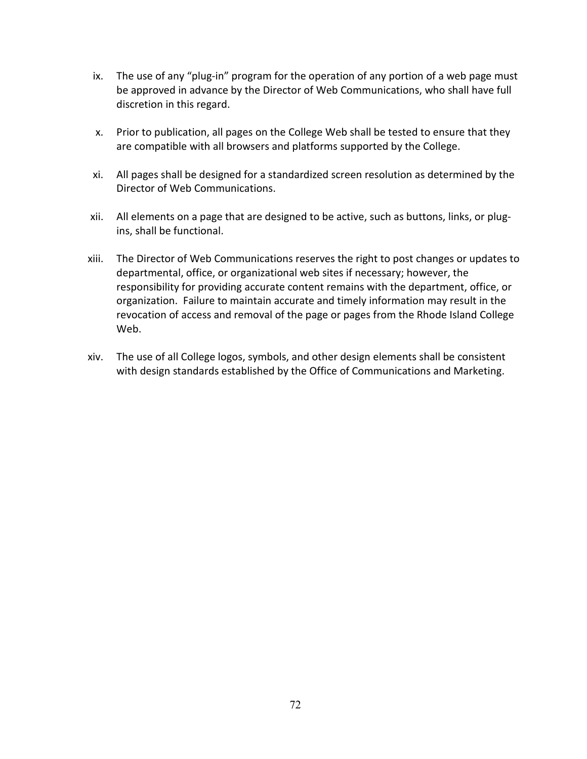ix. The use of any "plug-in" program for the operation of any portion of a web page must be approved in advance by the Director of Web Communications, who shall have full discretion in this regard.

x. Prior to publication, all pages on the College Web shall be tested to ensure that they are compatible with all browsers and platforms supported by the College.

xi. All pages shall be designed for a standardized screen resolution as determined by the Director of Web Communications.

xii. All elements on a page that are designed to be active, such as buttons, links, or plug-ins, shall be functional.

xiii. The Director of Web Communications reserves the right to post changes or updates to departmental, office, or organizational web sites if necessary; however, the responsibility for providing accurate content remains with the department, office, or organization. Failure to maintain accurate and timely information may result in the revocation of access and removal of the page or pages from the Rhode Island College Web.

xiv. The use of all College logos, symbols, and other design elements shall be consistent with design standards established by the Office of Communications and Marketing.